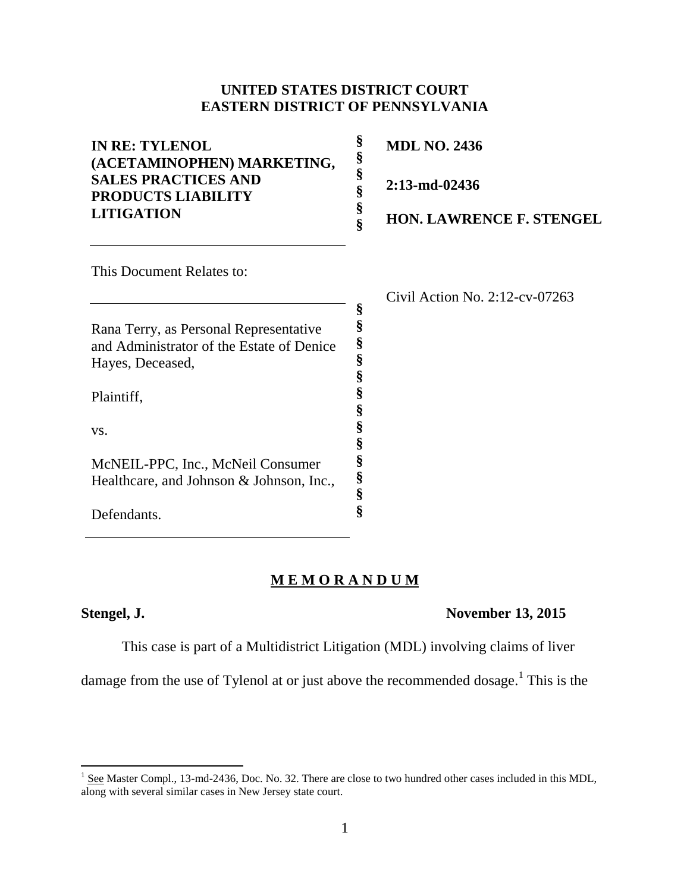**UNITED STATES DISTRICT COURT**
**EASTERN DISTRICT OF PENNSYLVANIA**

| | | |
|---|---|---|
| **IN RE: TYLENOL (ACETAMINOPHEN) MARKETING, SALES PRACTICES AND PRODUCTS LIABILITY LITIGATION** | §<br>§<br>§<br>§<br>§<br>§ | **MDL NO. 2436**<br><br>**2:13-md-02436**<br><br>**HON. LAWRENCE F. STENGEL** |

This Document Relates to:

| | | |
|---|---|---|
| Rana Terry, as Personal Representative and Administrator of the Estate of Denice Hayes, Deceased,<br><br>Plaintiff,<br><br>vs.<br><br>McNEIL-PPC, Inc., McNeil Consumer Healthcare, and Johnson & Johnson, Inc.,<br><br>Defendants. | §<br>§<br>§<br>§<br>§<br>§<br>§<br>§<br>§<br>§<br>§<br>§<br>§ | Civil Action No. 2:12-cv-07263 |

## M E M O R A N D U M

**Stengel, J.** **November 13, 2015**

This case is part of a Multidistrict Litigation (MDL) involving claims of liver damage from the use of Tylenol at or just above the recommended dosage.[1] This is the

[1] See Master Compl., 13-md-2436, Doc. No. 32. There are close to two hundred other cases included in this MDL, along with several similar cases in New Jersey state court.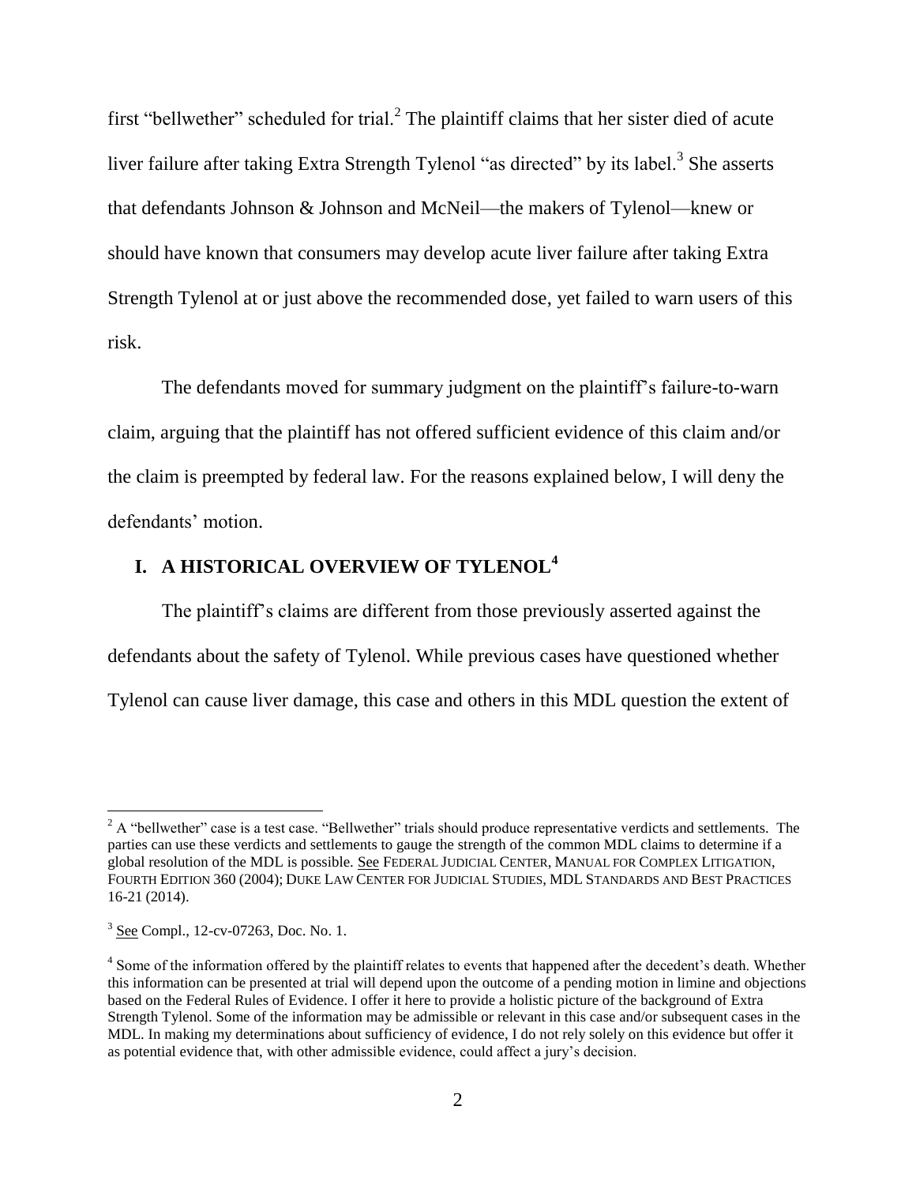first "bellwether" scheduled for trial.[2] The plaintiff claims that her sister died of acute liver failure after taking Extra Strength Tylenol "as directed" by its label.[3] She asserts that defendants Johnson & Johnson and McNeil—the makers of Tylenol—knew or should have known that consumers may develop acute liver failure after taking Extra Strength Tylenol at or just above the recommended dose, yet failed to warn users of this risk.

The defendants moved for summary judgment on the plaintiff's failure-to-warn claim, arguing that the plaintiff has not offered sufficient evidence of this claim and/or the claim is preempted by federal law. For the reasons explained below, I will deny the defendants' motion.

## I. A HISTORICAL OVERVIEW OF TYLENOL[4]

The plaintiff's claims are different from those previously asserted against the defendants about the safety of Tylenol. While previous cases have questioned whether Tylenol can cause liver damage, this case and others in this MDL question the extent of

---

[2] A "bellwether" case is a test case. "Bellwether" trials should produce representative verdicts and settlements. The parties can use these verdicts and settlements to gauge the strength of the common MDL claims to determine if a global resolution of the MDL is possible. See FEDERAL JUDICIAL CENTER, MANUAL FOR COMPLEX LITIGATION, FOURTH EDITION 360 (2004); DUKE LAW CENTER FOR JUDICIAL STUDIES, MDL STANDARDS AND BEST PRACTICES 16-21 (2014).

[3] See Compl., 12-cv-07263, Doc. No. 1.

[4] Some of the information offered by the plaintiff relates to events that happened after the decedent's death. Whether this information can be presented at trial will depend upon the outcome of a pending motion in limine and objections based on the Federal Rules of Evidence. I offer it here to provide a holistic picture of the background of Extra Strength Tylenol. Some of the information may be admissible or relevant in this case and/or subsequent cases in the MDL. In making my determinations about sufficiency of evidence, I do not rely solely on this evidence but offer it as potential evidence that, with other admissible evidence, could affect a jury's decision.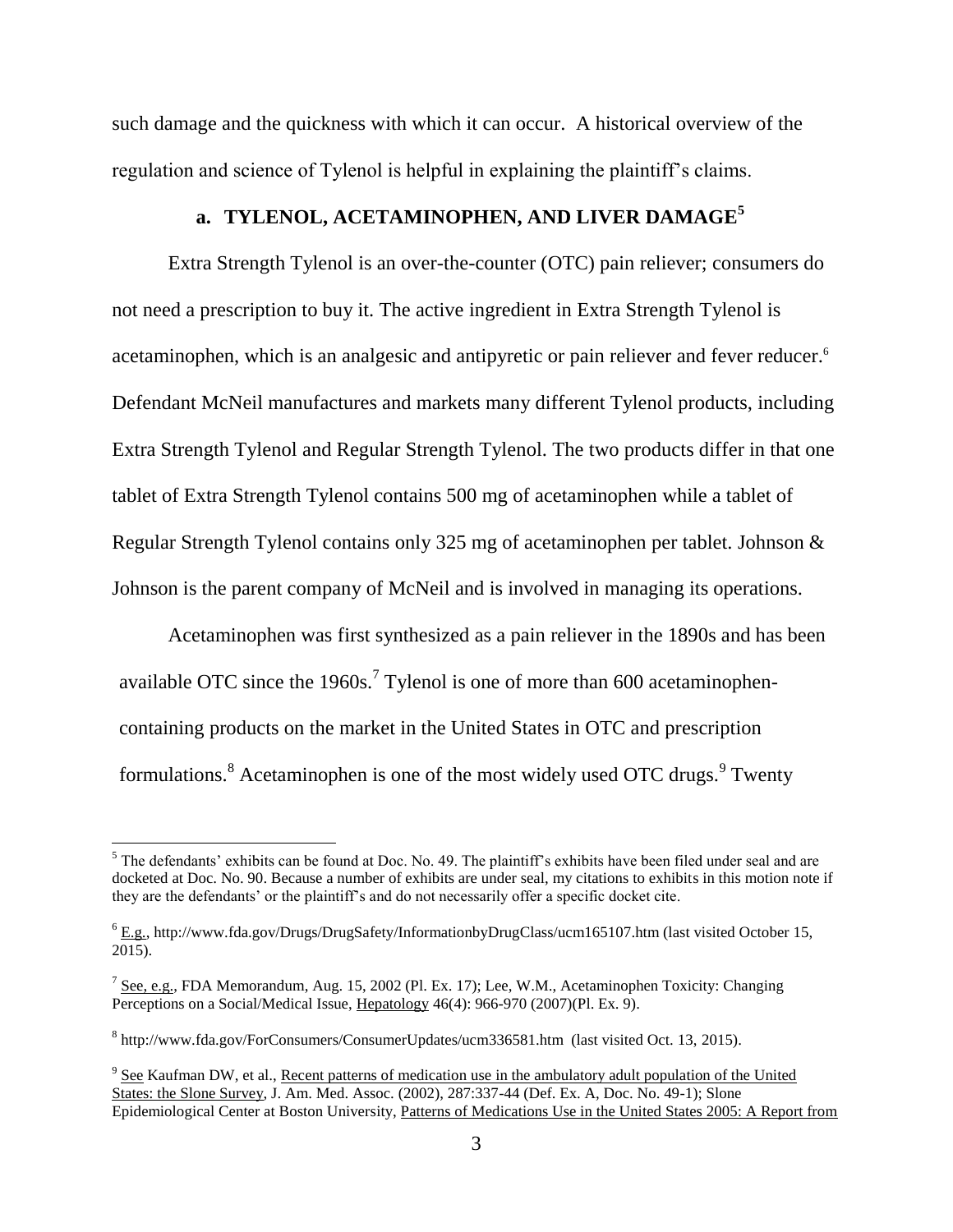such damage and the quickness with which it can occur. A historical overview of the regulation and science of Tylenol is helpful in explaining the plaintiff's claims.

### a. TYLENOL, ACETAMINOPHEN, AND LIVER DAMAGE[5]

Extra Strength Tylenol is an over-the-counter (OTC) pain reliever; consumers do not need a prescription to buy it. The active ingredient in Extra Strength Tylenol is acetaminophen, which is an analgesic and antipyretic or pain reliever and fever reducer.[6] Defendant McNeil manufactures and markets many different Tylenol products, including Extra Strength Tylenol and Regular Strength Tylenol. The two products differ in that one tablet of Extra Strength Tylenol contains 500 mg of acetaminophen while a tablet of Regular Strength Tylenol contains only 325 mg of acetaminophen per tablet. Johnson & Johnson is the parent company of McNeil and is involved in managing its operations.

Acetaminophen was first synthesized as a pain reliever in the 1890s and has been available OTC since the 1960s.[7] Tylenol is one of more than 600 acetaminophen-containing products on the market in the United States in OTC and prescription formulations.[8] Acetaminophen is one of the most widely used OTC drugs.[9] Twenty

---

[5] The defendants' exhibits can be found at Doc. No. 49. The plaintiff's exhibits have been filed under seal and are docketed at Doc. No. 90. Because a number of exhibits are under seal, my citations to exhibits in this motion note if they are the defendants' or the plaintiff's and do not necessarily offer a specific docket cite.

[6] E.g., http://www.fda.gov/Drugs/DrugSafety/InformationbyDrugClass/ucm165107.htm (last visited October 15, 2015).

[7] See, e.g., FDA Memorandum, Aug. 15, 2002 (Pl. Ex. 17); Lee, W.M., Acetaminophen Toxicity: Changing Perceptions on a Social/Medical Issue, Hepatology 46(4): 966-970 (2007)(Pl. Ex. 9).

[8] http://www.fda.gov/ForConsumers/ConsumerUpdates/ucm336581.htm (last visited Oct. 13, 2015).

[9] See Kaufman DW, et al., Recent patterns of medication use in the ambulatory adult population of the United States: the Slone Survey, J. Am. Med. Assoc. (2002), 287:337-44 (Def. Ex. A, Doc. No. 49-1); Slone Epidemiological Center at Boston University, Patterns of Medications Use in the United States 2005: A Report from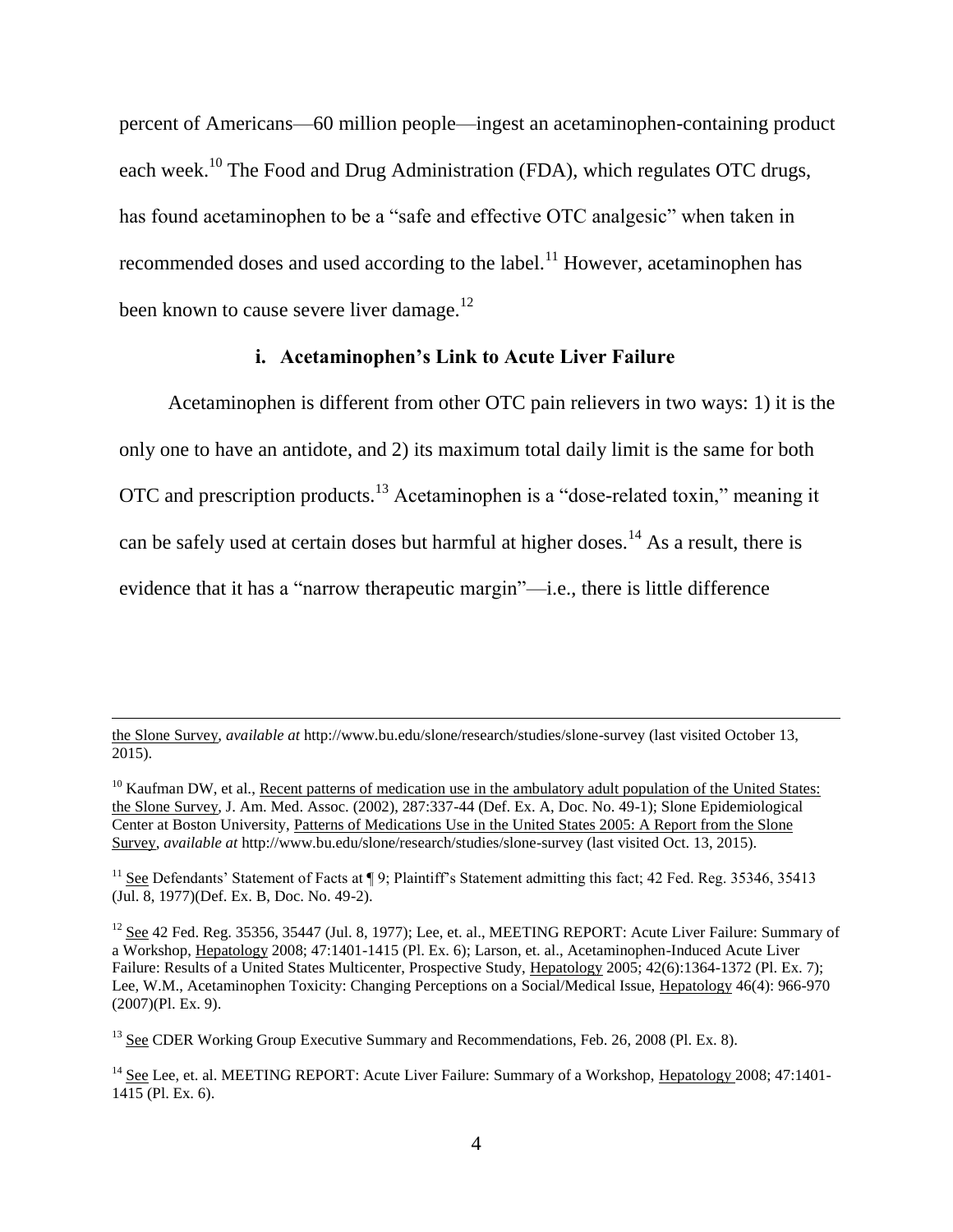percent of Americans—60 million people—ingest an acetaminophen-containing product each week.[10] The Food and Drug Administration (FDA), which regulates OTC drugs, has found acetaminophen to be a "safe and effective OTC analgesic" when taken in recommended doses and used according to the label.[11] However, acetaminophen has been known to cause severe liver damage.[12]

### i. Acetaminophen's Link to Acute Liver Failure

Acetaminophen is different from other OTC pain relievers in two ways: 1) it is the only one to have an antidote, and 2) its maximum total daily limit is the same for both OTC and prescription products.[13] Acetaminophen is a "dose-related toxin," meaning it can be safely used at certain doses but harmful at higher doses.[14] As a result, there is evidence that it has a "narrow therapeutic margin"—i.e., there is little difference

---

the Slone Survey, *available at* http://www.bu.edu/slone/research/studies/slone-survey (last visited October 13, 2015).

[10] Kaufman DW, et al., Recent patterns of medication use in the ambulatory adult population of the United States: the Slone Survey, J. Am. Med. Assoc. (2002), 287:337-44 (Def. Ex. A, Doc. No. 49-1); Slone Epidemiological Center at Boston University, Patterns of Medications Use in the United States 2005: A Report from the Slone Survey, *available at* http://www.bu.edu/slone/research/studies/slone-survey (last visited Oct. 13, 2015).

[11] See Defendants' Statement of Facts at ¶ 9; Plaintiff's Statement admitting this fact; 42 Fed. Reg. 35346, 35413 (Jul. 8, 1977)(Def. Ex. B, Doc. No. 49-2).

[12] See 42 Fed. Reg. 35356, 35447 (Jul. 8, 1977); Lee, et. al., MEETING REPORT: Acute Liver Failure: Summary of a Workshop, Hepatology 2008; 47:1401-1415 (Pl. Ex. 6); Larson, et. al., Acetaminophen-Induced Acute Liver Failure: Results of a United States Multicenter, Prospective Study, Hepatology 2005; 42(6):1364-1372 (Pl. Ex. 7); Lee, W.M., Acetaminophen Toxicity: Changing Perceptions on a Social/Medical Issue, Hepatology 46(4): 966-970 (2007)(Pl. Ex. 9).

[13] See CDER Working Group Executive Summary and Recommendations, Feb. 26, 2008 (Pl. Ex. 8).

[14] See Lee, et. al. MEETING REPORT: Acute Liver Failure: Summary of a Workshop, Hepatology 2008; 47:1401-1415 (Pl. Ex. 6).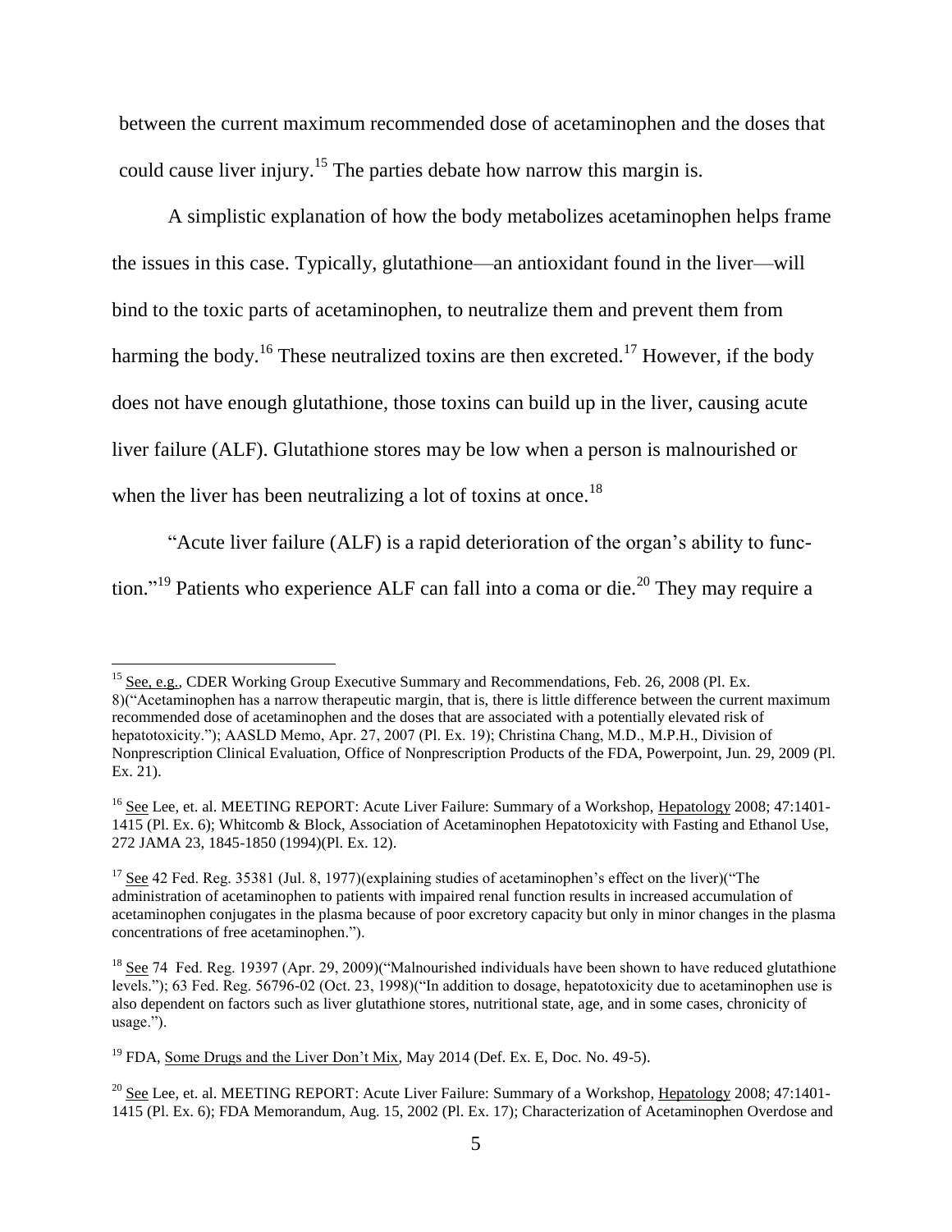between the current maximum recommended dose of acetaminophen and the doses that could cause liver injury.[15] The parties debate how narrow this margin is.

A simplistic explanation of how the body metabolizes acetaminophen helps frame the issues in this case. Typically, glutathione—an antioxidant found in the liver—will bind to the toxic parts of acetaminophen, to neutralize them and prevent them from harming the body.[16] These neutralized toxins are then excreted.[17] However, if the body does not have enough glutathione, those toxins can build up in the liver, causing acute liver failure (ALF). Glutathione stores may be low when a person is malnourished or when the liver has been neutralizing a lot of toxins at once.[18]

"Acute liver failure (ALF) is a rapid deterioration of the organ's ability to function."[19] Patients who experience ALF can fall into a coma or die.[20] They may require a

---

[15] See, e.g., CDER Working Group Executive Summary and Recommendations, Feb. 26, 2008 (Pl. Ex. 8)("Acetaminophen has a narrow therapeutic margin, that is, there is little difference between the current maximum recommended dose of acetaminophen and the doses that are associated with a potentially elevated risk of hepatotoxicity."); AASLD Memo, Apr. 27, 2007 (Pl. Ex. 19); Christina Chang, M.D., M.P.H., Division of Nonprescription Clinical Evaluation, Office of Nonprescription Products of the FDA, Powerpoint, Jun. 29, 2009 (Pl. Ex. 21).

[16] See Lee, et. al. MEETING REPORT: Acute Liver Failure: Summary of a Workshop, Hepatology 2008; 47:1401-1415 (Pl. Ex. 6); Whitcomb & Block, Association of Acetaminophen Hepatotoxicity with Fasting and Ethanol Use, 272 JAMA 23, 1845-1850 (1994)(Pl. Ex. 12).

[17] See 42 Fed. Reg. 35381 (Jul. 8, 1977)(explaining studies of acetaminophen's effect on the liver)("The administration of acetaminophen to patients with impaired renal function results in increased accumulation of acetaminophen conjugates in the plasma because of poor excretory capacity but only in minor changes in the plasma concentrations of free acetaminophen.").

[18] See 74 Fed. Reg. 19397 (Apr. 29, 2009)("Malnourished individuals have been shown to have reduced glutathione levels."); 63 Fed. Reg. 56796-02 (Oct. 23, 1998)("In addition to dosage, hepatotoxicity due to acetaminophen use is also dependent on factors such as liver glutathione stores, nutritional state, age, and in some cases, chronicity of usage.").

[19] FDA, Some Drugs and the Liver Don't Mix, May 2014 (Def. Ex. E, Doc. No. 49-5).

[20] See Lee, et. al. MEETING REPORT: Acute Liver Failure: Summary of a Workshop, Hepatology 2008; 47:1401-1415 (Pl. Ex. 6); FDA Memorandum, Aug. 15, 2002 (Pl. Ex. 17); Characterization of Acetaminophen Overdose and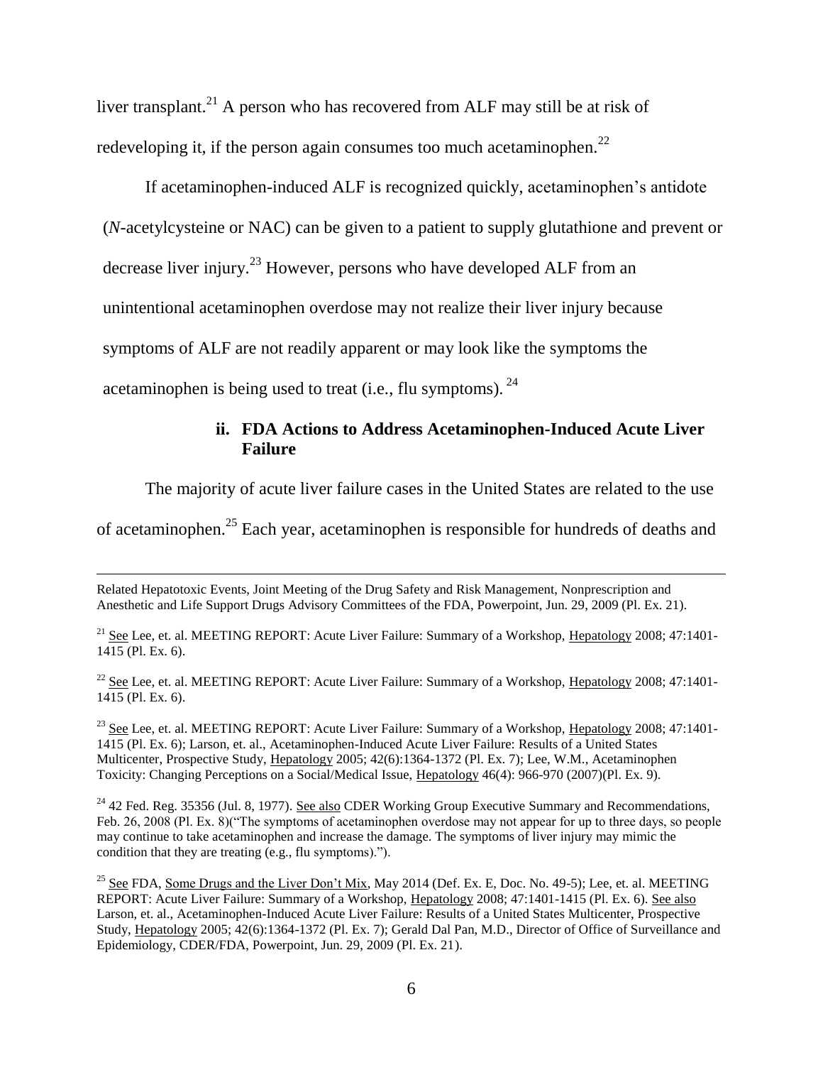liver transplant.[21] A person who has recovered from ALF may still be at risk of redeveloping it, if the person again consumes too much acetaminophen.[22]

If acetaminophen-induced ALF is recognized quickly, acetaminophen's antidote (*N*-acetylcysteine or NAC) can be given to a patient to supply glutathione and prevent or decrease liver injury.[23] However, persons who have developed ALF from an unintentional acetaminophen overdose may not realize their liver injury because symptoms of ALF are not readily apparent or may look like the symptoms the acetaminophen is being used to treat (i.e., flu symptoms).[24]

### ii. FDA Actions to Address Acetaminophen-Induced Acute Liver Failure

The majority of acute liver failure cases in the United States are related to the use of acetaminophen.[25] Each year, acetaminophen is responsible for hundreds of deaths and

---

Related Hepatotoxic Events, Joint Meeting of the Drug Safety and Risk Management, Nonprescription and Anesthetic and Life Support Drugs Advisory Committees of the FDA, Powerpoint, Jun. 29, 2009 (Pl. Ex. 21).

[21] See Lee, et. al. MEETING REPORT: Acute Liver Failure: Summary of a Workshop, Hepatology 2008; 47:1401-1415 (Pl. Ex. 6).

[22] See Lee, et. al. MEETING REPORT: Acute Liver Failure: Summary of a Workshop, Hepatology 2008; 47:1401-1415 (Pl. Ex. 6).

[23] See Lee, et. al. MEETING REPORT: Acute Liver Failure: Summary of a Workshop, Hepatology 2008; 47:1401-1415 (Pl. Ex. 6); Larson, et. al., Acetaminophen-Induced Acute Liver Failure: Results of a United States Multicenter, Prospective Study, Hepatology 2005; 42(6):1364-1372 (Pl. Ex. 7); Lee, W.M., Acetaminophen Toxicity: Changing Perceptions on a Social/Medical Issue, Hepatology 46(4): 966-970 (2007)(Pl. Ex. 9).

[24] 42 Fed. Reg. 35356 (Jul. 8, 1977). See also CDER Working Group Executive Summary and Recommendations, Feb. 26, 2008 (Pl. Ex. 8)("The symptoms of acetaminophen overdose may not appear for up to three days, so people may continue to take acetaminophen and increase the damage. The symptoms of liver injury may mimic the condition that they are treating (e.g., flu symptoms).").

[25] See FDA, Some Drugs and the Liver Don't Mix, May 2014 (Def. Ex. E, Doc. No. 49-5); Lee, et. al. MEETING REPORT: Acute Liver Failure: Summary of a Workshop, Hepatology 2008; 47:1401-1415 (Pl. Ex. 6). See also Larson, et. al., Acetaminophen-Induced Acute Liver Failure: Results of a United States Multicenter, Prospective Study, Hepatology 2005; 42(6):1364-1372 (Pl. Ex. 7); Gerald Dal Pan, M.D., Director of Office of Surveillance and Epidemiology, CDER/FDA, Powerpoint, Jun. 29, 2009 (Pl. Ex. 21).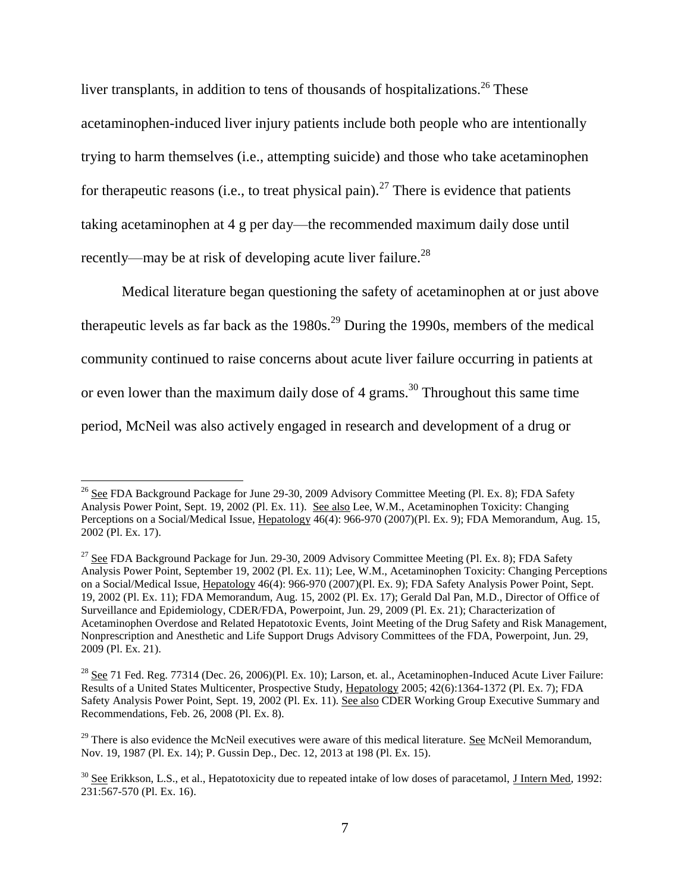liver transplants, in addition to tens of thousands of hospitalizations.[26] These acetaminophen-induced liver injury patients include both people who are intentionally trying to harm themselves (i.e., attempting suicide) and those who take acetaminophen for therapeutic reasons (i.e., to treat physical pain).[27] There is evidence that patients taking acetaminophen at 4 g per day—the recommended maximum daily dose until recently—may be at risk of developing acute liver failure.[28]

Medical literature began questioning the safety of acetaminophen at or just above therapeutic levels as far back as the 1980s.[29] During the 1990s, members of the medical community continued to raise concerns about acute liver failure occurring in patients at or even lower than the maximum daily dose of 4 grams.[30] Throughout this same time period, McNeil was also actively engaged in research and development of a drug or

---

[26] See FDA Background Package for June 29-30, 2009 Advisory Committee Meeting (Pl. Ex. 8); FDA Safety Analysis Power Point, Sept. 19, 2002 (Pl. Ex. 11). See also Lee, W.M., Acetaminophen Toxicity: Changing Perceptions on a Social/Medical Issue, Hepatology 46(4): 966-970 (2007)(Pl. Ex. 9); FDA Memorandum, Aug. 15, 2002 (Pl. Ex. 17).

[27] See FDA Background Package for Jun. 29-30, 2009 Advisory Committee Meeting (Pl. Ex. 8); FDA Safety Analysis Power Point, September 19, 2002 (Pl. Ex. 11); Lee, W.M., Acetaminophen Toxicity: Changing Perceptions on a Social/Medical Issue, Hepatology 46(4): 966-970 (2007)(Pl. Ex. 9); FDA Safety Analysis Power Point, Sept. 19, 2002 (Pl. Ex. 11); FDA Memorandum, Aug. 15, 2002 (Pl. Ex. 17); Gerald Dal Pan, M.D., Director of Office of Surveillance and Epidemiology, CDER/FDA, Powerpoint, Jun. 29, 2009 (Pl. Ex. 21); Characterization of Acetaminophen Overdose and Related Hepatotoxic Events, Joint Meeting of the Drug Safety and Risk Management, Nonprescription and Anesthetic and Life Support Drugs Advisory Committees of the FDA, Powerpoint, Jun. 29, 2009 (Pl. Ex. 21).

[28] See 71 Fed. Reg. 77314 (Dec. 26, 2006)(Pl. Ex. 10); Larson, et. al., Acetaminophen-Induced Acute Liver Failure: Results of a United States Multicenter, Prospective Study, Hepatology 2005; 42(6):1364-1372 (Pl. Ex. 7); FDA Safety Analysis Power Point, Sept. 19, 2002 (Pl. Ex. 11). See also CDER Working Group Executive Summary and Recommendations, Feb. 26, 2008 (Pl. Ex. 8).

[29] There is also evidence the McNeil executives were aware of this medical literature. See McNeil Memorandum, Nov. 19, 1987 (Pl. Ex. 14); P. Gussin Dep., Dec. 12, 2013 at 198 (Pl. Ex. 15).

[30] See Erikkson, L.S., et al., Hepatotoxicity due to repeated intake of low doses of paracetamol, J Intern Med, 1992: 231:567-570 (Pl. Ex. 16).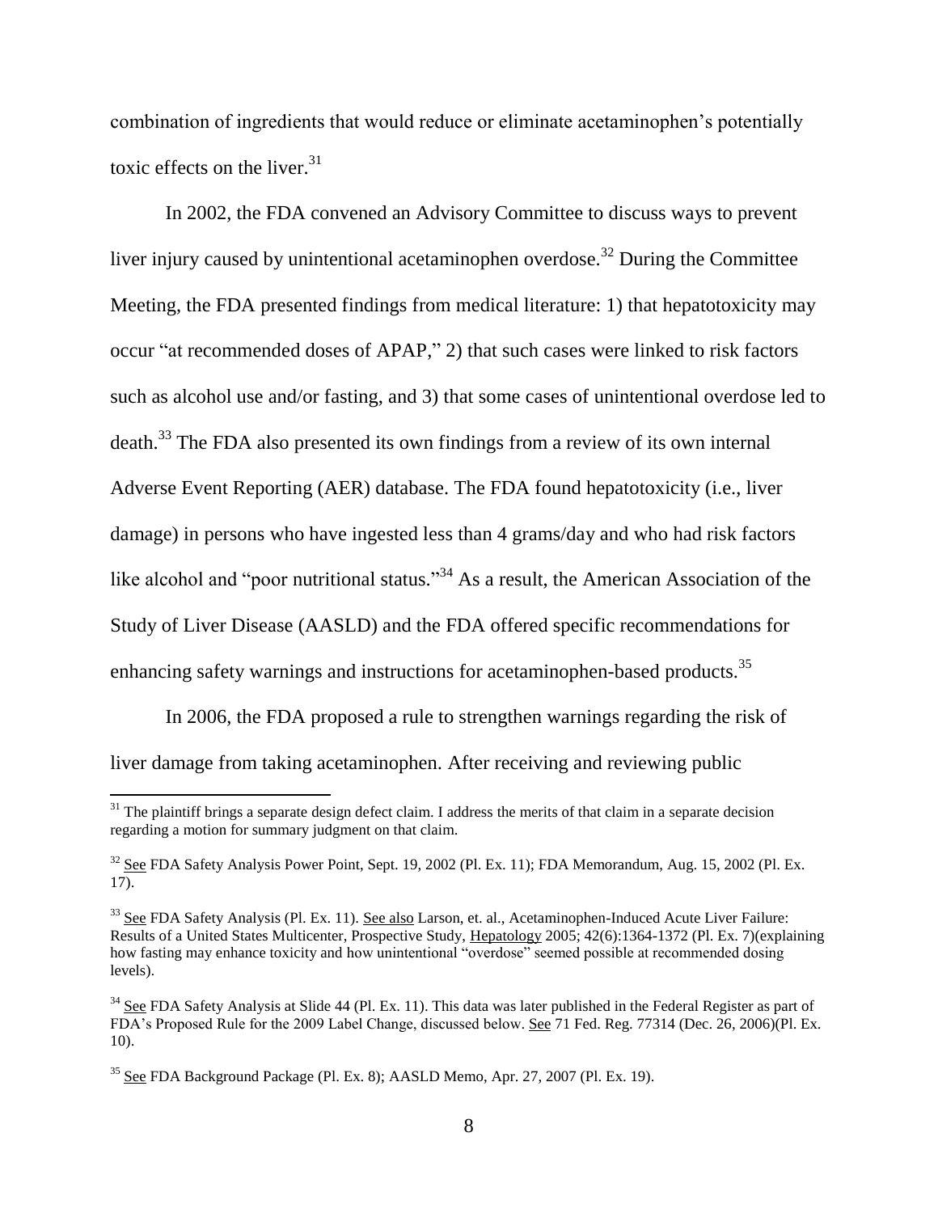combination of ingredients that would reduce or eliminate acetaminophen's potentially toxic effects on the liver.[31]

In 2002, the FDA convened an Advisory Committee to discuss ways to prevent liver injury caused by unintentional acetaminophen overdose.[32] During the Committee Meeting, the FDA presented findings from medical literature: 1) that hepatotoxicity may occur "at recommended doses of APAP," 2) that such cases were linked to risk factors such as alcohol use and/or fasting, and 3) that some cases of unintentional overdose led to death.[33] The FDA also presented its own findings from a review of its own internal Adverse Event Reporting (AER) database. The FDA found hepatotoxicity (i.e., liver damage) in persons who have ingested less than 4 grams/day and who had risk factors like alcohol and "poor nutritional status."[34] As a result, the American Association of the Study of Liver Disease (AASLD) and the FDA offered specific recommendations for enhancing safety warnings and instructions for acetaminophen-based products.[35]

In 2006, the FDA proposed a rule to strengthen warnings regarding the risk of liver damage from taking acetaminophen. After receiving and reviewing public

---

[31] The plaintiff brings a separate design defect claim. I address the merits of that claim in a separate decision regarding a motion for summary judgment on that claim.

[32] See FDA Safety Analysis Power Point, Sept. 19, 2002 (Pl. Ex. 11); FDA Memorandum, Aug. 15, 2002 (Pl. Ex. 17).

[33] See FDA Safety Analysis (Pl. Ex. 11). See also Larson, et. al., Acetaminophen-Induced Acute Liver Failure: Results of a United States Multicenter, Prospective Study, Hepatology 2005; 42(6):1364-1372 (Pl. Ex. 7)(explaining how fasting may enhance toxicity and how unintentional "overdose" seemed possible at recommended dosing levels).

[34] See FDA Safety Analysis at Slide 44 (Pl. Ex. 11). This data was later published in the Federal Register as part of FDA's Proposed Rule for the 2009 Label Change, discussed below. See 71 Fed. Reg. 77314 (Dec. 26, 2006)(Pl. Ex. 10).

[35] See FDA Background Package (Pl. Ex. 8); AASLD Memo, Apr. 27, 2007 (Pl. Ex. 19).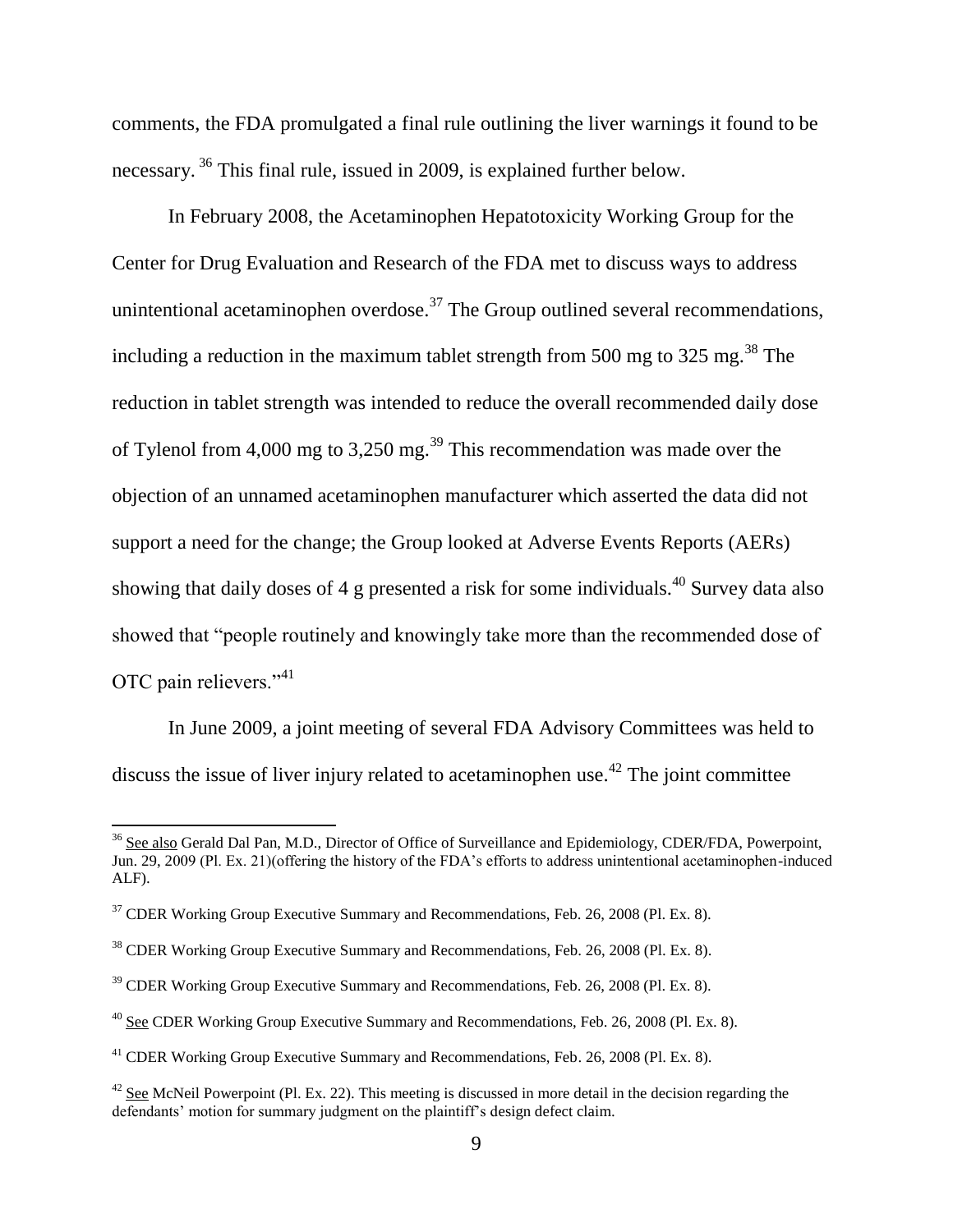comments, the FDA promulgated a final rule outlining the liver warnings it found to be necessary. [36] This final rule, issued in 2009, is explained further below.

In February 2008, the Acetaminophen Hepatotoxicity Working Group for the Center for Drug Evaluation and Research of the FDA met to discuss ways to address unintentional acetaminophen overdose.[37] The Group outlined several recommendations, including a reduction in the maximum tablet strength from 500 mg to 325 mg.[38] The reduction in tablet strength was intended to reduce the overall recommended daily dose of Tylenol from 4,000 mg to 3,250 mg.[39] This recommendation was made over the objection of an unnamed acetaminophen manufacturer which asserted the data did not support a need for the change; the Group looked at Adverse Events Reports (AERs) showing that daily doses of 4 g presented a risk for some individuals.[40] Survey data also showed that "people routinely and knowingly take more than the recommended dose of OTC pain relievers."[41]

In June 2009, a joint meeting of several FDA Advisory Committees was held to discuss the issue of liver injury related to acetaminophen use.[42] The joint committee

---

[36] See also Gerald Dal Pan, M.D., Director of Office of Surveillance and Epidemiology, CDER/FDA, Powerpoint, Jun. 29, 2009 (Pl. Ex. 21)(offering the history of the FDA's efforts to address unintentional acetaminophen-induced ALF).

[37] CDER Working Group Executive Summary and Recommendations, Feb. 26, 2008 (Pl. Ex. 8).

[38] CDER Working Group Executive Summary and Recommendations, Feb. 26, 2008 (Pl. Ex. 8).

[39] CDER Working Group Executive Summary and Recommendations, Feb. 26, 2008 (Pl. Ex. 8).

[40] See CDER Working Group Executive Summary and Recommendations, Feb. 26, 2008 (Pl. Ex. 8).

[41] CDER Working Group Executive Summary and Recommendations, Feb. 26, 2008 (Pl. Ex. 8).

[42] See McNeil Powerpoint (Pl. Ex. 22). This meeting is discussed in more detail in the decision regarding the defendants' motion for summary judgment on the plaintiff's design defect claim.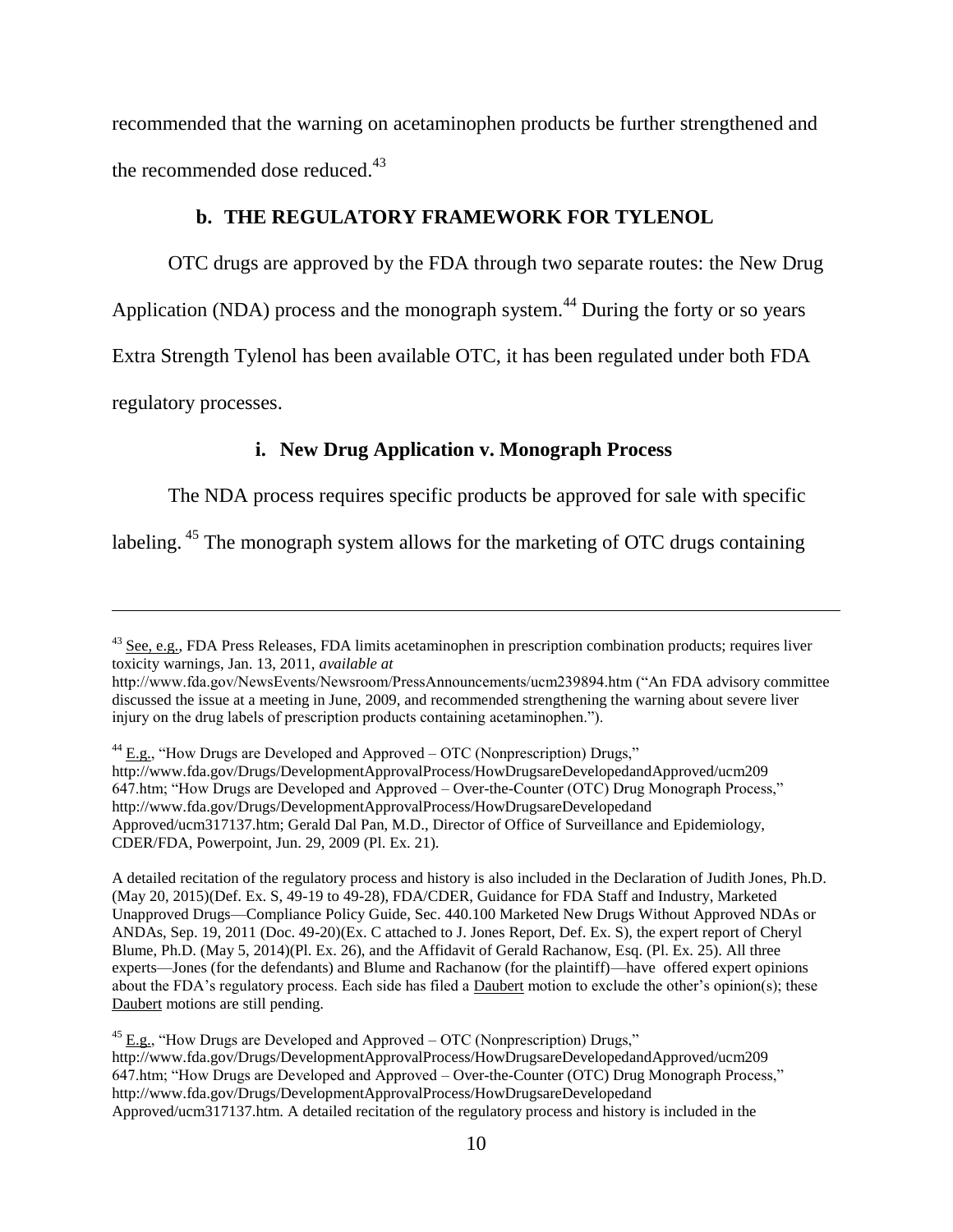recommended that the warning on acetaminophen products be further strengthened and the recommended dose reduced.[43]

### b. THE REGULATORY FRAMEWORK FOR TYLENOL

OTC drugs are approved by the FDA through two separate routes: the New Drug Application (NDA) process and the monograph system.[44] During the forty or so years Extra Strength Tylenol has been available OTC, it has been regulated under both FDA regulatory processes.

#### i. New Drug Application v. Monograph Process

The NDA process requires specific products be approved for sale with specific labeling.[45] The monograph system allows for the marketing of OTC drugs containing

---

[43] See, e.g., FDA Press Releases, FDA limits acetaminophen in prescription combination products; requires liver toxicity warnings, Jan. 13, 2011, *available at* http://www.fda.gov/NewsEvents/Newsroom/PressAnnouncements/ucm239894.htm ("An FDA advisory committee discussed the issue at a meeting in June, 2009, and recommended strengthening the warning about severe liver injury on the drug labels of prescription products containing acetaminophen.").

[44] E.g., "How Drugs are Developed and Approved – OTC (Nonprescription) Drugs," http://www.fda.gov/Drugs/DevelopmentApprovalProcess/HowDrugsareDevelopedandApproved/ucm209647.htm; "How Drugs are Developed and Approved – Over-the-Counter (OTC) Drug Monograph Process," http://www.fda.gov/Drugs/DevelopmentApprovalProcess/HowDrugsareDevelopedand Approved/ucm317137.htm; Gerald Dal Pan, M.D., Director of Office of Surveillance and Epidemiology, CDER/FDA, Powerpoint, Jun. 29, 2009 (Pl. Ex. 21).

A detailed recitation of the regulatory process and history is also included in the Declaration of Judith Jones, Ph.D. (May 20, 2015)(Def. Ex. S, 49-19 to 49-28), FDA/CDER, Guidance for FDA Staff and Industry, Marketed Unapproved Drugs—Compliance Policy Guide, Sec. 440.100 Marketed New Drugs Without Approved NDAs or ANDAs, Sep. 19, 2011 (Doc. 49-20)(Ex. C attached to J. Jones Report, Def. Ex. S), the expert report of Cheryl Blume, Ph.D. (May 5, 2014)(Pl. Ex. 26), and the Affidavit of Gerald Rachanow, Esq. (Pl. Ex. 25). All three experts—Jones (for the defendants) and Blume and Rachanow (for the plaintiff)—have offered expert opinions about the FDA's regulatory process. Each side has filed a Daubert motion to exclude the other's opinion(s); these Daubert motions are still pending.

[45] E.g., "How Drugs are Developed and Approved – OTC (Nonprescription) Drugs," http://www.fda.gov/Drugs/DevelopmentApprovalProcess/HowDrugsareDevelopedandApproved/ucm209647.htm; "How Drugs are Developed and Approved – Over-the-Counter (OTC) Drug Monograph Process," http://www.fda.gov/Drugs/DevelopmentApprovalProcess/HowDrugsareDevelopedand Approved/ucm317137.htm. A detailed recitation of the regulatory process and history is included in the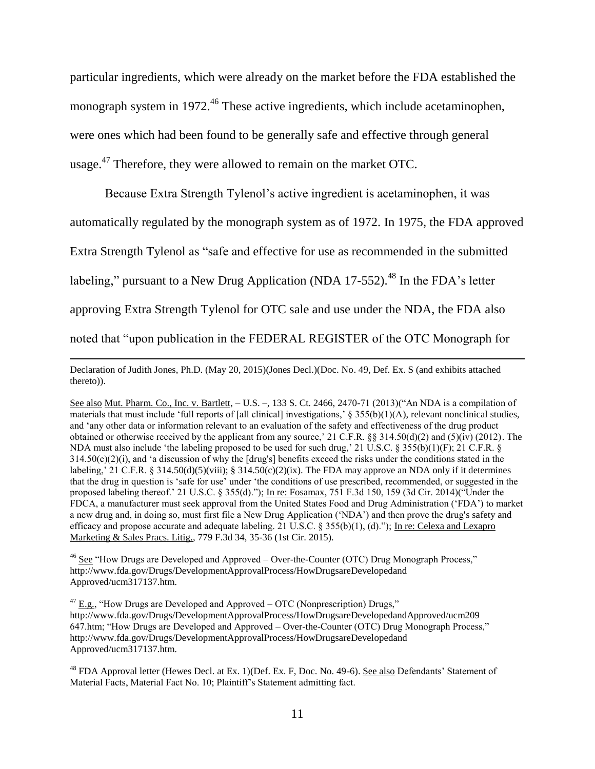particular ingredients, which were already on the market before the FDA established the monograph system in 1972.[46] These active ingredients, which include acetaminophen, were ones which had been found to be generally safe and effective through general usage.[47] Therefore, they were allowed to remain on the market OTC.

Because Extra Strength Tylenol's active ingredient is acetaminophen, it was automatically regulated by the monograph system as of 1972. In 1975, the FDA approved Extra Strength Tylenol as "safe and effective for use as recommended in the submitted labeling," pursuant to a New Drug Application (NDA 17-552).[48] In the FDA's letter approving Extra Strength Tylenol for OTC sale and use under the NDA, the FDA also noted that "upon publication in the FEDERAL REGISTER of the OTC Monograph for

---

Declaration of Judith Jones, Ph.D. (May 20, 2015)(Jones Decl.)(Doc. No. 49, Def. Ex. S (and exhibits attached thereto)).

See also Mut. Pharm. Co., Inc. v. Bartlett, – U.S. –, 133 S. Ct. 2466, 2470-71 (2013)("An NDA is a compilation of materials that must include 'full reports of [all clinical] investigations,' § 355(b)(1)(A), relevant nonclinical studies, and 'any other data or information relevant to an evaluation of the safety and effectiveness of the drug product obtained or otherwise received by the applicant from any source,' 21 C.F.R. §§ 314.50(d)(2) and (5)(iv) (2012). The NDA must also include 'the labeling proposed to be used for such drug,' 21 U.S.C. § 355(b)(1)(F); 21 C.F.R. § 314.50(c)(2)(i), and 'a discussion of why the [drug's] benefits exceed the risks under the conditions stated in the labeling,' 21 C.F.R. § 314.50(d)(5)(viii); § 314.50(c)(2)(ix). The FDA may approve an NDA only if it determines that the drug in question is 'safe for use' under 'the conditions of use prescribed, recommended, or suggested in the proposed labeling thereof.' 21 U.S.C. § 355(d)."); In re: Fosamax, 751 F.3d 150, 159 (3d Cir. 2014)("Under the FDCA, a manufacturer must seek approval from the United States Food and Drug Administration ('FDA') to market a new drug and, in doing so, must first file a New Drug Application ('NDA') and then prove the drug's safety and efficacy and propose accurate and adequate labeling. 21 U.S.C. § 355(b)(1), (d)."); In re: Celexa and Lexapro Marketing & Sales Pracs. Litig., 779 F.3d 34, 35-36 (1st Cir. 2015).

[46] See "How Drugs are Developed and Approved – Over-the-Counter (OTC) Drug Monograph Process," http://www.fda.gov/Drugs/DevelopmentApprovalProcess/HowDrugsareDevelopedand Approved/ucm317137.htm.

[47] E.g., "How Drugs are Developed and Approved – OTC (Nonprescription) Drugs," http://www.fda.gov/Drugs/DevelopmentApprovalProcess/HowDrugsareDevelopedandApproved/ucm209 647.htm; "How Drugs are Developed and Approved – Over-the-Counter (OTC) Drug Monograph Process," http://www.fda.gov/Drugs/DevelopmentApprovalProcess/HowDrugsareDevelopedand Approved/ucm317137.htm.

[48] FDA Approval letter (Hewes Decl. at Ex. 1)(Def. Ex. F, Doc. No. 49-6). See also Defendants' Statement of Material Facts, Material Fact No. 10; Plaintiff's Statement admitting fact.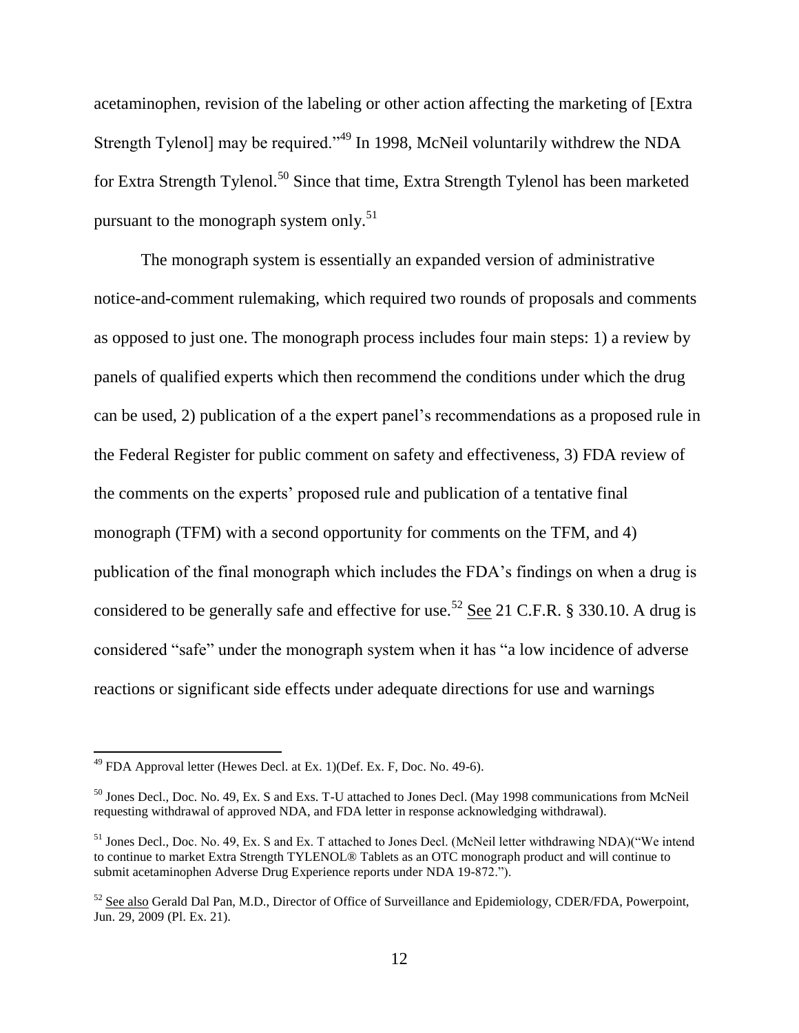acetaminophen, revision of the labeling or other action affecting the marketing of [Extra Strength Tylenol] may be required."[49] In 1998, McNeil voluntarily withdrew the NDA for Extra Strength Tylenol.[50] Since that time, Extra Strength Tylenol has been marketed pursuant to the monograph system only.[51]

The monograph system is essentially an expanded version of administrative notice-and-comment rulemaking, which required two rounds of proposals and comments as opposed to just one. The monograph process includes four main steps: 1) a review by panels of qualified experts which then recommend the conditions under which the drug can be used, 2) publication of a the expert panel's recommendations as a proposed rule in the Federal Register for public comment on safety and effectiveness, 3) FDA review of the comments on the experts' proposed rule and publication of a tentative final monograph (TFM) with a second opportunity for comments on the TFM, and 4) publication of the final monograph which includes the FDA's findings on when a drug is considered to be generally safe and effective for use.[52] See 21 C.F.R. § 330.10. A drug is considered "safe" under the monograph system when it has "a low incidence of adverse reactions or significant side effects under adequate directions for use and warnings

---

[49] FDA Approval letter (Hewes Decl. at Ex. 1)(Def. Ex. F, Doc. No. 49-6).

[50] Jones Decl., Doc. No. 49, Ex. S and Exs. T-U attached to Jones Decl. (May 1998 communications from McNeil requesting withdrawal of approved NDA, and FDA letter in response acknowledging withdrawal).

[51] Jones Decl., Doc. No. 49, Ex. S and Ex. T attached to Jones Decl. (McNeil letter withdrawing NDA)("We intend to continue to market Extra Strength TYLENOL® Tablets as an OTC monograph product and will continue to submit acetaminophen Adverse Drug Experience reports under NDA 19-872.").

[52] See also Gerald Dal Pan, M.D., Director of Office of Surveillance and Epidemiology, CDER/FDA, Powerpoint, Jun. 29, 2009 (Pl. Ex. 21).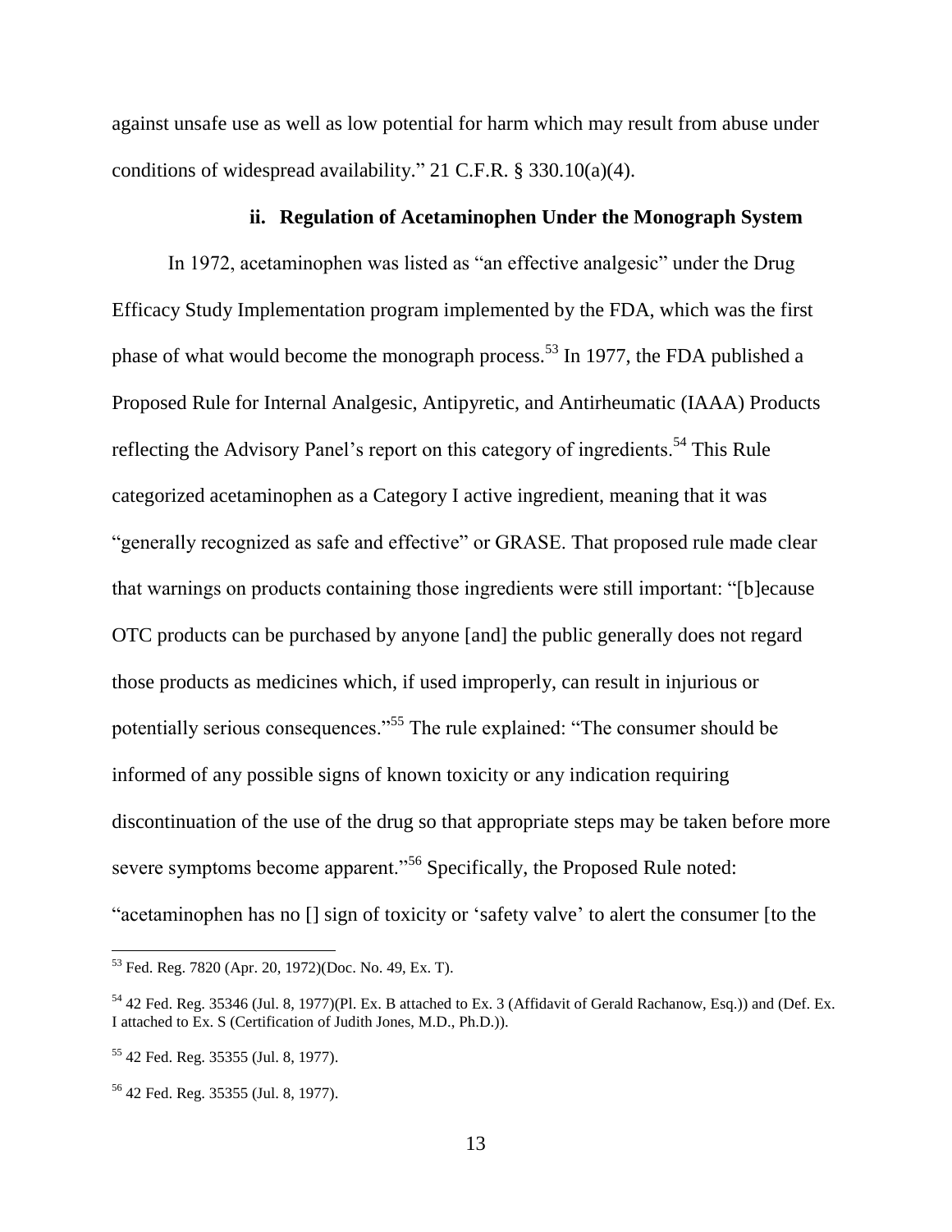against unsafe use as well as low potential for harm which may result from abuse under conditions of widespread availability." 21 C.F.R. § 330.10(a)(4).

### ii. Regulation of Acetaminophen Under the Monograph System

In 1972, acetaminophen was listed as "an effective analgesic" under the Drug Efficacy Study Implementation program implemented by the FDA, which was the first phase of what would become the monograph process.[53] In 1977, the FDA published a Proposed Rule for Internal Analgesic, Antipyretic, and Antirheumatic (IAAA) Products reflecting the Advisory Panel's report on this category of ingredients.[54] This Rule categorized acetaminophen as a Category I active ingredient, meaning that it was "generally recognized as safe and effective" or GRASE. That proposed rule made clear that warnings on products containing those ingredients were still important: "[b]ecause OTC products can be purchased by anyone [and] the public generally does not regard those products as medicines which, if used improperly, can result in injurious or potentially serious consequences."[55] The rule explained: "The consumer should be informed of any possible signs of known toxicity or any indication requiring discontinuation of the use of the drug so that appropriate steps may be taken before more severe symptoms become apparent."[56] Specifically, the Proposed Rule noted: "acetaminophen has no [] sign of toxicity or 'safety valve' to alert the consumer [to the

---

[53] Fed. Reg. 7820 (Apr. 20, 1972)(Doc. No. 49, Ex. T).

[54] 42 Fed. Reg. 35346 (Jul. 8, 1977)(Pl. Ex. B attached to Ex. 3 (Affidavit of Gerald Rachanow, Esq.)) and (Def. Ex. I attached to Ex. S (Certification of Judith Jones, M.D., Ph.D.)).

[55] 42 Fed. Reg. 35355 (Jul. 8, 1977).

[56] 42 Fed. Reg. 35355 (Jul. 8, 1977).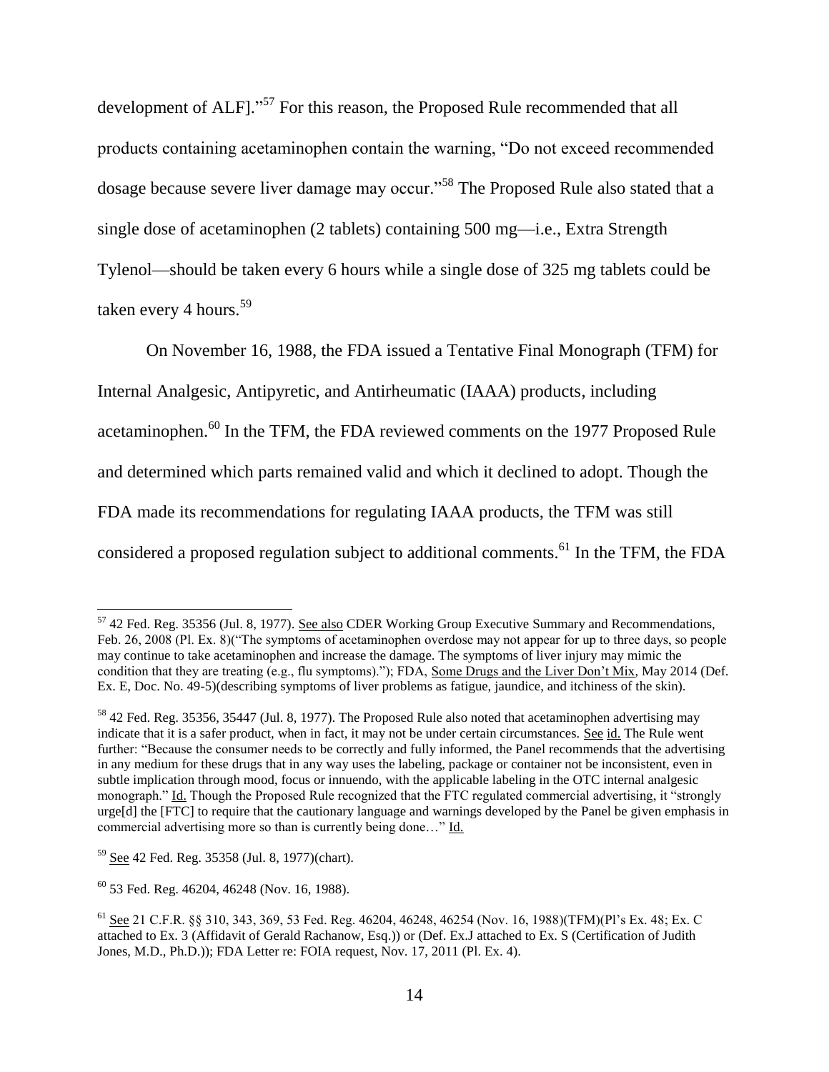development of ALF]."[57] For this reason, the Proposed Rule recommended that all products containing acetaminophen contain the warning, "Do not exceed recommended dosage because severe liver damage may occur."[58] The Proposed Rule also stated that a single dose of acetaminophen (2 tablets) containing 500 mg—i.e., Extra Strength Tylenol—should be taken every 6 hours while a single dose of 325 mg tablets could be taken every 4 hours.[59]

On November 16, 1988, the FDA issued a Tentative Final Monograph (TFM) for Internal Analgesic, Antipyretic, and Antirheumatic (IAAA) products, including acetaminophen.[60] In the TFM, the FDA reviewed comments on the 1977 Proposed Rule and determined which parts remained valid and which it declined to adopt. Though the FDA made its recommendations for regulating IAAA products, the TFM was still considered a proposed regulation subject to additional comments.[61] In the TFM, the FDA

---

[57] 42 Fed. Reg. 35356 (Jul. 8, 1977). See also CDER Working Group Executive Summary and Recommendations, Feb. 26, 2008 (Pl. Ex. 8)("The symptoms of acetaminophen overdose may not appear for up to three days, so people may continue to take acetaminophen and increase the damage. The symptoms of liver injury may mimic the condition that they are treating (e.g., flu symptoms)."); FDA, Some Drugs and the Liver Don't Mix, May 2014 (Def. Ex. E, Doc. No. 49-5)(describing symptoms of liver problems as fatigue, jaundice, and itchiness of the skin).

[58] 42 Fed. Reg. 35356, 35447 (Jul. 8, 1977). The Proposed Rule also noted that acetaminophen advertising may indicate that it is a safer product, when in fact, it may not be under certain circumstances. See id. The Rule went further: "Because the consumer needs to be correctly and fully informed, the Panel recommends that the advertising in any medium for these drugs that in any way uses the labeling, package or container not be inconsistent, even in subtle implication through mood, focus or innuendo, with the applicable labeling in the OTC internal analgesic monograph." Id. Though the Proposed Rule recognized that the FTC regulated commercial advertising, it "strongly urge[d] the [FTC] to require that the cautionary language and warnings developed by the Panel be given emphasis in commercial advertising more so than is currently being done…" Id.

[59] See 42 Fed. Reg. 35358 (Jul. 8, 1977)(chart).

[60] 53 Fed. Reg. 46204, 46248 (Nov. 16, 1988).

[61] See 21 C.F.R. §§ 310, 343, 369, 53 Fed. Reg. 46204, 46248, 46254 (Nov. 16, 1988)(TFM)(Pl's Ex. 48; Ex. C attached to Ex. 3 (Affidavit of Gerald Rachanow, Esq.)) or (Def. Ex.J attached to Ex. S (Certification of Judith Jones, M.D., Ph.D.)); FDA Letter re: FOIA request, Nov. 17, 2011 (Pl. Ex. 4).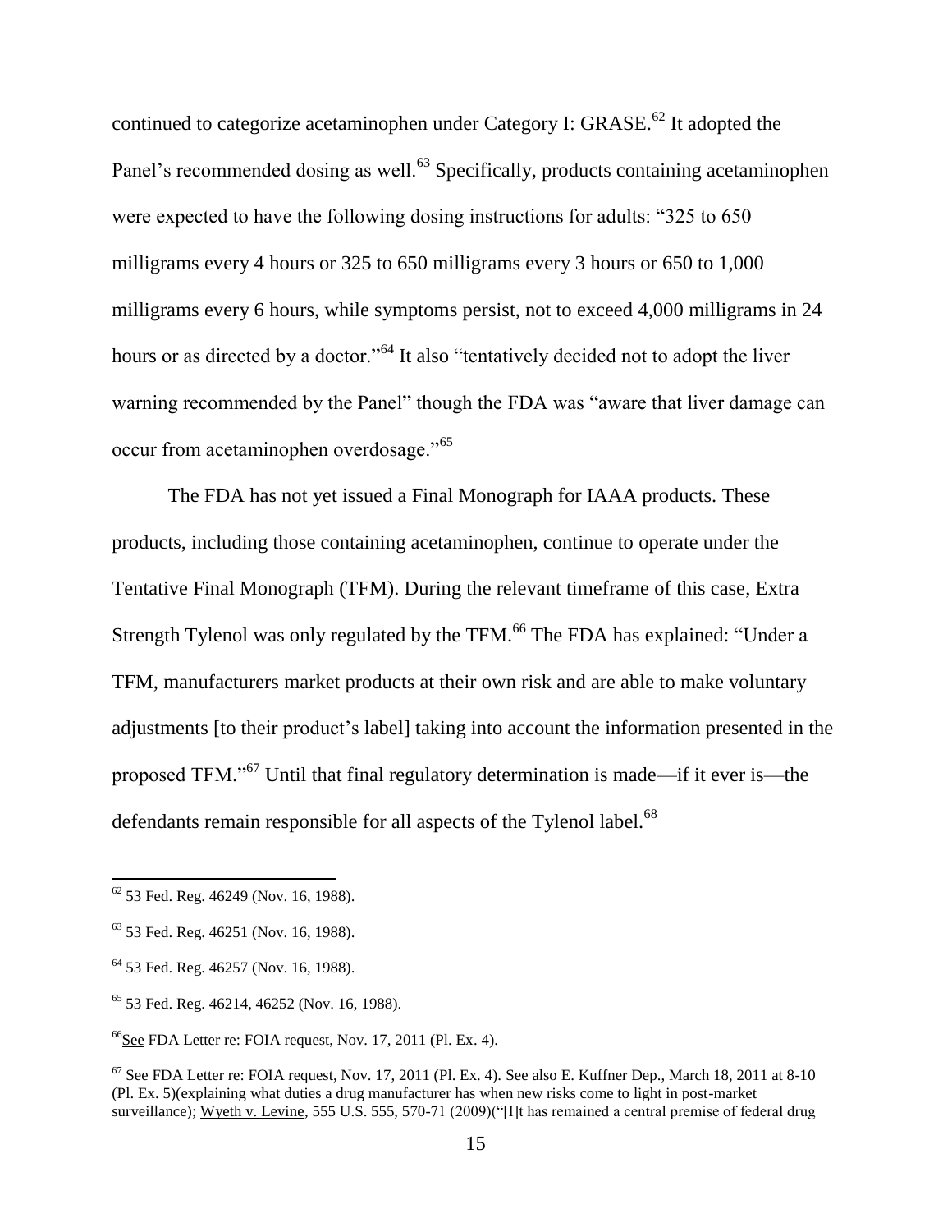continued to categorize acetaminophen under Category I: GRASE.[62] It adopted the Panel's recommended dosing as well.[63] Specifically, products containing acetaminophen were expected to have the following dosing instructions for adults: "325 to 650 milligrams every 4 hours or 325 to 650 milligrams every 3 hours or 650 to 1,000 milligrams every 6 hours, while symptoms persist, not to exceed 4,000 milligrams in 24 hours or as directed by a doctor."[64] It also "tentatively decided not to adopt the liver warning recommended by the Panel" though the FDA was "aware that liver damage can occur from acetaminophen overdosage."[65]

The FDA has not yet issued a Final Monograph for IAAA products. These products, including those containing acetaminophen, continue to operate under the Tentative Final Monograph (TFM). During the relevant timeframe of this case, Extra Strength Tylenol was only regulated by the TFM.[66] The FDA has explained: "Under a TFM, manufacturers market products at their own risk and are able to make voluntary adjustments [to their product's label] taking into account the information presented in the proposed TFM."[67] Until that final regulatory determination is made—if it ever is—the defendants remain responsible for all aspects of the Tylenol label.[68]

---

[62] 53 Fed. Reg. 46249 (Nov. 16, 1988).

[63] 53 Fed. Reg. 46251 (Nov. 16, 1988).

[64] 53 Fed. Reg. 46257 (Nov. 16, 1988).

[65] 53 Fed. Reg. 46214, 46252 (Nov. 16, 1988).

[66] See FDA Letter re: FOIA request, Nov. 17, 2011 (Pl. Ex. 4).

[67] See FDA Letter re: FOIA request, Nov. 17, 2011 (Pl. Ex. 4). See also E. Kuffner Dep., March 18, 2011 at 8-10 (Pl. Ex. 5)(explaining what duties a drug manufacturer has when new risks come to light in post-market surveillance); Wyeth v. Levine, 555 U.S. 555, 570-71 (2009)("[I]t has remained a central premise of federal drug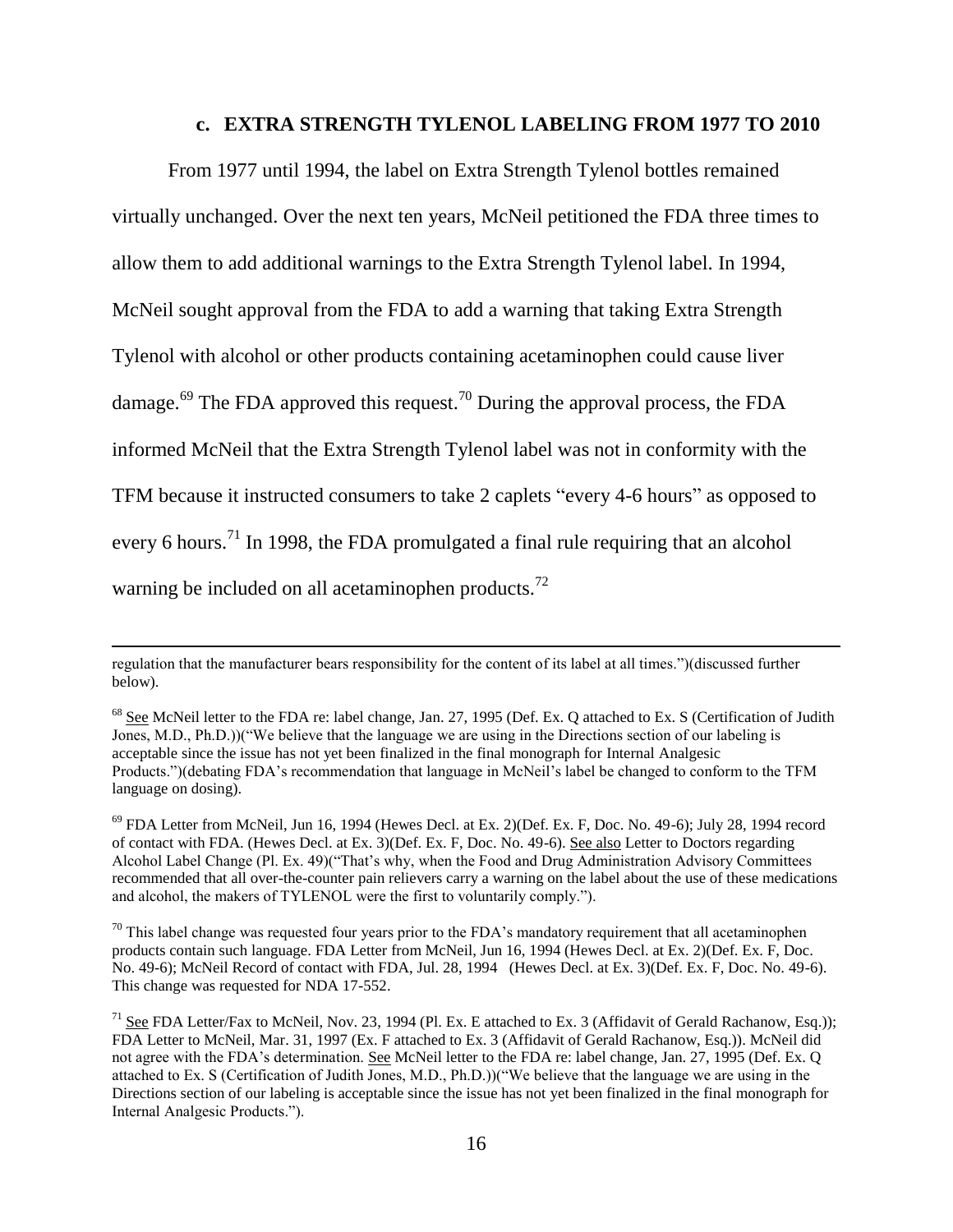### c. EXTRA STRENGTH TYLENOL LABELING FROM 1977 TO 2010

From 1977 until 1994, the label on Extra Strength Tylenol bottles remained virtually unchanged. Over the next ten years, McNeil petitioned the FDA three times to allow them to add additional warnings to the Extra Strength Tylenol label. In 1994, McNeil sought approval from the FDA to add a warning that taking Extra Strength Tylenol with alcohol or other products containing acetaminophen could cause liver damage.[69] The FDA approved this request.[70] During the approval process, the FDA informed McNeil that the Extra Strength Tylenol label was not in conformity with the TFM because it instructed consumers to take 2 caplets "every 4-6 hours" as opposed to every 6 hours.[71] In 1998, the FDA promulgated a final rule requiring that an alcohol warning be included on all acetaminophen products.[72]

---

regulation that the manufacturer bears responsibility for the content of its label at all times.")(discussed further below).

[68] See McNeil letter to the FDA re: label change, Jan. 27, 1995 (Def. Ex. Q attached to Ex. S (Certification of Judith Jones, M.D., Ph.D.))("We believe that the language we are using in the Directions section of our labeling is acceptable since the issue has not yet been finalized in the final monograph for Internal Analgesic Products.")(debating FDA's recommendation that language in McNeil's label be changed to conform to the TFM language on dosing).

[69] FDA Letter from McNeil, Jun 16, 1994 (Hewes Decl. at Ex. 2)(Def. Ex. F, Doc. No. 49-6); July 28, 1994 record of contact with FDA. (Hewes Decl. at Ex. 3)(Def. Ex. F, Doc. No. 49-6). See also Letter to Doctors regarding Alcohol Label Change (Pl. Ex. 49)("That's why, when the Food and Drug Administration Advisory Committees recommended that all over-the-counter pain relievers carry a warning on the label about the use of these medications and alcohol, the makers of TYLENOL were the first to voluntarily comply.").

[70] This label change was requested four years prior to the FDA's mandatory requirement that all acetaminophen products contain such language. FDA Letter from McNeil, Jun 16, 1994 (Hewes Decl. at Ex. 2)(Def. Ex. F, Doc. No. 49-6); McNeil Record of contact with FDA, Jul. 28, 1994 (Hewes Decl. at Ex. 3)(Def. Ex. F, Doc. No. 49-6). This change was requested for NDA 17-552.

[71] See FDA Letter/Fax to McNeil, Nov. 23, 1994 (Pl. Ex. E attached to Ex. 3 (Affidavit of Gerald Rachanow, Esq.)); FDA Letter to McNeil, Mar. 31, 1997 (Ex. F attached to Ex. 3 (Affidavit of Gerald Rachanow, Esq.)). McNeil did not agree with the FDA's determination. See McNeil letter to the FDA re: label change, Jan. 27, 1995 (Def. Ex. Q attached to Ex. S (Certification of Judith Jones, M.D., Ph.D.))("We believe that the language we are using in the Directions section of our labeling is acceptable since the issue has not yet been finalized in the final monograph for Internal Analgesic Products.").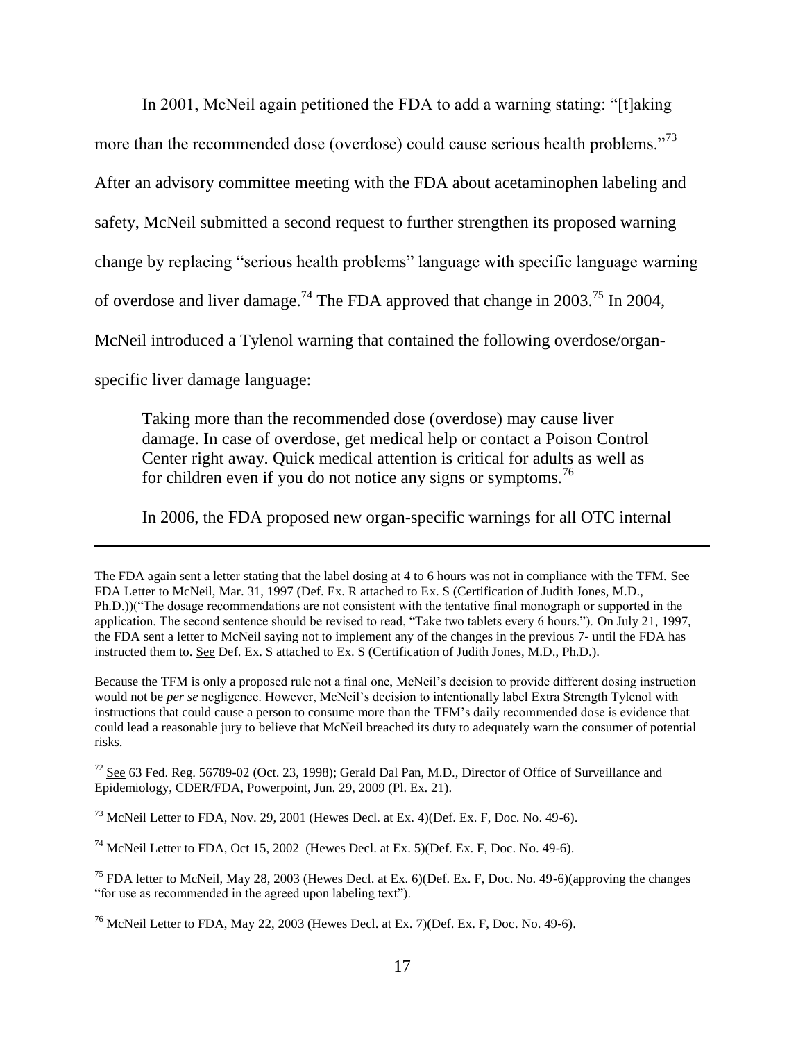In 2001, McNeil again petitioned the FDA to add a warning stating: "[t]aking more than the recommended dose (overdose) could cause serious health problems."[73] After an advisory committee meeting with the FDA about acetaminophen labeling and safety, McNeil submitted a second request to further strengthen its proposed warning change by replacing "serious health problems" language with specific language warning of overdose and liver damage.[74] The FDA approved that change in 2003.[75] In 2004, McNeil introduced a Tylenol warning that contained the following overdose/organ-specific liver damage language:

> Taking more than the recommended dose (overdose) may cause liver damage. In case of overdose, get medical help or contact a Poison Control Center right away. Quick medical attention is critical for adults as well as for children even if you do not notice any signs or symptoms.[76]

In 2006, the FDA proposed new organ-specific warnings for all OTC internal

---

The FDA again sent a letter stating that the label dosing at 4 to 6 hours was not in compliance with the TFM. See FDA Letter to McNeil, Mar. 31, 1997 (Def. Ex. R attached to Ex. S (Certification of Judith Jones, M.D., Ph.D.))("The dosage recommendations are not consistent with the tentative final monograph or supported in the application. The second sentence should be revised to read, "Take two tablets every 6 hours."). On July 21, 1997, the FDA sent a letter to McNeil saying not to implement any of the changes in the previous 7- until the FDA has instructed them to. See Def. Ex. S attached to Ex. S (Certification of Judith Jones, M.D., Ph.D.).

Because the TFM is only a proposed rule not a final one, McNeil's decision to provide different dosing instruction would not be *per se* negligence. However, McNeil's decision to intentionally label Extra Strength Tylenol with instructions that could cause a person to consume more than the TFM's daily recommended dose is evidence that could lead a reasonable jury to believe that McNeil breached its duty to adequately warn the consumer of potential risks.

[72] See 63 Fed. Reg. 56789-02 (Oct. 23, 1998); Gerald Dal Pan, M.D., Director of Office of Surveillance and Epidemiology, CDER/FDA, Powerpoint, Jun. 29, 2009 (Pl. Ex. 21).

[73] McNeil Letter to FDA, Nov. 29, 2001 (Hewes Decl. at Ex. 4)(Def. Ex. F, Doc. No. 49-6).

[74] McNeil Letter to FDA, Oct 15, 2002 (Hewes Decl. at Ex. 5)(Def. Ex. F, Doc. No. 49-6).

[75] FDA letter to McNeil, May 28, 2003 (Hewes Decl. at Ex. 6)(Def. Ex. F, Doc. No. 49-6)(approving the changes "for use as recommended in the agreed upon labeling text").

[76] McNeil Letter to FDA, May 22, 2003 (Hewes Decl. at Ex. 7)(Def. Ex. F, Doc. No. 49-6).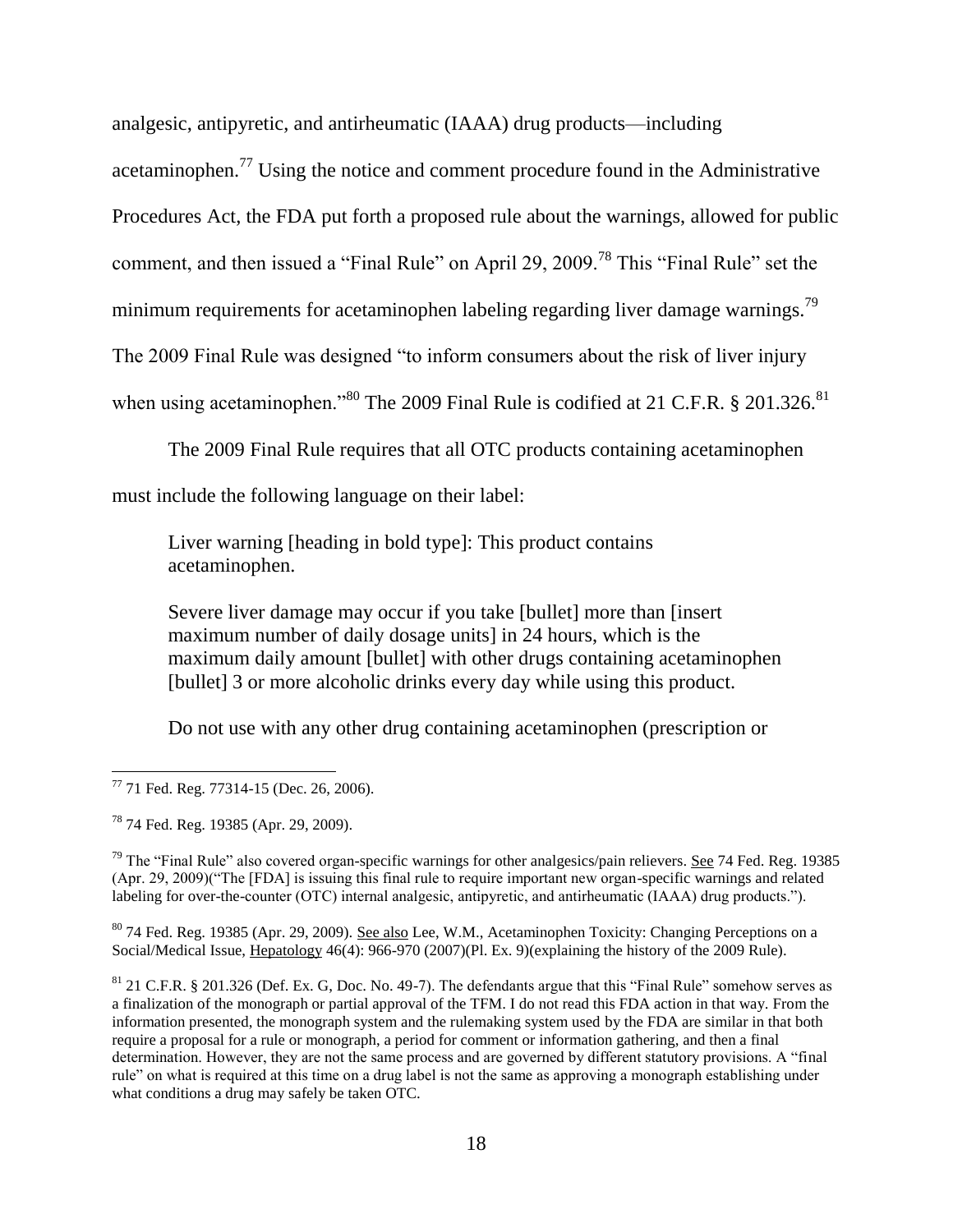analgesic, antipyretic, and antirheumatic (IAAA) drug products—including acetaminophen.[77] Using the notice and comment procedure found in the Administrative Procedures Act, the FDA put forth a proposed rule about the warnings, allowed for public comment, and then issued a "Final Rule" on April 29, 2009.[78] This "Final Rule" set the minimum requirements for acetaminophen labeling regarding liver damage warnings.[79] The 2009 Final Rule was designed "to inform consumers about the risk of liver injury when using acetaminophen."[80] The 2009 Final Rule is codified at 21 C.F.R. § 201.326.[81]

The 2009 Final Rule requires that all OTC products containing acetaminophen must include the following language on their label:

> Liver warning [heading in bold type]: This product contains acetaminophen.
>
> Severe liver damage may occur if you take [bullet] more than [insert maximum number of daily dosage units] in 24 hours, which is the maximum daily amount [bullet] with other drugs containing acetaminophen [bullet] 3 or more alcoholic drinks every day while using this product.
>
> Do not use with any other drug containing acetaminophen (prescription or

---

[77] 71 Fed. Reg. 77314-15 (Dec. 26, 2006).

[78] 74 Fed. Reg. 19385 (Apr. 29, 2009).

[79] The "Final Rule" also covered organ-specific warnings for other analgesics/pain relievers. See 74 Fed. Reg. 19385 (Apr. 29, 2009)("The [FDA] is issuing this final rule to require important new organ-specific warnings and related labeling for over-the-counter (OTC) internal analgesic, antipyretic, and antirheumatic (IAAA) drug products.").

[80] 74 Fed. Reg. 19385 (Apr. 29, 2009). See also Lee, W.M., Acetaminophen Toxicity: Changing Perceptions on a Social/Medical Issue, Hepatology 46(4): 966-970 (2007)(Pl. Ex. 9)(explaining the history of the 2009 Rule).

[81] 21 C.F.R. § 201.326 (Def. Ex. G, Doc. No. 49-7). The defendants argue that this "Final Rule" somehow serves as a finalization of the monograph or partial approval of the TFM. I do not read this FDA action in that way. From the information presented, the monograph system and the rulemaking system used by the FDA are similar in that both require a proposal for a rule or monograph, a period for comment or information gathering, and then a final determination. However, they are not the same process and are governed by different statutory provisions. A "final rule" on what is required at this time on a drug label is not the same as approving a monograph establishing under what conditions a drug may safely be taken OTC.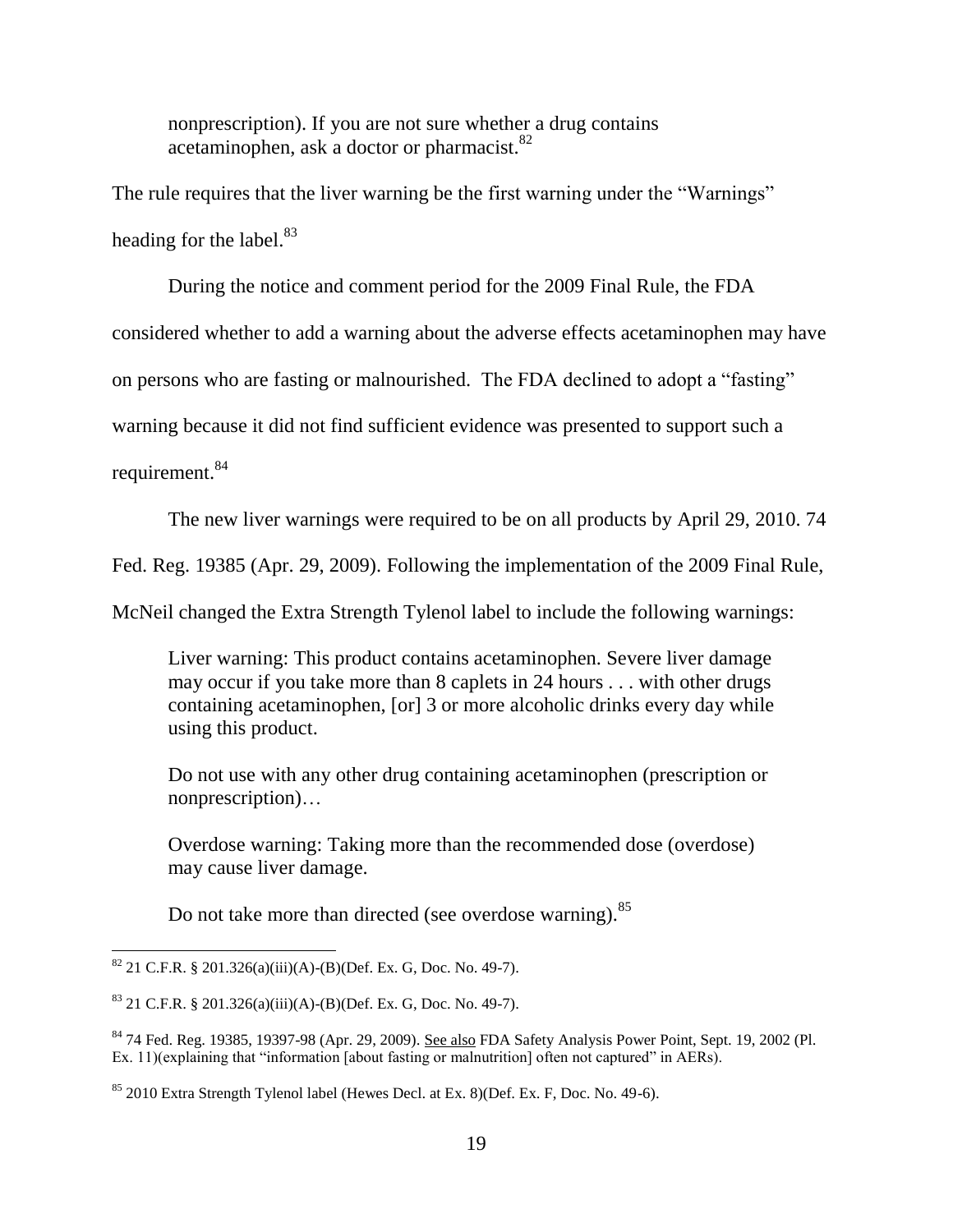> nonprescription). If you are not sure whether a drug contains acetaminophen, ask a doctor or pharmacist.[82]

The rule requires that the liver warning be the first warning under the "Warnings" heading for the label.[83]

During the notice and comment period for the 2009 Final Rule, the FDA considered whether to add a warning about the adverse effects acetaminophen may have on persons who are fasting or malnourished. The FDA declined to adopt a "fasting" warning because it did not find sufficient evidence was presented to support such a requirement.[84]

The new liver warnings were required to be on all products by April 29, 2010. 74 Fed. Reg. 19385 (Apr. 29, 2009). Following the implementation of the 2009 Final Rule, McNeil changed the Extra Strength Tylenol label to include the following warnings:

> Liver warning: This product contains acetaminophen. Severe liver damage may occur if you take more than 8 caplets in 24 hours . . . with other drugs containing acetaminophen, [or] 3 or more alcoholic drinks every day while using this product.
>
> Do not use with any other drug containing acetaminophen (prescription or nonprescription)…
>
> Overdose warning: Taking more than the recommended dose (overdose) may cause liver damage.
>
> Do not take more than directed (see overdose warning).[85]

---

[82] 21 C.F.R. § 201.326(a)(iii)(A)-(B)(Def. Ex. G, Doc. No. 49-7).

[83] 21 C.F.R. § 201.326(a)(iii)(A)-(B)(Def. Ex. G, Doc. No. 49-7).

[84] 74 Fed. Reg. 19385, 19397-98 (Apr. 29, 2009). See also FDA Safety Analysis Power Point, Sept. 19, 2002 (Pl. Ex. 11)(explaining that "information [about fasting or malnutrition] often not captured" in AERs).

[85] 2010 Extra Strength Tylenol label (Hewes Decl. at Ex. 8)(Def. Ex. F, Doc. No. 49-6).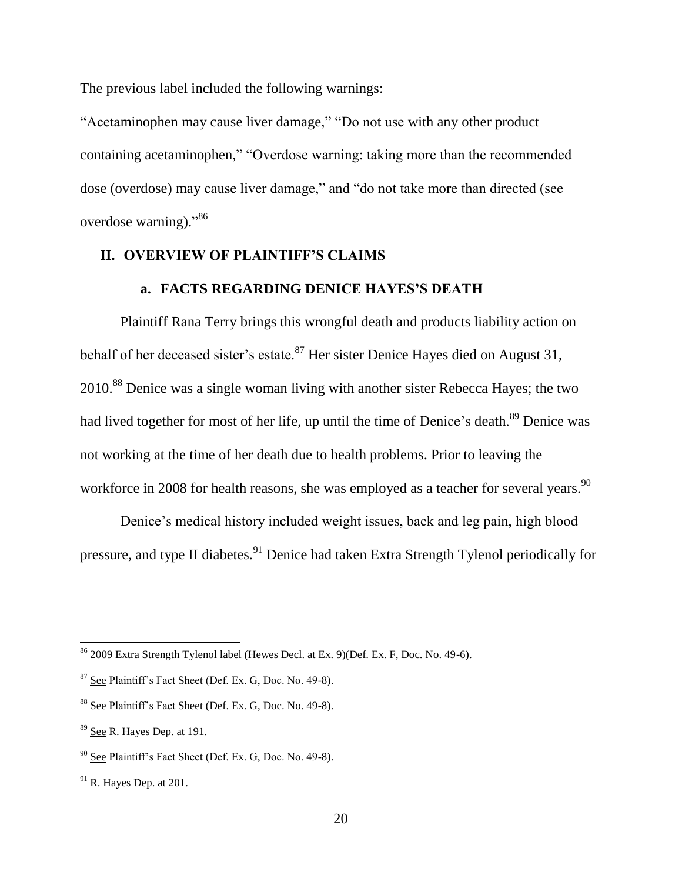The previous label included the following warnings:

"Acetaminophen may cause liver damage," "Do not use with any other product containing acetaminophen," "Overdose warning: taking more than the recommended dose (overdose) may cause liver damage," and "do not take more than directed (see overdose warning)."[86]

## II. OVERVIEW OF PLAINTIFF'S CLAIMS

### a. FACTS REGARDING DENICE HAYES'S DEATH

Plaintiff Rana Terry brings this wrongful death and products liability action on behalf of her deceased sister's estate.[87] Her sister Denice Hayes died on August 31, 2010.[88] Denice was a single woman living with another sister Rebecca Hayes; the two had lived together for most of her life, up until the time of Denice's death.[89] Denice was not working at the time of her death due to health problems. Prior to leaving the workforce in 2008 for health reasons, she was employed as a teacher for several years.[90]

Denice's medical history included weight issues, back and leg pain, high blood pressure, and type II diabetes.[91] Denice had taken Extra Strength Tylenol periodically for

---

[86] 2009 Extra Strength Tylenol label (Hewes Decl. at Ex. 9)(Def. Ex. F, Doc. No. 49-6).

[87] See Plaintiff's Fact Sheet (Def. Ex. G, Doc. No. 49-8).

[88] See Plaintiff's Fact Sheet (Def. Ex. G, Doc. No. 49-8).

[89] See R. Hayes Dep. at 191.

[90] See Plaintiff's Fact Sheet (Def. Ex. G, Doc. No. 49-8).

[91] R. Hayes Dep. at 201.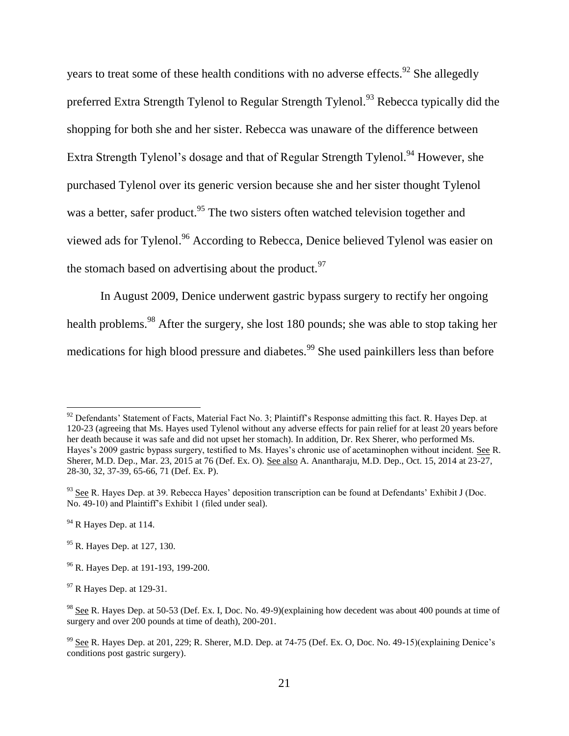years to treat some of these health conditions with no adverse effects.[92] She allegedly preferred Extra Strength Tylenol to Regular Strength Tylenol.[93] Rebecca typically did the shopping for both she and her sister. Rebecca was unaware of the difference between Extra Strength Tylenol's dosage and that of Regular Strength Tylenol.[94] However, she purchased Tylenol over its generic version because she and her sister thought Tylenol was a better, safer product.[95] The two sisters often watched television together and viewed ads for Tylenol.[96] According to Rebecca, Denice believed Tylenol was easier on the stomach based on advertising about the product.[97]

In August 2009, Denice underwent gastric bypass surgery to rectify her ongoing health problems.[98] After the surgery, she lost 180 pounds; she was able to stop taking her medications for high blood pressure and diabetes.[99] She used painkillers less than before

---

[92] Defendants' Statement of Facts, Material Fact No. 3; Plaintiff's Response admitting this fact. R. Hayes Dep. at 120-23 (agreeing that Ms. Hayes used Tylenol without any adverse effects for pain relief for at least 20 years before her death because it was safe and did not upset her stomach). In addition, Dr. Rex Sherer, who performed Ms. Hayes's 2009 gastric bypass surgery, testified to Ms. Hayes's chronic use of acetaminophen without incident. See R. Sherer, M.D. Dep., Mar. 23, 2015 at 76 (Def. Ex. O). See also A. Anantharaju, M.D. Dep., Oct. 15, 2014 at 23-27, 28-30, 32, 37-39, 65-66, 71 (Def. Ex. P).

[93] See R. Hayes Dep. at 39. Rebecca Hayes' deposition transcription can be found at Defendants' Exhibit J (Doc. No. 49-10) and Plaintiff's Exhibit 1 (filed under seal).

[94] R Hayes Dep. at 114.

[95] R. Hayes Dep. at 127, 130.

[96] R. Hayes Dep. at 191-193, 199-200.

[97] R Hayes Dep. at 129-31.

[98] See R. Hayes Dep. at 50-53 (Def. Ex. I, Doc. No. 49-9)(explaining how decedent was about 400 pounds at time of surgery and over 200 pounds at time of death), 200-201.

[99] See R. Hayes Dep. at 201, 229; R. Sherer, M.D. Dep. at 74-75 (Def. Ex. O, Doc. No. 49-15)(explaining Denice's conditions post gastric surgery).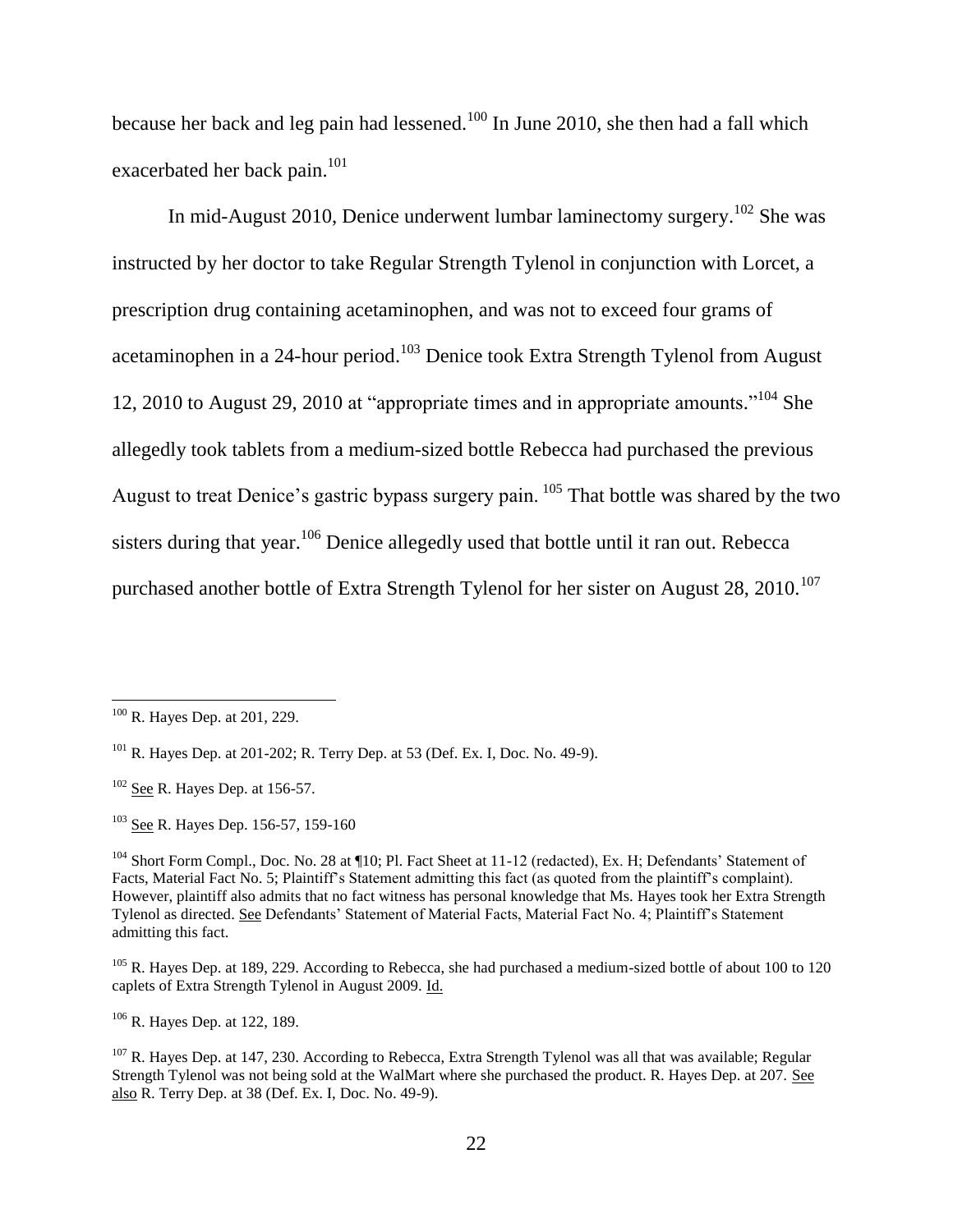because her back and leg pain had lessened.[100] In June 2010, she then had a fall which exacerbated her back pain.[101]

In mid-August 2010, Denice underwent lumbar laminectomy surgery.[102] She was instructed by her doctor to take Regular Strength Tylenol in conjunction with Lorcet, a prescription drug containing acetaminophen, and was not to exceed four grams of acetaminophen in a 24-hour period.[103] Denice took Extra Strength Tylenol from August 12, 2010 to August 29, 2010 at "appropriate times and in appropriate amounts."[104] She allegedly took tablets from a medium-sized bottle Rebecca had purchased the previous August to treat Denice's gastric bypass surgery pain. [105] That bottle was shared by the two sisters during that year.[106] Denice allegedly used that bottle until it ran out. Rebecca purchased another bottle of Extra Strength Tylenol for her sister on August 28, 2010.[107]

---

[100] R. Hayes Dep. at 201, 229.

[101] R. Hayes Dep. at 201-202; R. Terry Dep. at 53 (Def. Ex. I, Doc. No. 49-9).

[102] See R. Hayes Dep. at 156-57.

[103] See R. Hayes Dep. 156-57, 159-160

[104] Short Form Compl., Doc. No. 28 at ¶10; Pl. Fact Sheet at 11-12 (redacted), Ex. H; Defendants' Statement of Facts, Material Fact No. 5; Plaintiff's Statement admitting this fact (as quoted from the plaintiff's complaint). However, plaintiff also admits that no fact witness has personal knowledge that Ms. Hayes took her Extra Strength Tylenol as directed. See Defendants' Statement of Material Facts, Material Fact No. 4; Plaintiff's Statement admitting this fact.

[105] R. Hayes Dep. at 189, 229. According to Rebecca, she had purchased a medium-sized bottle of about 100 to 120 caplets of Extra Strength Tylenol in August 2009. Id.

[106] R. Hayes Dep. at 122, 189.

[107] R. Hayes Dep. at 147, 230. According to Rebecca, Extra Strength Tylenol was all that was available; Regular Strength Tylenol was not being sold at the WalMart where she purchased the product. R. Hayes Dep. at 207. See also R. Terry Dep. at 38 (Def. Ex. I, Doc. No. 49-9).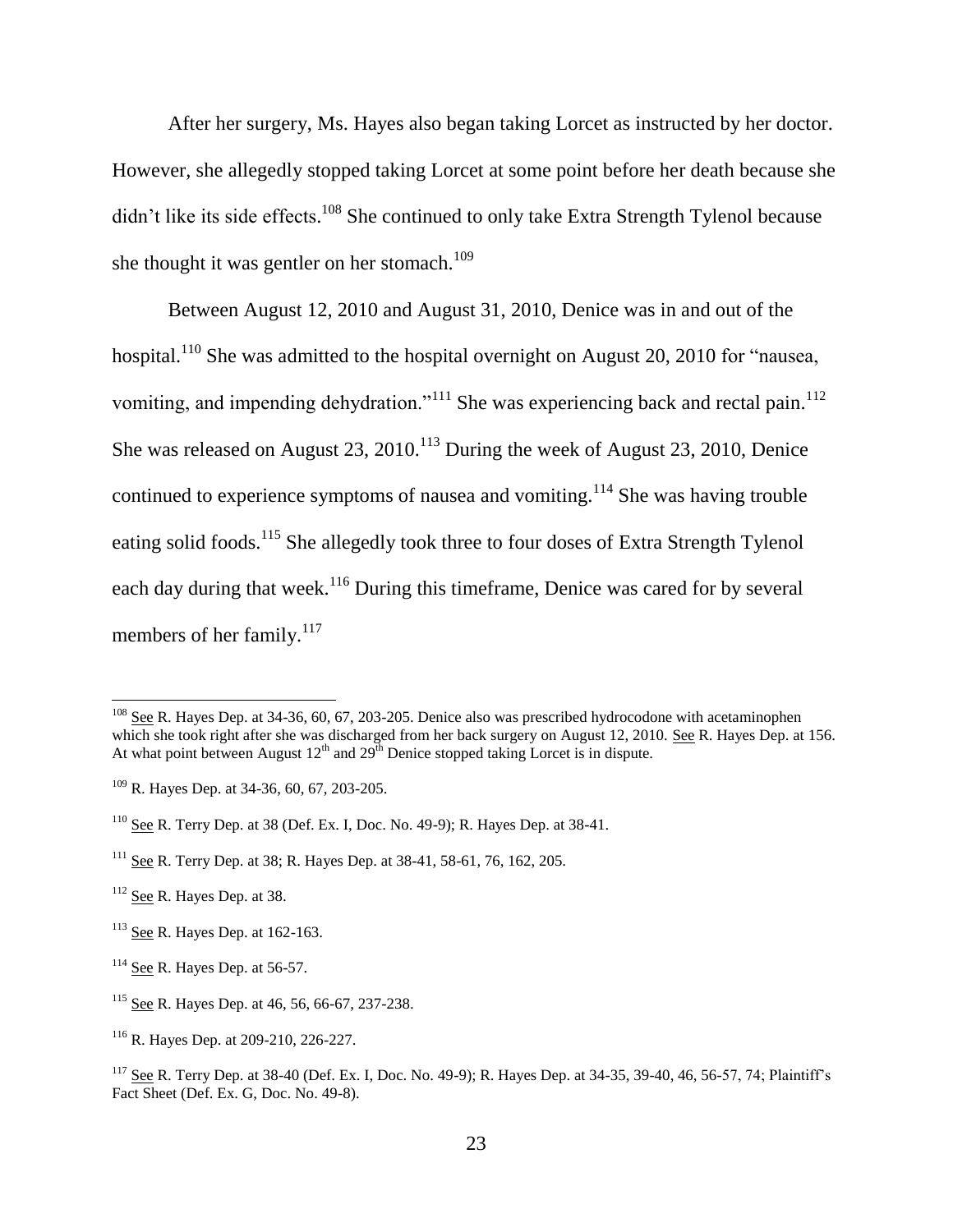After her surgery, Ms. Hayes also began taking Lorcet as instructed by her doctor. However, she allegedly stopped taking Lorcet at some point before her death because she didn't like its side effects.[108] She continued to only take Extra Strength Tylenol because she thought it was gentler on her stomach.[109]

Between August 12, 2010 and August 31, 2010, Denice was in and out of the hospital.[110] She was admitted to the hospital overnight on August 20, 2010 for "nausea, vomiting, and impending dehydration."[111] She was experiencing back and rectal pain.[112] She was released on August 23, 2010.[113] During the week of August 23, 2010, Denice continued to experience symptoms of nausea and vomiting.[114] She was having trouble eating solid foods.[115] She allegedly took three to four doses of Extra Strength Tylenol each day during that week.[116] During this timeframe, Denice was cared for by several members of her family.[117]

---

[108] See R. Hayes Dep. at 34-36, 60, 67, 203-205. Denice also was prescribed hydrocodone with acetaminophen which she took right after she was discharged from her back surgery on August 12, 2010. See R. Hayes Dep. at 156. At what point between August 12th and 29th Denice stopped taking Lorcet is in dispute.

[109] R. Hayes Dep. at 34-36, 60, 67, 203-205.

[110] See R. Terry Dep. at 38 (Def. Ex. I, Doc. No. 49-9); R. Hayes Dep. at 38-41.

[111] See R. Terry Dep. at 38; R. Hayes Dep. at 38-41, 58-61, 76, 162, 205.

[112] See R. Hayes Dep. at 38.

[113] See R. Hayes Dep. at 162-163.

[114] See R. Hayes Dep. at 56-57.

[115] See R. Hayes Dep. at 46, 56, 66-67, 237-238.

[116] R. Hayes Dep. at 209-210, 226-227.

[117] See R. Terry Dep. at 38-40 (Def. Ex. I, Doc. No. 49-9); R. Hayes Dep. at 34-35, 39-40, 46, 56-57, 74; Plaintiff's Fact Sheet (Def. Ex. G, Doc. No. 49-8).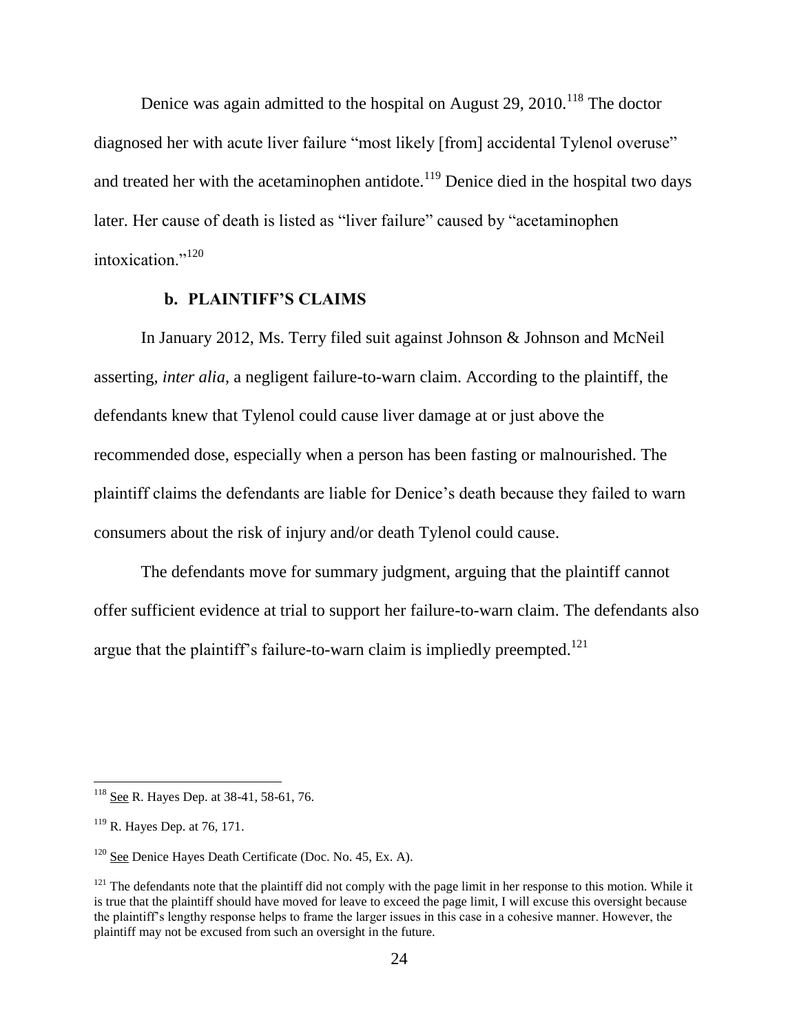Denice was again admitted to the hospital on August 29, 2010.[118] The doctor diagnosed her with acute liver failure "most likely [from] accidental Tylenol overuse" and treated her with the acetaminophen antidote.[119] Denice died in the hospital two days later. Her cause of death is listed as "liver failure" caused by "acetaminophen intoxication."[120]

### b. PLAINTIFF'S CLAIMS

In January 2012, Ms. Terry filed suit against Johnson & Johnson and McNeil asserting, *inter alia*, a negligent failure-to-warn claim. According to the plaintiff, the defendants knew that Tylenol could cause liver damage at or just above the recommended dose, especially when a person has been fasting or malnourished. The plaintiff claims the defendants are liable for Denice's death because they failed to warn consumers about the risk of injury and/or death Tylenol could cause.

The defendants move for summary judgment, arguing that the plaintiff cannot offer sufficient evidence at trial to support her failure-to-warn claim. The defendants also argue that the plaintiff's failure-to-warn claim is impliedly preempted.[121]

---

[118] See R. Hayes Dep. at 38-41, 58-61, 76.

[119] R. Hayes Dep. at 76, 171.

[120] See Denice Hayes Death Certificate (Doc. No. 45, Ex. A).

[121] The defendants note that the plaintiff did not comply with the page limit in her response to this motion. While it is true that the plaintiff should have moved for leave to exceed the page limit, I will excuse this oversight because the plaintiff's lengthy response helps to frame the larger issues in this case in a cohesive manner. However, the plaintiff may not be excused from such an oversight in the future.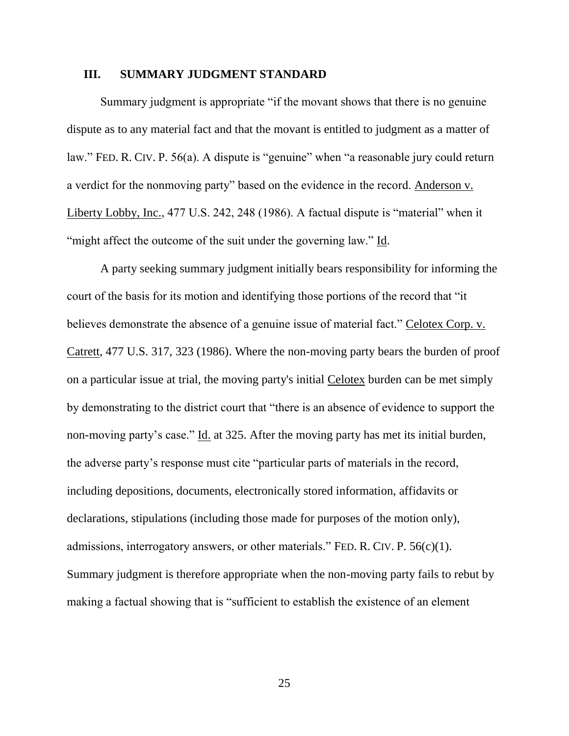## III. SUMMARY JUDGMENT STANDARD

Summary judgment is appropriate "if the movant shows that there is no genuine dispute as to any material fact and that the movant is entitled to judgment as a matter of law." FED. R. CIV. P. 56(a). A dispute is "genuine" when "a reasonable jury could return a verdict for the nonmoving party" based on the evidence in the record. Anderson v. Liberty Lobby, Inc., 477 U.S. 242, 248 (1986). A factual dispute is "material" when it "might affect the outcome of the suit under the governing law." Id.

A party seeking summary judgment initially bears responsibility for informing the court of the basis for its motion and identifying those portions of the record that "it believes demonstrate the absence of a genuine issue of material fact." Celotex Corp. v. Catrett, 477 U.S. 317, 323 (1986). Where the non-moving party bears the burden of proof on a particular issue at trial, the moving party's initial Celotex burden can be met simply by demonstrating to the district court that "there is an absence of evidence to support the non-moving party's case." Id. at 325. After the moving party has met its initial burden, the adverse party's response must cite "particular parts of materials in the record, including depositions, documents, electronically stored information, affidavits or declarations, stipulations (including those made for purposes of the motion only), admissions, interrogatory answers, or other materials." FED. R. CIV. P. 56(c)(1). Summary judgment is therefore appropriate when the non-moving party fails to rebut by making a factual showing that is "sufficient to establish the existence of an element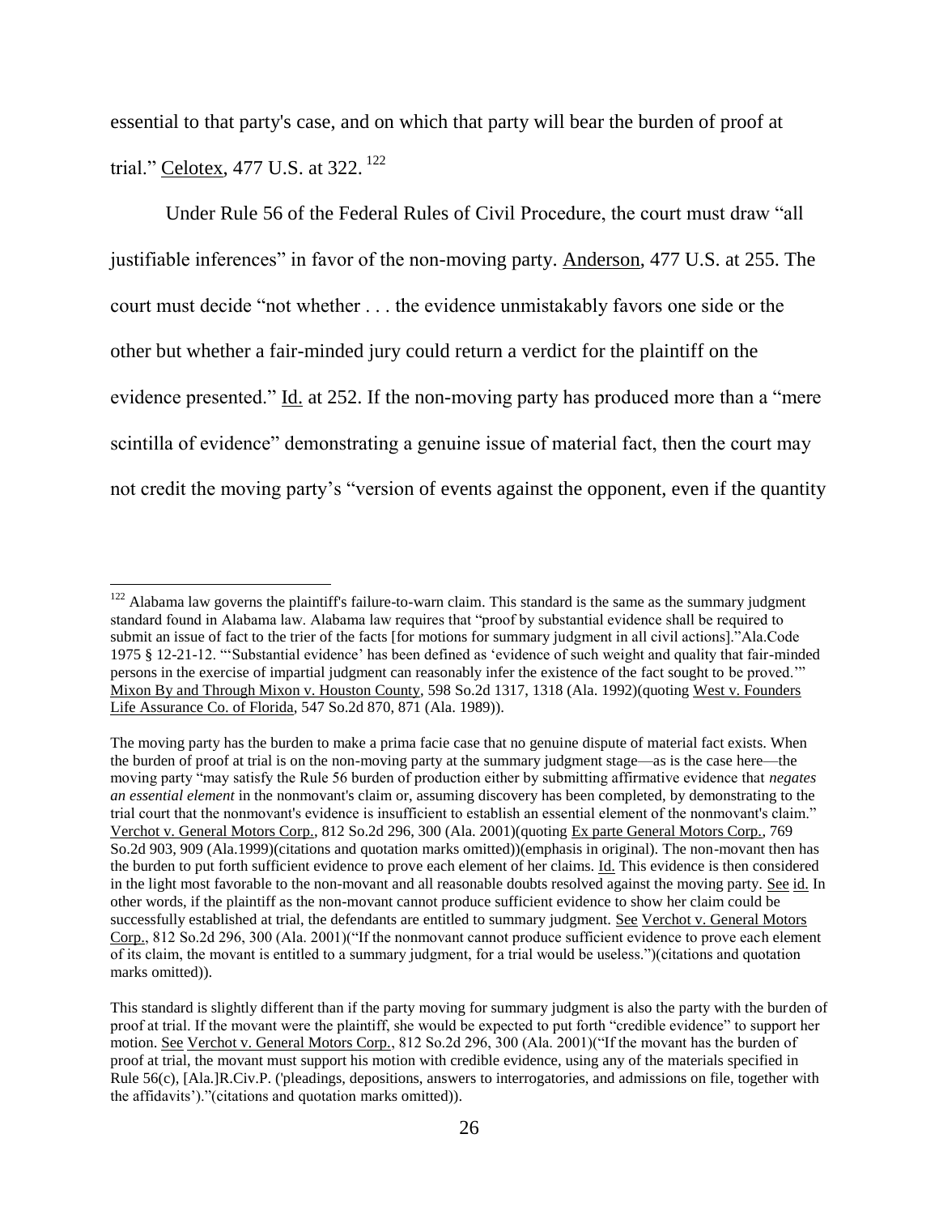essential to that party's case, and on which that party will bear the burden of proof at trial." Celotex, 477 U.S. at 322. [122]

Under Rule 56 of the Federal Rules of Civil Procedure, the court must draw "all justifiable inferences" in favor of the non-moving party. Anderson, 477 U.S. at 255. The court must decide "not whether . . . the evidence unmistakably favors one side or the other but whether a fair-minded jury could return a verdict for the plaintiff on the evidence presented." Id. at 252. If the non-moving party has produced more than a "mere scintilla of evidence" demonstrating a genuine issue of material fact, then the court may not credit the moving party's "version of events against the opponent, even if the quantity

---

[122] Alabama law governs the plaintiff's failure-to-warn claim. This standard is the same as the summary judgment standard found in Alabama law. Alabama law requires that "proof by substantial evidence shall be required to submit an issue of fact to the trier of the facts [for motions for summary judgment in all civil actions]."Ala.Code 1975 § 12-21-12. "'Substantial evidence' has been defined as 'evidence of such weight and quality that fair-minded persons in the exercise of impartial judgment can reasonably infer the existence of the fact sought to be proved.'" Mixon By and Through Mixon v. Houston County, 598 So.2d 1317, 1318 (Ala. 1992)(quoting West v. Founders Life Assurance Co. of Florida, 547 So.2d 870, 871 (Ala. 1989)).

The moving party has the burden to make a prima facie case that no genuine dispute of material fact exists. When the burden of proof at trial is on the non-moving party at the summary judgment stage—as is the case here—the moving party "may satisfy the Rule 56 burden of production either by submitting affirmative evidence that *negates an essential element* in the nonmovant's claim or, assuming discovery has been completed, by demonstrating to the trial court that the nonmovant's evidence is insufficient to establish an essential element of the nonmovant's claim." Verchot v. General Motors Corp., 812 So.2d 296, 300 (Ala. 2001)(quoting Ex parte General Motors Corp., 769 So.2d 903, 909 (Ala.1999)(citations and quotation marks omitted))(emphasis in original). The non-movant then has the burden to put forth sufficient evidence to prove each element of her claims. Id. This evidence is then considered in the light most favorable to the non-movant and all reasonable doubts resolved against the moving party. See id. In other words, if the plaintiff as the non-movant cannot produce sufficient evidence to show her claim could be successfully established at trial, the defendants are entitled to summary judgment. See Verchot v. General Motors Corp., 812 So.2d 296, 300 (Ala. 2001)("If the nonmovant cannot produce sufficient evidence to prove each element of its claim, the movant is entitled to a summary judgment, for a trial would be useless.")(citations and quotation marks omitted)).

This standard is slightly different than if the party moving for summary judgment is also the party with the burden of proof at trial. If the movant were the plaintiff, she would be expected to put forth "credible evidence" to support her motion. See Verchot v. General Motors Corp., 812 So.2d 296, 300 (Ala. 2001)("If the movant has the burden of proof at trial, the movant must support his motion with credible evidence, using any of the materials specified in Rule 56(c), [Ala.]R.Civ.P. ('pleadings, depositions, answers to interrogatories, and admissions on file, together with the affidavits')."(citations and quotation marks omitted)).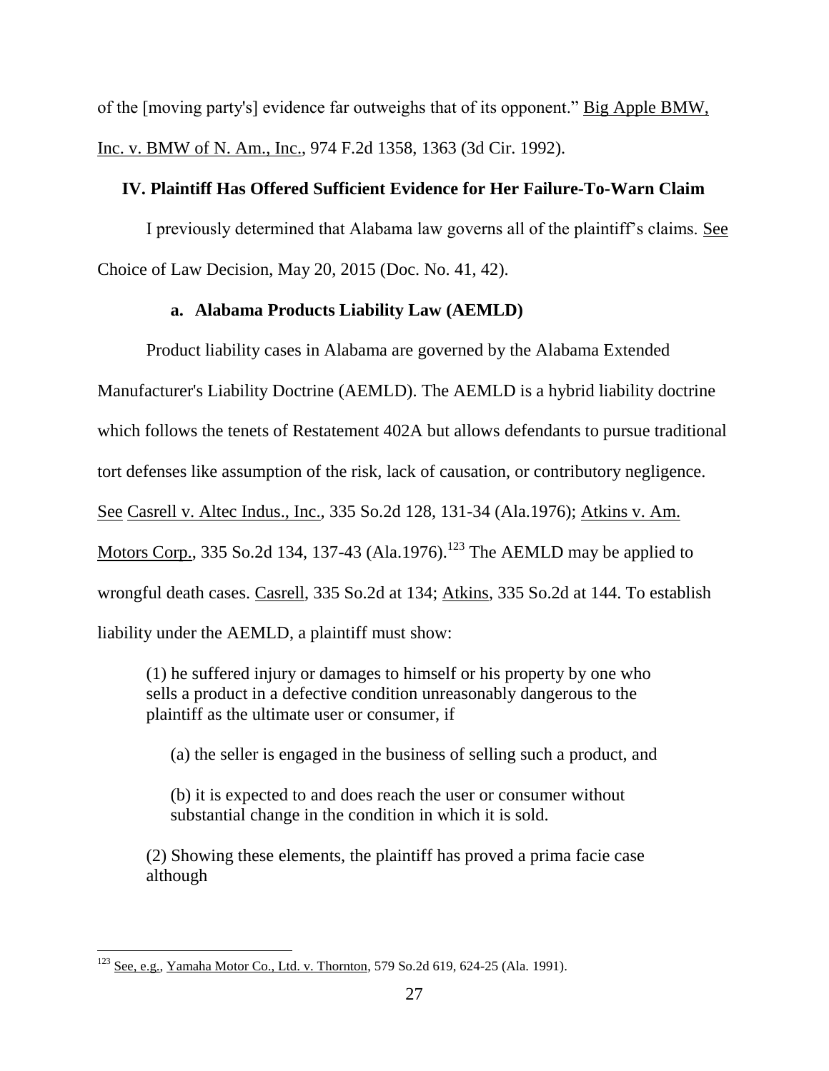of the [moving party's] evidence far outweighs that of its opponent." Big Apple BMW, Inc. v. BMW of N. Am., Inc., 974 F.2d 1358, 1363 (3d Cir. 1992).

## IV. Plaintiff Has Offered Sufficient Evidence for Her Failure-To-Warn Claim

I previously determined that Alabama law governs all of the plaintiff's claims. See Choice of Law Decision, May 20, 2015 (Doc. No. 41, 42).

### a. Alabama Products Liability Law (AEMLD)

Product liability cases in Alabama are governed by the Alabama Extended Manufacturer's Liability Doctrine (AEMLD). The AEMLD is a hybrid liability doctrine which follows the tenets of Restatement 402A but allows defendants to pursue traditional tort defenses like assumption of the risk, lack of causation, or contributory negligence. See Casrell v. Altec Indus., Inc., 335 So.2d 128, 131-34 (Ala.1976); Atkins v. Am. Motors Corp., 335 So.2d 134, 137-43 (Ala.1976).[123] The AEMLD may be applied to wrongful death cases. Casrell, 335 So.2d at 134; Atkins, 335 So.2d at 144. To establish liability under the AEMLD, a plaintiff must show:

> (1) he suffered injury or damages to himself or his property by one who sells a product in a defective condition unreasonably dangerous to the plaintiff as the ultimate user or consumer, if
>
> > (a) the seller is engaged in the business of selling such a product, and
> >
> > (b) it is expected to and does reach the user or consumer without substantial change in the condition in which it is sold.
>
> (2) Showing these elements, the plaintiff has proved a prima facie case although

---

[123] See, e.g., Yamaha Motor Co., Ltd. v. Thornton, 579 So.2d 619, 624-25 (Ala. 1991).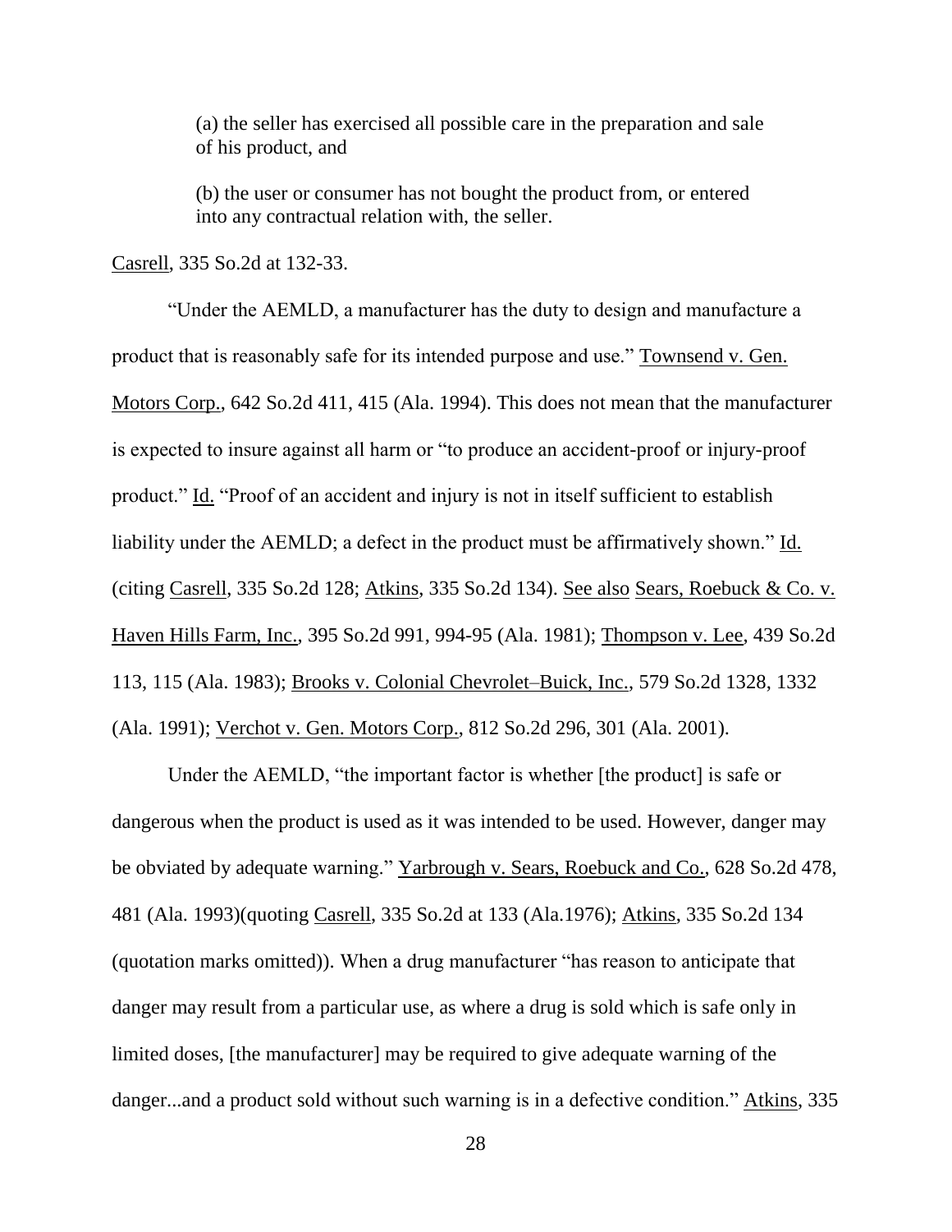> (a) the seller has exercised all possible care in the preparation and sale of his product, and
>
> (b) the user or consumer has not bought the product from, or entered into any contractual relation with, the seller.

Casrell, 335 So.2d at 132-33.

"Under the AEMLD, a manufacturer has the duty to design and manufacture a product that is reasonably safe for its intended purpose and use." Townsend v. Gen. Motors Corp., 642 So.2d 411, 415 (Ala. 1994). This does not mean that the manufacturer is expected to insure against all harm or "to produce an accident-proof or injury-proof product." Id. "Proof of an accident and injury is not in itself sufficient to establish liability under the AEMLD; a defect in the product must be affirmatively shown." Id. (citing Casrell, 335 So.2d 128; Atkins, 335 So.2d 134). See also Sears, Roebuck & Co. v. Haven Hills Farm, Inc., 395 So.2d 991, 994-95 (Ala. 1981); Thompson v. Lee, 439 So.2d 113, 115 (Ala. 1983); Brooks v. Colonial Chevrolet–Buick, Inc., 579 So.2d 1328, 1332 (Ala. 1991); Verchot v. Gen. Motors Corp., 812 So.2d 296, 301 (Ala. 2001).

Under the AEMLD, "the important factor is whether [the product] is safe or dangerous when the product is used as it was intended to be used. However, danger may be obviated by adequate warning." Yarbrough v. Sears, Roebuck and Co., 628 So.2d 478, 481 (Ala. 1993)(quoting Casrell, 335 So.2d at 133 (Ala.1976); Atkins, 335 So.2d 134 (quotation marks omitted)). When a drug manufacturer "has reason to anticipate that danger may result from a particular use, as where a drug is sold which is safe only in limited doses, [the manufacturer] may be required to give adequate warning of the danger...and a product sold without such warning is in a defective condition." Atkins, 335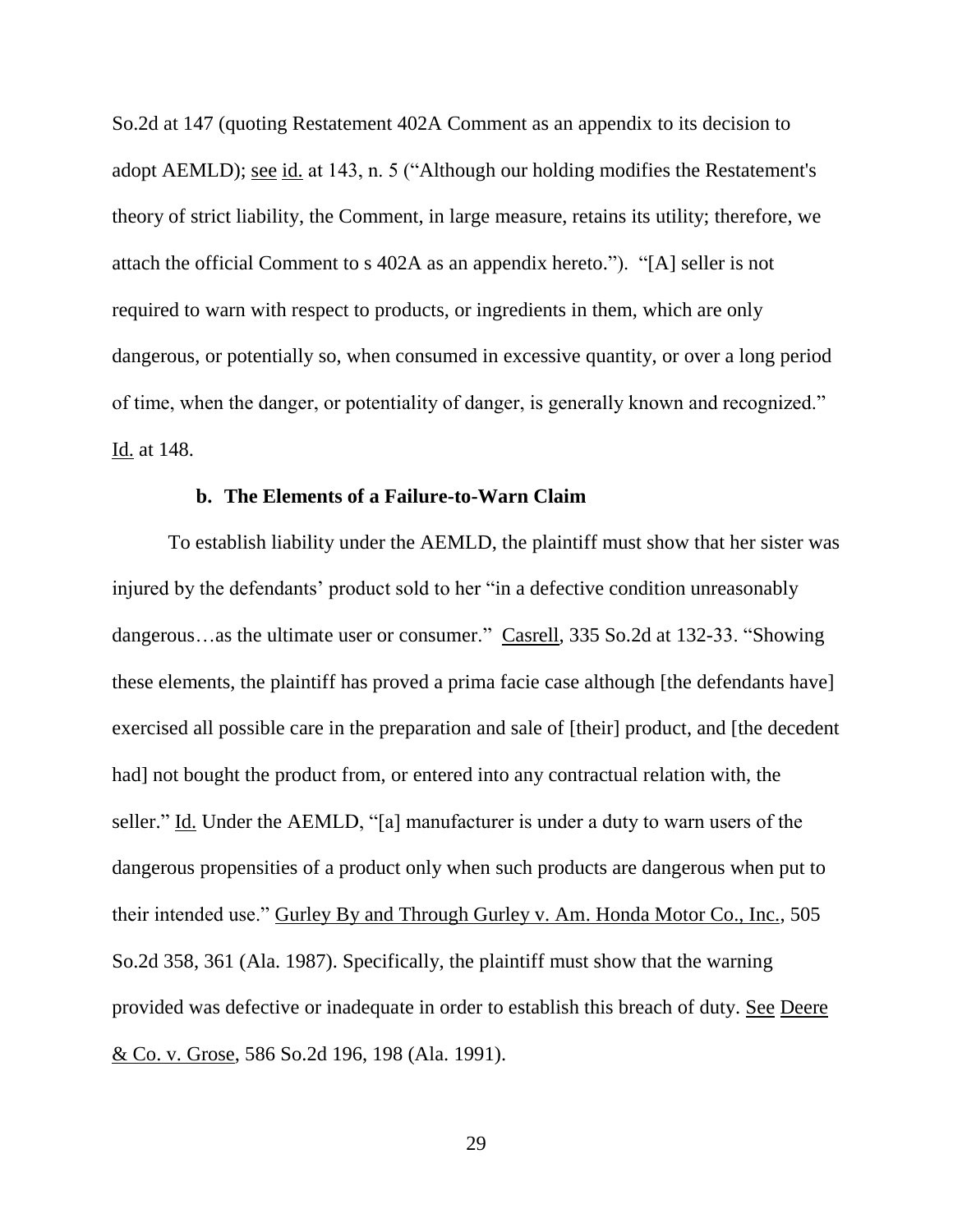So.2d at 147 (quoting Restatement 402A Comment as an appendix to its decision to adopt AEMLD); see id. at 143, n. 5 ("Although our holding modifies the Restatement's theory of strict liability, the Comment, in large measure, retains its utility; therefore, we attach the official Comment to s 402A as an appendix hereto."). "[A] seller is not required to warn with respect to products, or ingredients in them, which are only dangerous, or potentially so, when consumed in excessive quantity, or over a long period of time, when the danger, or potentiality of danger, is generally known and recognized." Id. at 148.

### b. The Elements of a Failure-to-Warn Claim

To establish liability under the AEMLD, the plaintiff must show that her sister was injured by the defendants' product sold to her "in a defective condition unreasonably dangerous…as the ultimate user or consumer." Casrell, 335 So.2d at 132-33. "Showing these elements, the plaintiff has proved a prima facie case although [the defendants have] exercised all possible care in the preparation and sale of [their] product, and [the decedent had] not bought the product from, or entered into any contractual relation with, the seller." Id. Under the AEMLD, "[a] manufacturer is under a duty to warn users of the dangerous propensities of a product only when such products are dangerous when put to their intended use." Gurley By and Through Gurley v. Am. Honda Motor Co., Inc., 505 So.2d 358, 361 (Ala. 1987). Specifically, the plaintiff must show that the warning provided was defective or inadequate in order to establish this breach of duty. See Deere & Co. v. Grose, 586 So.2d 196, 198 (Ala. 1991).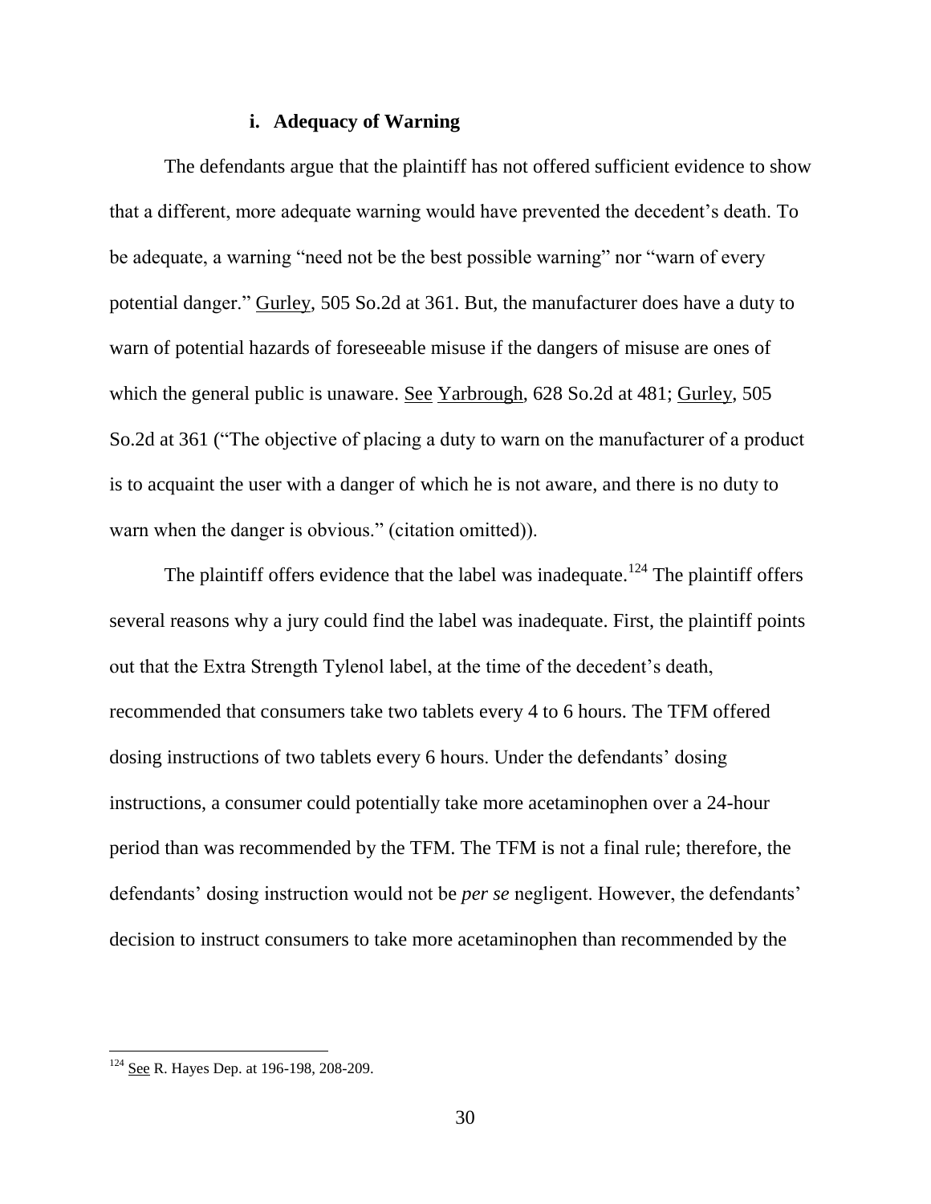#### i. Adequacy of Warning

The defendants argue that the plaintiff has not offered sufficient evidence to show that a different, more adequate warning would have prevented the decedent's death. To be adequate, a warning "need not be the best possible warning" nor "warn of every potential danger." Gurley, 505 So.2d at 361. But, the manufacturer does have a duty to warn of potential hazards of foreseeable misuse if the dangers of misuse are ones of which the general public is unaware. See Yarbrough, 628 So.2d at 481; Gurley, 505 So.2d at 361 ("The objective of placing a duty to warn on the manufacturer of a product is to acquaint the user with a danger of which he is not aware, and there is no duty to warn when the danger is obvious." (citation omitted)).

The plaintiff offers evidence that the label was inadequate.[124] The plaintiff offers several reasons why a jury could find the label was inadequate. First, the plaintiff points out that the Extra Strength Tylenol label, at the time of the decedent's death, recommended that consumers take two tablets every 4 to 6 hours. The TFM offered dosing instructions of two tablets every 6 hours. Under the defendants' dosing instructions, a consumer could potentially take more acetaminophen over a 24-hour period than was recommended by the TFM. The TFM is not a final rule; therefore, the defendants' dosing instruction would not be *per se* negligent. However, the defendants' decision to instruct consumers to take more acetaminophen than recommended by the

---

[124] See R. Hayes Dep. at 196-198, 208-209.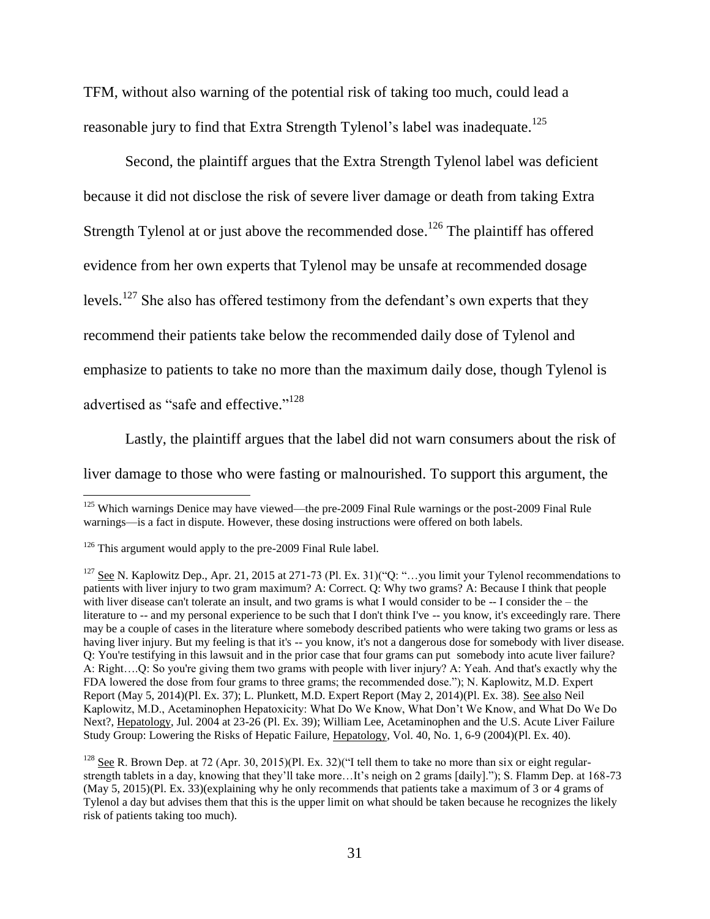TFM, without also warning of the potential risk of taking too much, could lead a reasonable jury to find that Extra Strength Tylenol's label was inadequate.[125]

Second, the plaintiff argues that the Extra Strength Tylenol label was deficient because it did not disclose the risk of severe liver damage or death from taking Extra Strength Tylenol at or just above the recommended dose.[126] The plaintiff has offered evidence from her own experts that Tylenol may be unsafe at recommended dosage levels.[127] She also has offered testimony from the defendant's own experts that they recommend their patients take below the recommended daily dose of Tylenol and emphasize to patients to take no more than the maximum daily dose, though Tylenol is advertised as "safe and effective."[128]

Lastly, the plaintiff argues that the label did not warn consumers about the risk of liver damage to those who were fasting or malnourished. To support this argument, the

---

[125] Which warnings Denice may have viewed—the pre-2009 Final Rule warnings or the post-2009 Final Rule warnings—is a fact in dispute. However, these dosing instructions were offered on both labels.

[126] This argument would apply to the pre-2009 Final Rule label.

[127] See N. Kaplowitz Dep., Apr. 21, 2015 at 271-73 (Pl. Ex. 31)("Q: "…you limit your Tylenol recommendations to patients with liver injury to two gram maximum? A: Correct. Q: Why two grams? A: Because I think that people with liver disease can't tolerate an insult, and two grams is what I would consider to be -- I consider the – the literature to -- and my personal experience to be such that I don't think I've -- you know, it's exceedingly rare. There may be a couple of cases in the literature where somebody described patients who were taking two grams or less as having liver injury. But my feeling is that it's -- you know, it's not a dangerous dose for somebody with liver disease. Q: You're testifying in this lawsuit and in the prior case that four grams can put somebody into acute liver failure? A: Right….Q: So you're giving them two grams with people with liver injury? A: Yeah. And that's exactly why the FDA lowered the dose from four grams to three grams; the recommended dose."); N. Kaplowitz, M.D. Expert Report (May 5, 2014)(Pl. Ex. 37); L. Plunkett, M.D. Expert Report (May 2, 2014)(Pl. Ex. 38). See also Neil Kaplowitz, M.D., Acetaminophen Hepatoxicity: What Do We Know, What Don't We Know, and What Do We Do Next?, Hepatology, Jul. 2004 at 23-26 (Pl. Ex. 39); William Lee, Acetaminophen and the U.S. Acute Liver Failure Study Group: Lowering the Risks of Hepatic Failure, Hepatology, Vol. 40, No. 1, 6-9 (2004)(Pl. Ex. 40).

[128] See R. Brown Dep. at 72 (Apr. 30, 2015)(Pl. Ex. 32)("I tell them to take no more than six or eight regular-strength tablets in a day, knowing that they'll take more…It's neigh on 2 grams [daily]."); S. Flamm Dep. at 168-73 (May 5, 2015)(Pl. Ex. 33)(explaining why he only recommends that patients take a maximum of 3 or 4 grams of Tylenol a day but advises them that this is the upper limit on what should be taken because he recognizes the likely risk of patients taking too much).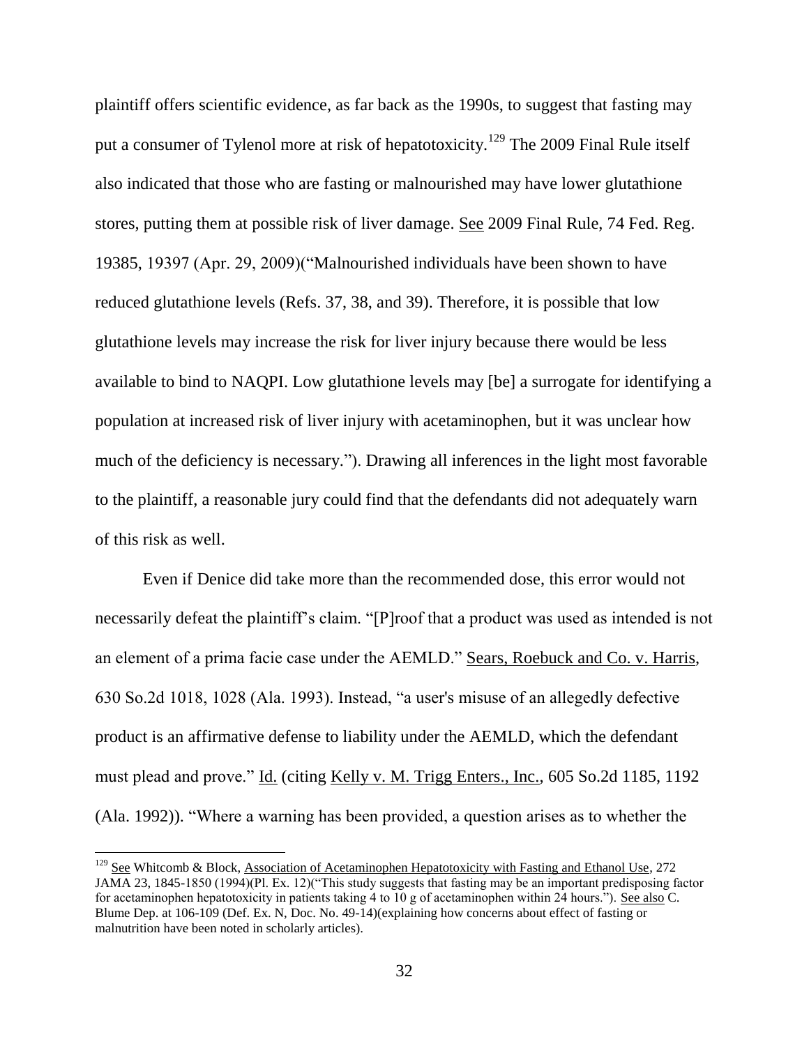plaintiff offers scientific evidence, as far back as the 1990s, to suggest that fasting may put a consumer of Tylenol more at risk of hepatotoxicity.[129] The 2009 Final Rule itself also indicated that those who are fasting or malnourished may have lower glutathione stores, putting them at possible risk of liver damage. See 2009 Final Rule, 74 Fed. Reg. 19385, 19397 (Apr. 29, 2009)("Malnourished individuals have been shown to have reduced glutathione levels (Refs. 37, 38, and 39). Therefore, it is possible that low glutathione levels may increase the risk for liver injury because there would be less available to bind to NAQPI. Low glutathione levels may [be] a surrogate for identifying a population at increased risk of liver injury with acetaminophen, but it was unclear how much of the deficiency is necessary."). Drawing all inferences in the light most favorable to the plaintiff, a reasonable jury could find that the defendants did not adequately warn of this risk as well.

Even if Denice did take more than the recommended dose, this error would not necessarily defeat the plaintiff's claim. "[P]roof that a product was used as intended is not an element of a prima facie case under the AEMLD." Sears, Roebuck and Co. v. Harris, 630 So.2d 1018, 1028 (Ala. 1993). Instead, "a user's misuse of an allegedly defective product is an affirmative defense to liability under the AEMLD, which the defendant must plead and prove." Id. (citing Kelly v. M. Trigg Enters., Inc., 605 So.2d 1185, 1192 (Ala. 1992)). "Where a warning has been provided, a question arises as to whether the

---

[129] See Whitcomb & Block, Association of Acetaminophen Hepatotoxicity with Fasting and Ethanol Use, 272 JAMA 23, 1845-1850 (1994)(Pl. Ex. 12)("This study suggests that fasting may be an important predisposing factor for acetaminophen hepatotoxicity in patients taking 4 to 10 g of acetaminophen within 24 hours."). See also C. Blume Dep. at 106-109 (Def. Ex. N, Doc. No. 49-14)(explaining how concerns about effect of fasting or malnutrition have been noted in scholarly articles).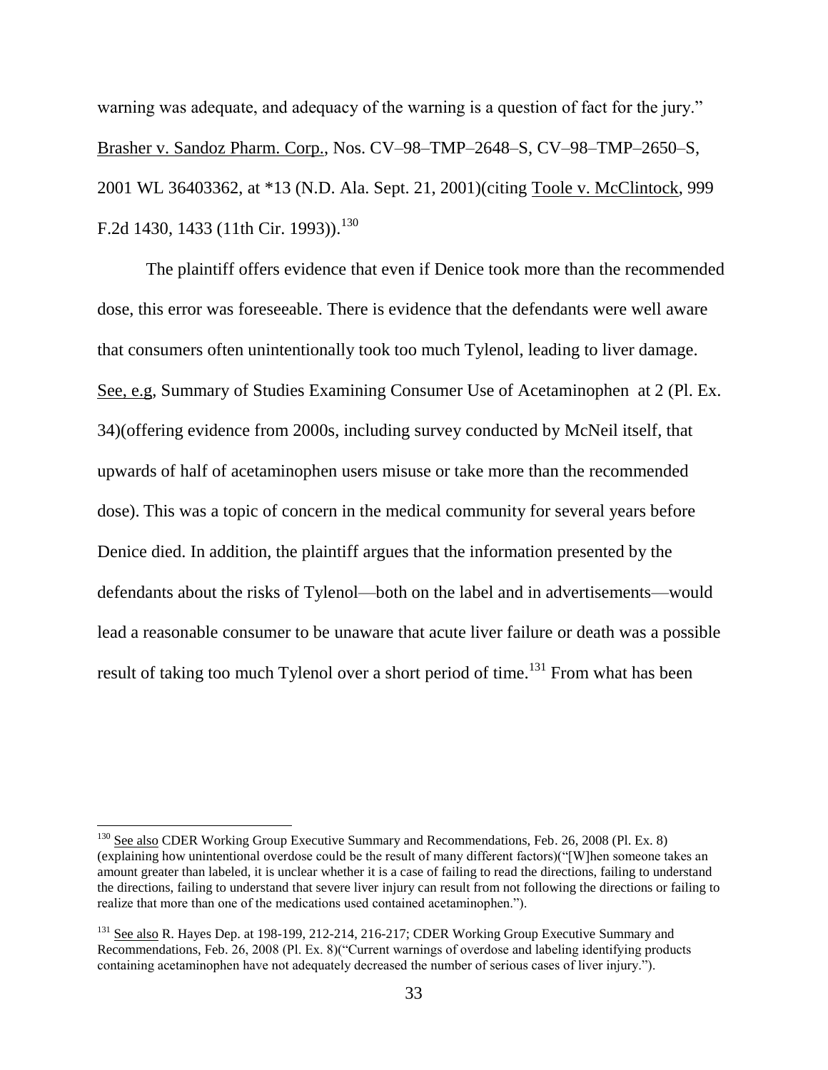warning was adequate, and adequacy of the warning is a question of fact for the jury." Brasher v. Sandoz Pharm. Corp., Nos. CV–98–TMP–2648–S, CV–98–TMP–2650–S, 2001 WL 36403362, at *13 (N.D. Ala. Sept. 21, 2001)(citing Toole v. McClintock, 999 F.2d 1430, 1433 (11th Cir. 1993)).[130]

The plaintiff offers evidence that even if Denice took more than the recommended dose, this error was foreseeable. There is evidence that the defendants were well aware that consumers often unintentionally took too much Tylenol, leading to liver damage. See, e.g, Summary of Studies Examining Consumer Use of Acetaminophen at 2 (Pl. Ex. 34)(offering evidence from 2000s, including survey conducted by McNeil itself, that upwards of half of acetaminophen users misuse or take more than the recommended dose). This was a topic of concern in the medical community for several years before Denice died. In addition, the plaintiff argues that the information presented by the defendants about the risks of Tylenol—both on the label and in advertisements—would lead a reasonable consumer to be unaware that acute liver failure or death was a possible result of taking too much Tylenol over a short period of time.[131] From what has been

---

[130] See also CDER Working Group Executive Summary and Recommendations, Feb. 26, 2008 (Pl. Ex. 8) (explaining how unintentional overdose could be the result of many different factors)("[W]hen someone takes an amount greater than labeled, it is unclear whether it is a case of failing to read the directions, failing to understand the directions, failing to understand that severe liver injury can result from not following the directions or failing to realize that more than one of the medications used contained acetaminophen.").

[131] See also R. Hayes Dep. at 198-199, 212-214, 216-217; CDER Working Group Executive Summary and Recommendations, Feb. 26, 2008 (Pl. Ex. 8)("Current warnings of overdose and labeling identifying products containing acetaminophen have not adequately decreased the number of serious cases of liver injury.").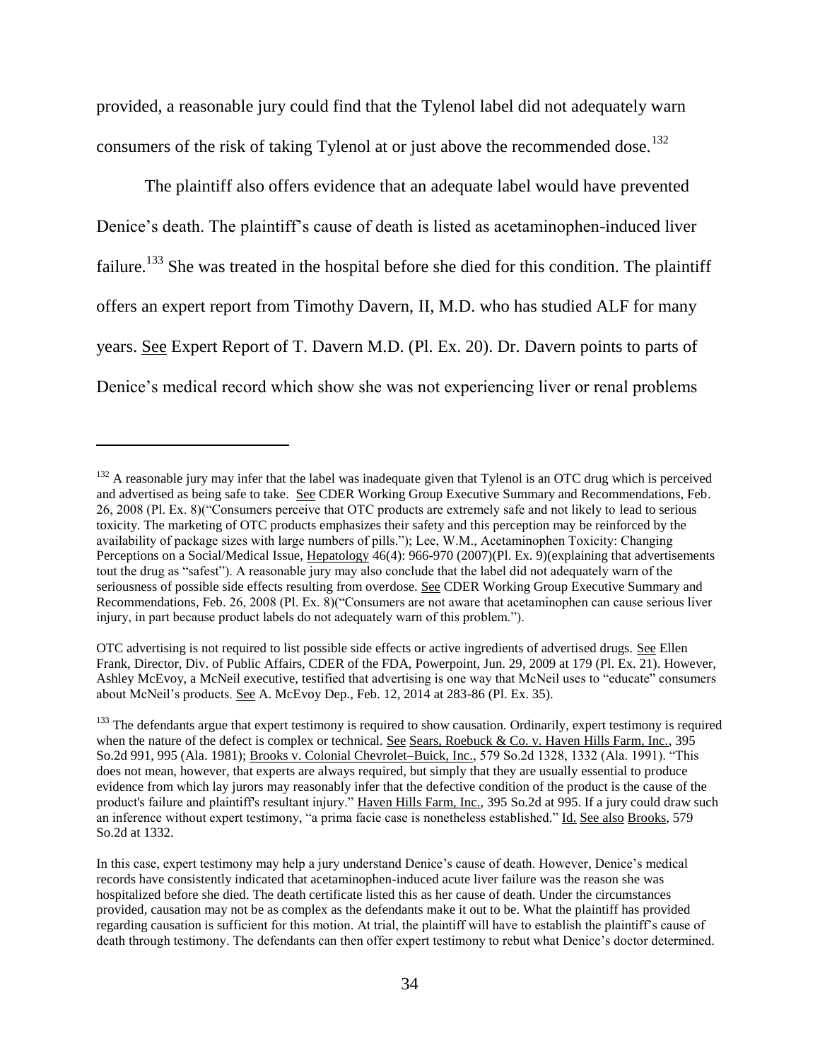provided, a reasonable jury could find that the Tylenol label did not adequately warn consumers of the risk of taking Tylenol at or just above the recommended dose.[132]

The plaintiff also offers evidence that an adequate label would have prevented Denice's death. The plaintiff's cause of death is listed as acetaminophen-induced liver failure.[133] She was treated in the hospital before she died for this condition. The plaintiff offers an expert report from Timothy Davern, II, M.D. who has studied ALF for many years. See Expert Report of T. Davern M.D. (Pl. Ex. 20). Dr. Davern points to parts of Denice's medical record which show she was not experiencing liver or renal problems

---

[132] A reasonable jury may infer that the label was inadequate given that Tylenol is an OTC drug which is perceived and advertised as being safe to take. See CDER Working Group Executive Summary and Recommendations, Feb. 26, 2008 (Pl. Ex. 8)("Consumers perceive that OTC products are extremely safe and not likely to lead to serious toxicity. The marketing of OTC products emphasizes their safety and this perception may be reinforced by the availability of package sizes with large numbers of pills."); Lee, W.M., Acetaminophen Toxicity: Changing Perceptions on a Social/Medical Issue, Hepatology 46(4): 966-970 (2007)(Pl. Ex. 9)(explaining that advertisements tout the drug as "safest"). A reasonable jury may also conclude that the label did not adequately warn of the seriousness of possible side effects resulting from overdose. See CDER Working Group Executive Summary and Recommendations, Feb. 26, 2008 (Pl. Ex. 8)("Consumers are not aware that acetaminophen can cause serious liver injury, in part because product labels do not adequately warn of this problem.").

OTC advertising is not required to list possible side effects or active ingredients of advertised drugs. See Ellen Frank, Director, Div. of Public Affairs, CDER of the FDA, Powerpoint, Jun. 29, 2009 at 179 (Pl. Ex. 21). However, Ashley McEvoy, a McNeil executive, testified that advertising is one way that McNeil uses to "educate" consumers about McNeil's products. See A. McEvoy Dep., Feb. 12, 2014 at 283-86 (Pl. Ex. 35).

[133] The defendants argue that expert testimony is required to show causation. Ordinarily, expert testimony is required when the nature of the defect is complex or technical. See Sears, Roebuck & Co. v. Haven Hills Farm, Inc., 395 So.2d 991, 995 (Ala. 1981); Brooks v. Colonial Chevrolet–Buick, Inc., 579 So.2d 1328, 1332 (Ala. 1991). "This does not mean, however, that experts are always required, but simply that they are usually essential to produce evidence from which lay jurors may reasonably infer that the defective condition of the product is the cause of the product's failure and plaintiff's resultant injury." Haven Hills Farm, Inc., 395 So.2d at 995. If a jury could draw such an inference without expert testimony, "a prima facie case is nonetheless established." Id. See also Brooks, 579 So.2d at 1332.

In this case, expert testimony may help a jury understand Denice's cause of death. However, Denice's medical records have consistently indicated that acetaminophen-induced acute liver failure was the reason she was hospitalized before she died. The death certificate listed this as her cause of death. Under the circumstances provided, causation may not be as complex as the defendants make it out to be. What the plaintiff has provided regarding causation is sufficient for this motion. At trial, the plaintiff will have to establish the plaintiff's cause of death through testimony. The defendants can then offer expert testimony to rebut what Denice's doctor determined.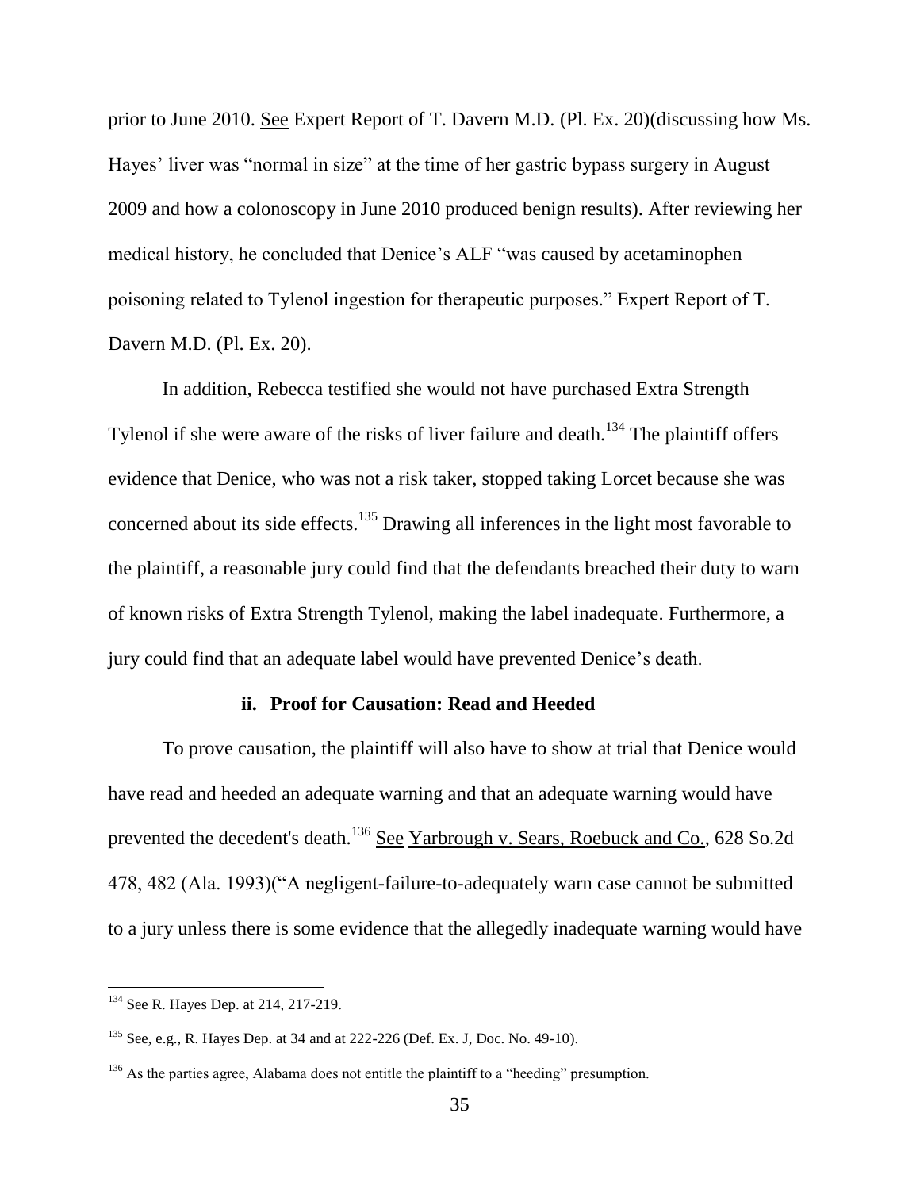prior to June 2010. See Expert Report of T. Davern M.D. (Pl. Ex. 20)(discussing how Ms. Hayes' liver was "normal in size" at the time of her gastric bypass surgery in August 2009 and how a colonoscopy in June 2010 produced benign results). After reviewing her medical history, he concluded that Denice's ALF "was caused by acetaminophen poisoning related to Tylenol ingestion for therapeutic purposes." Expert Report of T. Davern M.D. (Pl. Ex. 20).

In addition, Rebecca testified she would not have purchased Extra Strength Tylenol if she were aware of the risks of liver failure and death.[134] The plaintiff offers evidence that Denice, who was not a risk taker, stopped taking Lorcet because she was concerned about its side effects.[135] Drawing all inferences in the light most favorable to the plaintiff, a reasonable jury could find that the defendants breached their duty to warn of known risks of Extra Strength Tylenol, making the label inadequate. Furthermore, a jury could find that an adequate label would have prevented Denice's death.

**ii. Proof for Causation: Read and Heeded**

To prove causation, the plaintiff will also have to show at trial that Denice would have read and heeded an adequate warning and that an adequate warning would have prevented the decedent's death.[136] See Yarbrough v. Sears, Roebuck and Co., 628 So.2d 478, 482 (Ala. 1993)("A negligent-failure-to-adequately warn case cannot be submitted to a jury unless there is some evidence that the allegedly inadequate warning would have

---

[134] See R. Hayes Dep. at 214, 217-219.

[135] See, e.g., R. Hayes Dep. at 34 and at 222-226 (Def. Ex. J, Doc. No. 49-10).

[136] As the parties agree, Alabama does not entitle the plaintiff to a "heeding" presumption.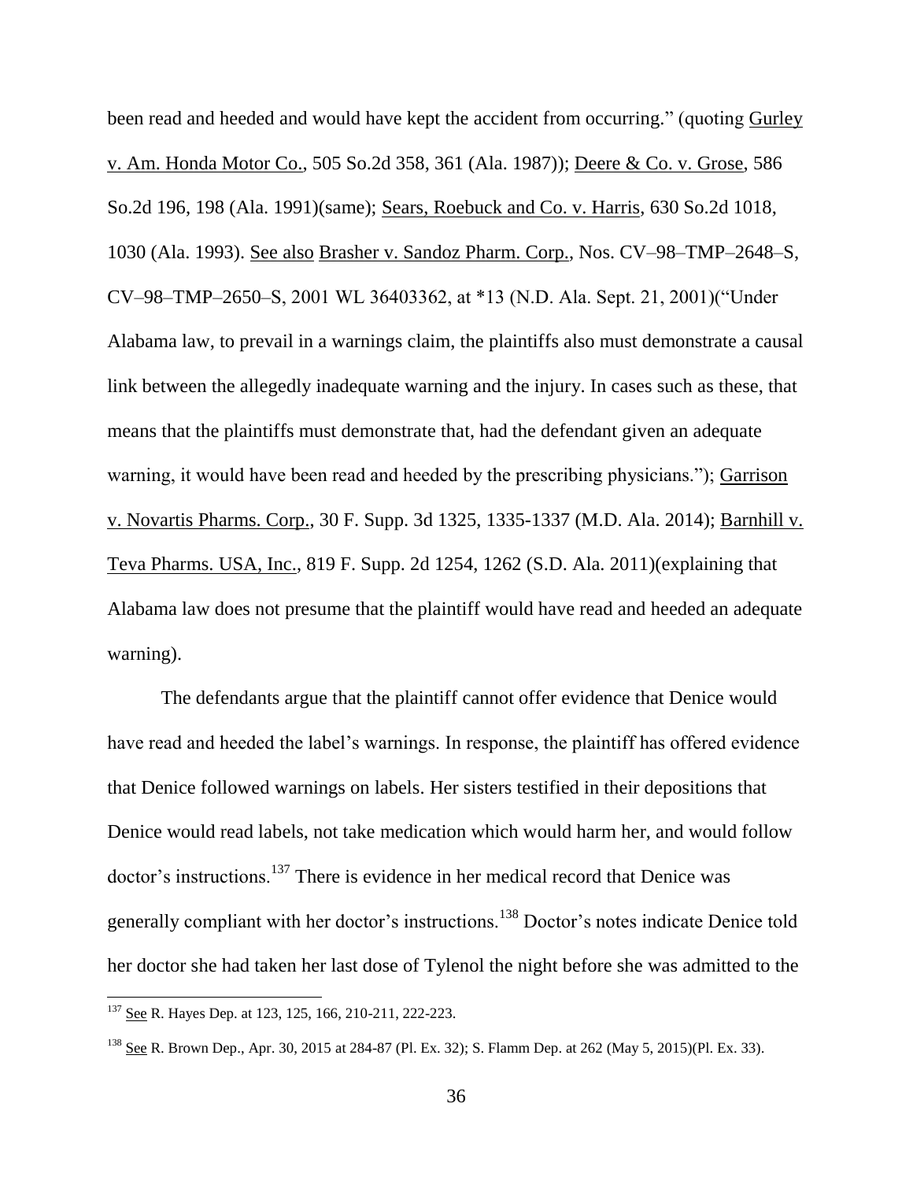been read and heeded and would have kept the accident from occurring." (quoting Gurley v. Am. Honda Motor Co., 505 So.2d 358, 361 (Ala. 1987)); Deere & Co. v. Grose, 586 So.2d 196, 198 (Ala. 1991)(same); Sears, Roebuck and Co. v. Harris, 630 So.2d 1018, 1030 (Ala. 1993). See also Brasher v. Sandoz Pharm. Corp., Nos. CV–98–TMP–2648–S, CV–98–TMP–2650–S, 2001 WL 36403362, at *13 (N.D. Ala. Sept. 21, 2001)("Under Alabama law, to prevail in a warnings claim, the plaintiffs also must demonstrate a causal link between the allegedly inadequate warning and the injury. In cases such as these, that means that the plaintiffs must demonstrate that, had the defendant given an adequate warning, it would have been read and heeded by the prescribing physicians."); Garrison v. Novartis Pharms. Corp., 30 F. Supp. 3d 1325, 1335-1337 (M.D. Ala. 2014); Barnhill v. Teva Pharms. USA, Inc., 819 F. Supp. 2d 1254, 1262 (S.D. Ala. 2011)(explaining that Alabama law does not presume that the plaintiff would have read and heeded an adequate warning).

The defendants argue that the plaintiff cannot offer evidence that Denice would have read and heeded the label's warnings. In response, the plaintiff has offered evidence that Denice followed warnings on labels. Her sisters testified in their depositions that Denice would read labels, not take medication which would harm her, and would follow doctor's instructions.[137] There is evidence in her medical record that Denice was generally compliant with her doctor's instructions.[138] Doctor's notes indicate Denice told her doctor she had taken her last dose of Tylenol the night before she was admitted to the

---

[137] See R. Hayes Dep. at 123, 125, 166, 210-211, 222-223.

[138] See R. Brown Dep., Apr. 30, 2015 at 284-87 (Pl. Ex. 32); S. Flamm Dep. at 262 (May 5, 2015)(Pl. Ex. 33).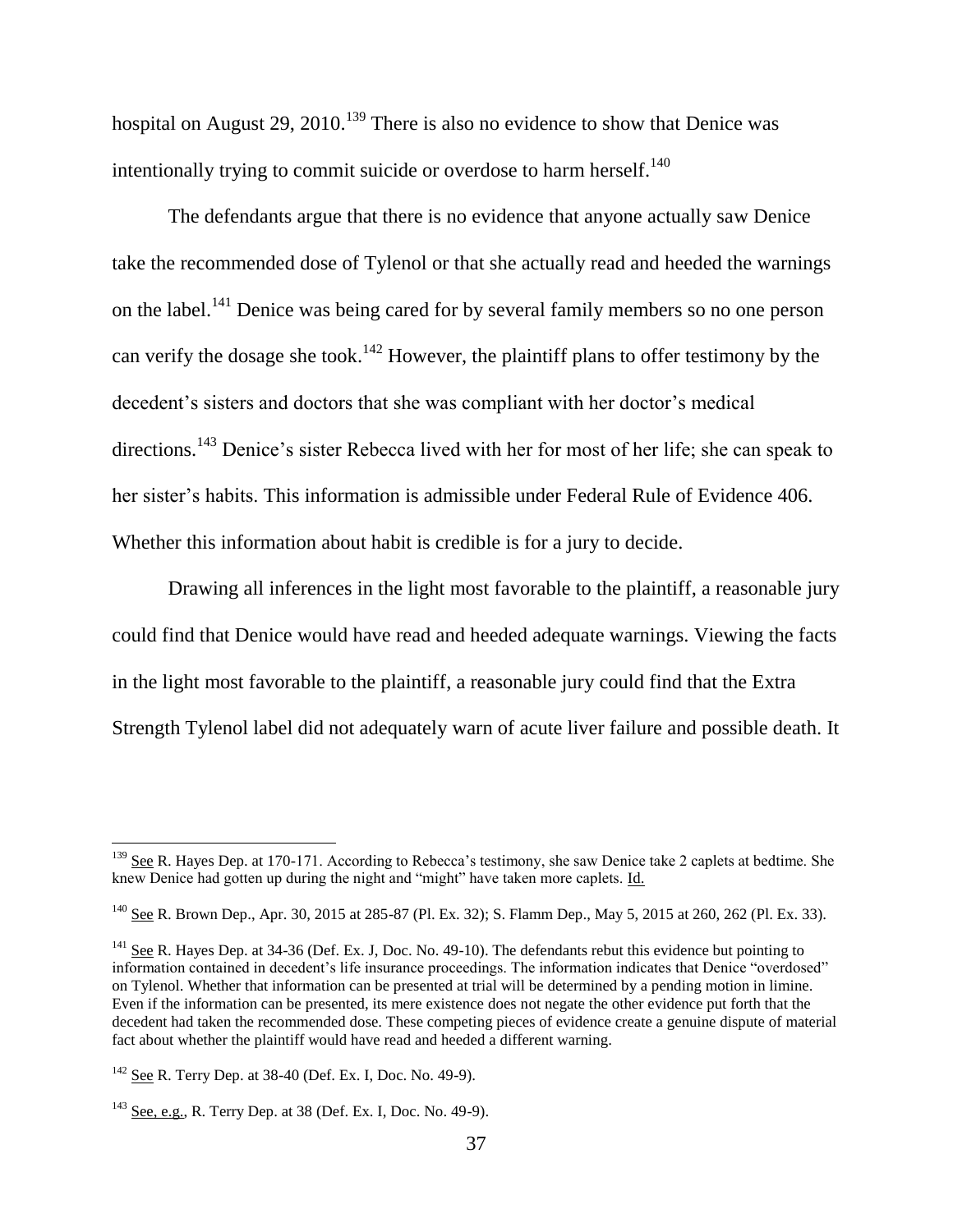hospital on August 29, 2010.[139] There is also no evidence to show that Denice was intentionally trying to commit suicide or overdose to harm herself.[140]

The defendants argue that there is no evidence that anyone actually saw Denice take the recommended dose of Tylenol or that she actually read and heeded the warnings on the label.[141] Denice was being cared for by several family members so no one person can verify the dosage she took.[142] However, the plaintiff plans to offer testimony by the decedent's sisters and doctors that she was compliant with her doctor's medical directions.[143] Denice's sister Rebecca lived with her for most of her life; she can speak to her sister's habits. This information is admissible under Federal Rule of Evidence 406. Whether this information about habit is credible is for a jury to decide.

Drawing all inferences in the light most favorable to the plaintiff, a reasonable jury could find that Denice would have read and heeded adequate warnings. Viewing the facts in the light most favorable to the plaintiff, a reasonable jury could find that the Extra Strength Tylenol label did not adequately warn of acute liver failure and possible death. It

---

[139] See R. Hayes Dep. at 170-171. According to Rebecca's testimony, she saw Denice take 2 caplets at bedtime. She knew Denice had gotten up during the night and "might" have taken more caplets. Id.

[140] See R. Brown Dep., Apr. 30, 2015 at 285-87 (Pl. Ex. 32); S. Flamm Dep., May 5, 2015 at 260, 262 (Pl. Ex. 33).

[141] See R. Hayes Dep. at 34-36 (Def. Ex. J, Doc. No. 49-10). The defendants rebut this evidence but pointing to information contained in decedent's life insurance proceedings. The information indicates that Denice "overdosed" on Tylenol. Whether that information can be presented at trial will be determined by a pending motion in limine. Even if the information can be presented, its mere existence does not negate the other evidence put forth that the decedent had taken the recommended dose. These competing pieces of evidence create a genuine dispute of material fact about whether the plaintiff would have read and heeded a different warning.

[142] See R. Terry Dep. at 38-40 (Def. Ex. I, Doc. No. 49-9).

[143] See, e.g., R. Terry Dep. at 38 (Def. Ex. I, Doc. No. 49-9).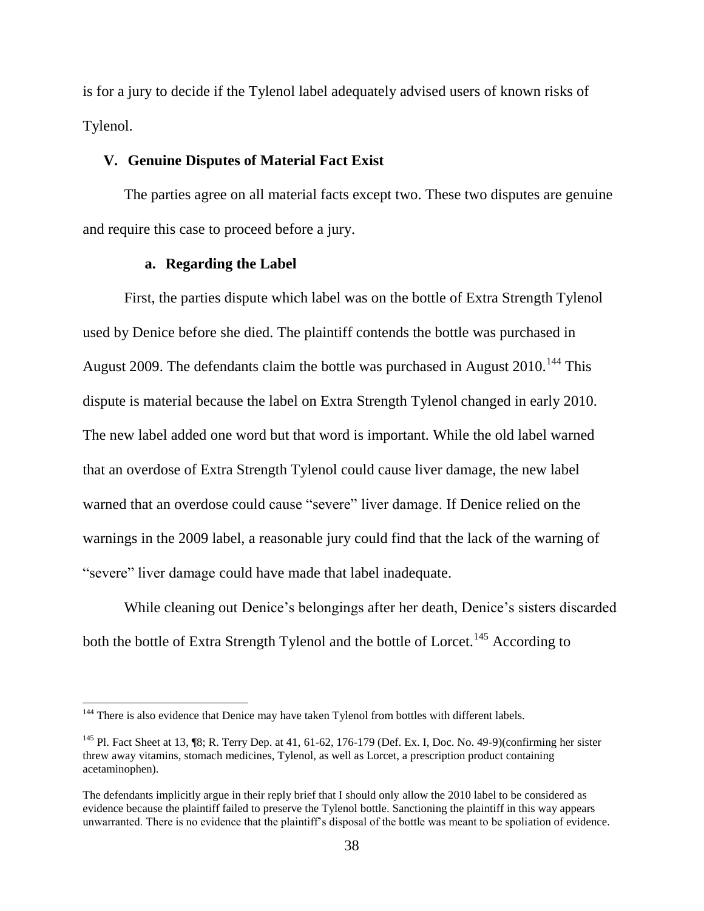is for a jury to decide if the Tylenol label adequately advised users of known risks of Tylenol.

### V. Genuine Disputes of Material Fact Exist

The parties agree on all material facts except two. These two disputes are genuine and require this case to proceed before a jury.

#### a. Regarding the Label

First, the parties dispute which label was on the bottle of Extra Strength Tylenol used by Denice before she died. The plaintiff contends the bottle was purchased in August 2009. The defendants claim the bottle was purchased in August 2010.[144] This dispute is material because the label on Extra Strength Tylenol changed in early 2010. The new label added one word but that word is important. While the old label warned that an overdose of Extra Strength Tylenol could cause liver damage, the new label warned that an overdose could cause "severe" liver damage. If Denice relied on the warnings in the 2009 label, a reasonable jury could find that the lack of the warning of "severe" liver damage could have made that label inadequate.

While cleaning out Denice's belongings after her death, Denice's sisters discarded both the bottle of Extra Strength Tylenol and the bottle of Lorcet.[145] According to

---

[144] There is also evidence that Denice may have taken Tylenol from bottles with different labels.

[145] Pl. Fact Sheet at 13, ¶8; R. Terry Dep. at 41, 61-62, 176-179 (Def. Ex. I, Doc. No. 49-9)(confirming her sister threw away vitamins, stomach medicines, Tylenol, as well as Lorcet, a prescription product containing acetaminophen).

The defendants implicitly argue in their reply brief that I should only allow the 2010 label to be considered as evidence because the plaintiff failed to preserve the Tylenol bottle. Sanctioning the plaintiff in this way appears unwarranted. There is no evidence that the plaintiff's disposal of the bottle was meant to be spoliation of evidence.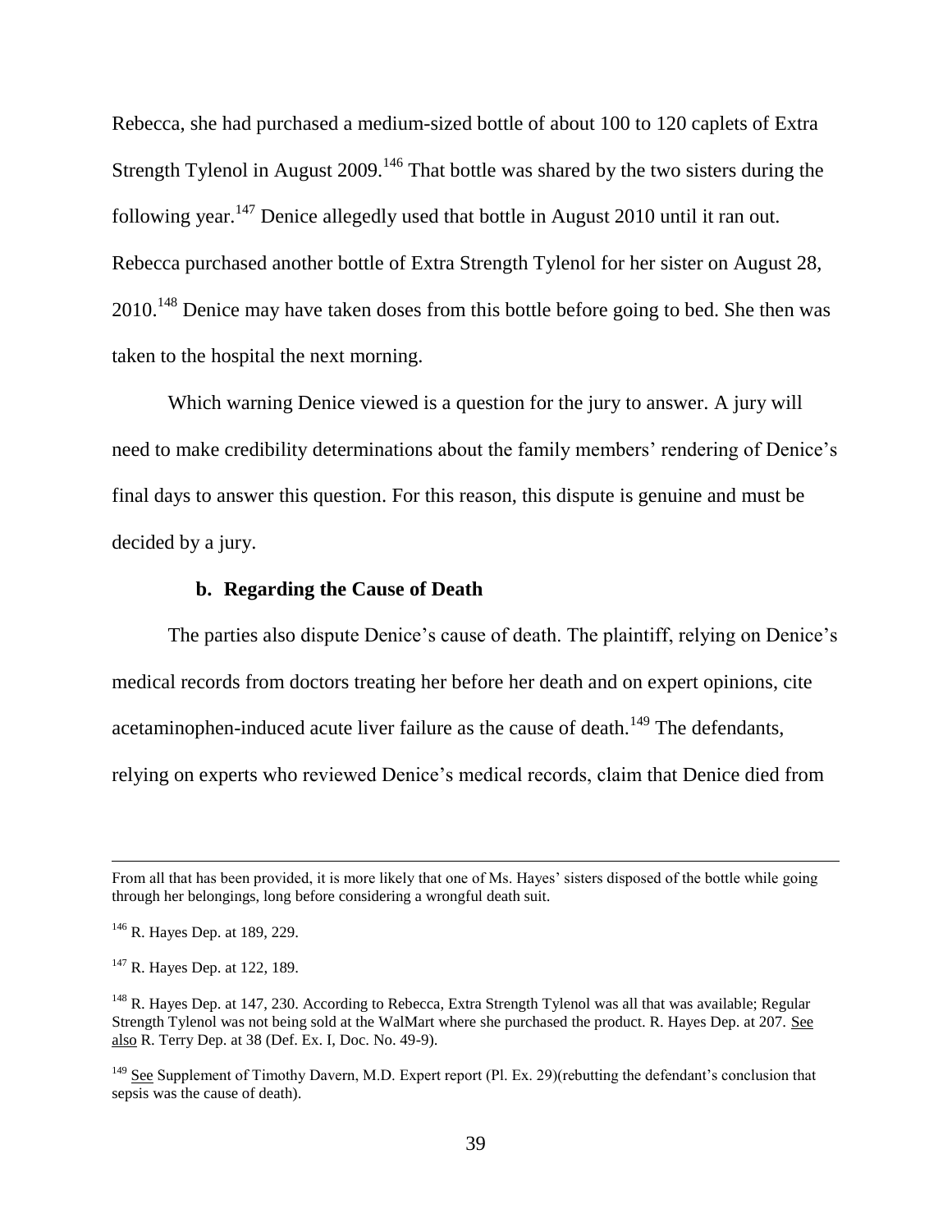Rebecca, she had purchased a medium-sized bottle of about 100 to 120 caplets of Extra Strength Tylenol in August 2009.[146] That bottle was shared by the two sisters during the following year.[147] Denice allegedly used that bottle in August 2010 until it ran out. Rebecca purchased another bottle of Extra Strength Tylenol for her sister on August 28, 2010.[148] Denice may have taken doses from this bottle before going to bed. She then was taken to the hospital the next morning.

Which warning Denice viewed is a question for the jury to answer. A jury will need to make credibility determinations about the family members' rendering of Denice's final days to answer this question. For this reason, this dispute is genuine and must be decided by a jury.

#### b. Regarding the Cause of Death

The parties also dispute Denice's cause of death. The plaintiff, relying on Denice's medical records from doctors treating her before her death and on expert opinions, cite acetaminophen-induced acute liver failure as the cause of death.[149] The defendants, relying on experts who reviewed Denice's medical records, claim that Denice died from

---

From all that has been provided, it is more likely that one of Ms. Hayes' sisters disposed of the bottle while going through her belongings, long before considering a wrongful death suit.

[146] R. Hayes Dep. at 189, 229.

[147] R. Hayes Dep. at 122, 189.

[148] R. Hayes Dep. at 147, 230. According to Rebecca, Extra Strength Tylenol was all that was available; Regular Strength Tylenol was not being sold at the WalMart where she purchased the product. R. Hayes Dep. at 207. See also R. Terry Dep. at 38 (Def. Ex. I, Doc. No. 49-9).

[149] See Supplement of Timothy Davern, M.D. Expert report (Pl. Ex. 29)(rebutting the defendant's conclusion that sepsis was the cause of death).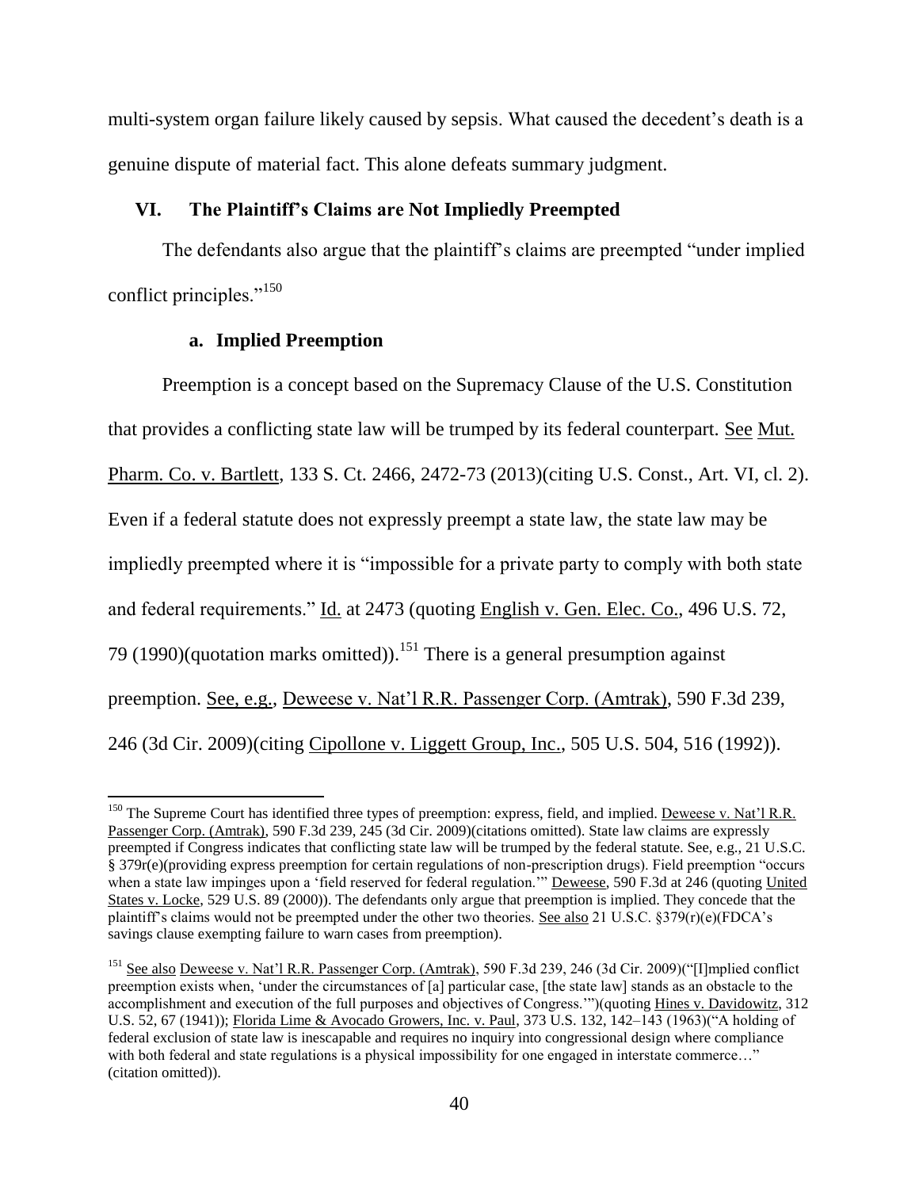multi-system organ failure likely caused by sepsis. What caused the decedent's death is a genuine dispute of material fact. This alone defeats summary judgment.

## VI. The Plaintiff's Claims are Not Impliedly Preempted

The defendants also argue that the plaintiff's claims are preempted "under implied conflict principles."[150]

### a. Implied Preemption

Preemption is a concept based on the Supremacy Clause of the U.S. Constitution that provides a conflicting state law will be trumped by its federal counterpart. See Mut. Pharm. Co. v. Bartlett, 133 S. Ct. 2466, 2472-73 (2013)(citing U.S. Const., Art. VI, cl. 2). Even if a federal statute does not expressly preempt a state law, the state law may be impliedly preempted where it is "impossible for a private party to comply with both state and federal requirements." Id. at 2473 (quoting English v. Gen. Elec. Co., 496 U.S. 72, 79 (1990)(quotation marks omitted)).[151] There is a general presumption against preemption. See, e.g., Deweese v. Nat'l R.R. Passenger Corp. (Amtrak), 590 F.3d 239, 246 (3d Cir. 2009)(citing Cipollone v. Liggett Group, Inc., 505 U.S. 504, 516 (1992)).

---

[150] The Supreme Court has identified three types of preemption: express, field, and implied. Deweese v. Nat'l R.R. Passenger Corp. (Amtrak), 590 F.3d 239, 245 (3d Cir. 2009)(citations omitted). State law claims are expressly preempted if Congress indicates that conflicting state law will be trumped by the federal statute. See, e.g., 21 U.S.C. § 379r(e)(providing express preemption for certain regulations of non-prescription drugs). Field preemption "occurs when a state law impinges upon a 'field reserved for federal regulation.'" Deweese, 590 F.3d at 246 (quoting United States v. Locke, 529 U.S. 89 (2000)). The defendants only argue that preemption is implied. They concede that the plaintiff's claims would not be preempted under the other two theories. See also 21 U.S.C. §379(r)(e)(FDCA's savings clause exempting failure to warn cases from preemption).

[151] See also Deweese v. Nat'l R.R. Passenger Corp. (Amtrak), 590 F.3d 239, 246 (3d Cir. 2009)("[I]mplied conflict preemption exists when, 'under the circumstances of [a] particular case, [the state law] stands as an obstacle to the accomplishment and execution of the full purposes and objectives of Congress.'")(quoting Hines v. Davidowitz, 312 U.S. 52, 67 (1941)); Florida Lime & Avocado Growers, Inc. v. Paul, 373 U.S. 132, 142–143 (1963)("A holding of federal exclusion of state law is inescapable and requires no inquiry into congressional design where compliance with both federal and state regulations is a physical impossibility for one engaged in interstate commerce…" (citation omitted)).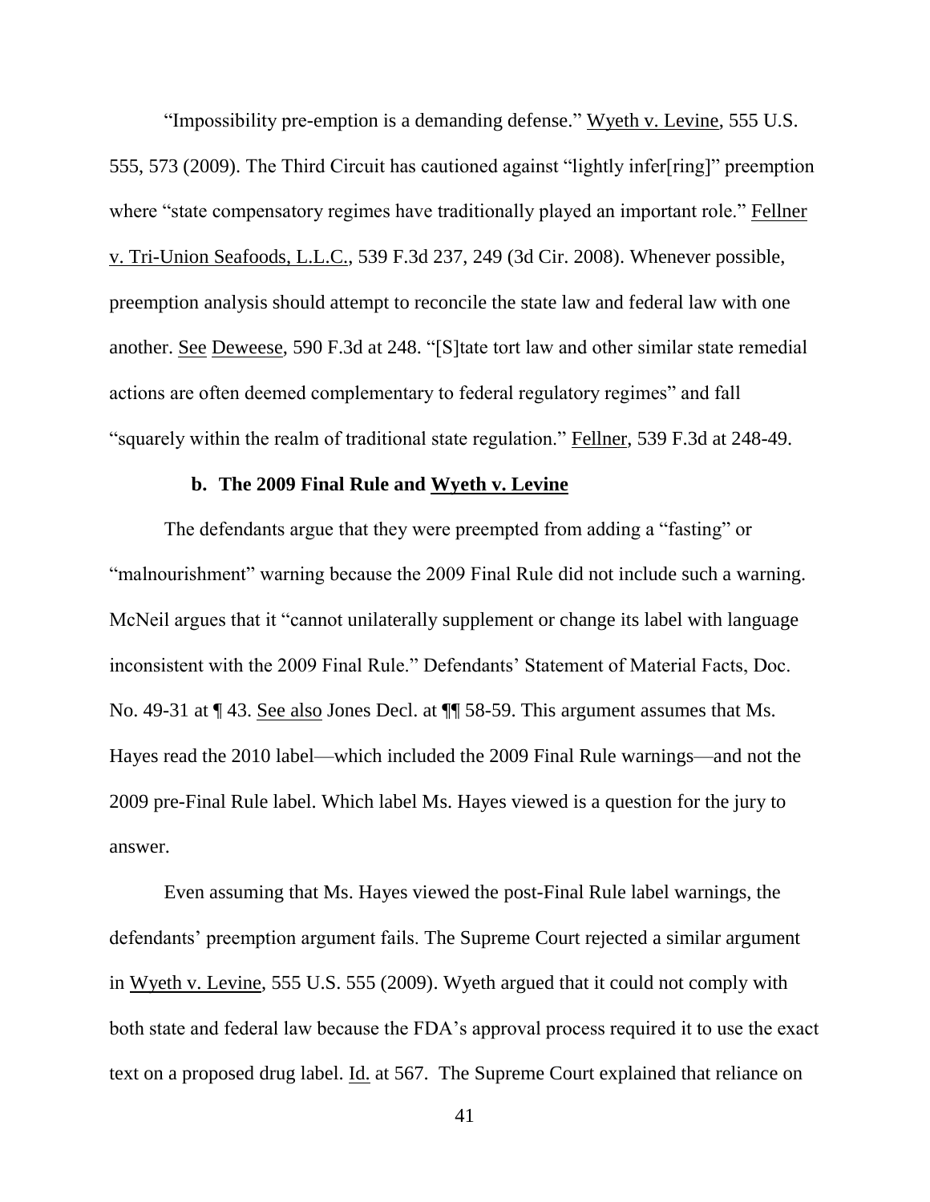"Impossibility pre-emption is a demanding defense." Wyeth v. Levine, 555 U.S. 555, 573 (2009). The Third Circuit has cautioned against "lightly infer[ring]" preemption where "state compensatory regimes have traditionally played an important role." Fellner v. Tri-Union Seafoods, L.L.C., 539 F.3d 237, 249 (3d Cir. 2008). Whenever possible, preemption analysis should attempt to reconcile the state law and federal law with one another. See Deweese, 590 F.3d at 248. "[S]tate tort law and other similar state remedial actions are often deemed complementary to federal regulatory regimes" and fall "squarely within the realm of traditional state regulation." Fellner, 539 F.3d at 248-49.

**b. The 2009 Final Rule and Wyeth v. Levine**

The defendants argue that they were preempted from adding a "fasting" or "malnourishment" warning because the 2009 Final Rule did not include such a warning. McNeil argues that it "cannot unilaterally supplement or change its label with language inconsistent with the 2009 Final Rule." Defendants' Statement of Material Facts, Doc. No. 49-31 at ¶ 43. See also Jones Decl. at ¶¶ 58-59. This argument assumes that Ms. Hayes read the 2010 label—which included the 2009 Final Rule warnings—and not the 2009 pre-Final Rule label. Which label Ms. Hayes viewed is a question for the jury to answer.

Even assuming that Ms. Hayes viewed the post-Final Rule label warnings, the defendants' preemption argument fails. The Supreme Court rejected a similar argument in Wyeth v. Levine, 555 U.S. 555 (2009). Wyeth argued that it could not comply with both state and federal law because the FDA's approval process required it to use the exact text on a proposed drug label. Id. at 567. The Supreme Court explained that reliance on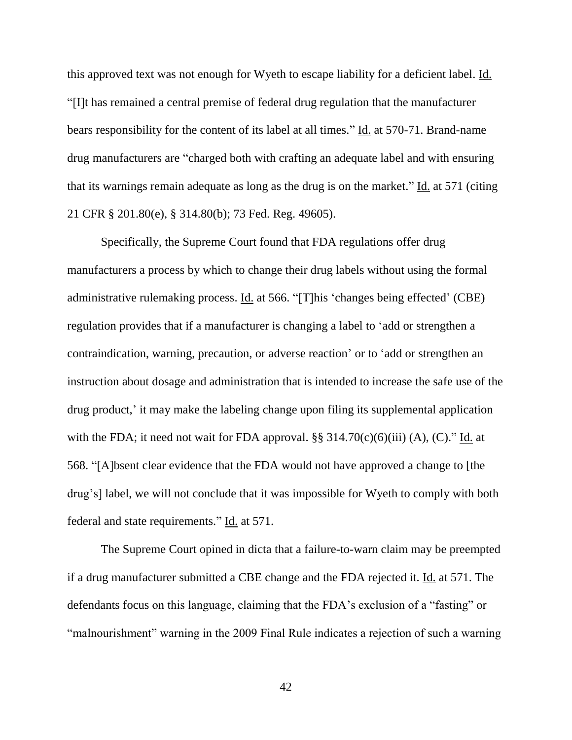this approved text was not enough for Wyeth to escape liability for a deficient label. Id. "[I]t has remained a central premise of federal drug regulation that the manufacturer bears responsibility for the content of its label at all times." Id. at 570-71. Brand-name drug manufacturers are "charged both with crafting an adequate label and with ensuring that its warnings remain adequate as long as the drug is on the market." Id. at 571 (citing 21 CFR § 201.80(e), § 314.80(b); 73 Fed. Reg. 49605).

Specifically, the Supreme Court found that FDA regulations offer drug manufacturers a process by which to change their drug labels without using the formal administrative rulemaking process. Id. at 566. "[T]his 'changes being effected' (CBE) regulation provides that if a manufacturer is changing a label to 'add or strengthen a contraindication, warning, precaution, or adverse reaction' or to 'add or strengthen an instruction about dosage and administration that is intended to increase the safe use of the drug product,' it may make the labeling change upon filing its supplemental application with the FDA; it need not wait for FDA approval. §§ 314.70(c)(6)(iii) (A), (C)." Id. at 568. "[A]bsent clear evidence that the FDA would not have approved a change to [the drug's] label, we will not conclude that it was impossible for Wyeth to comply with both federal and state requirements." Id. at 571.

The Supreme Court opined in dicta that a failure-to-warn claim may be preempted if a drug manufacturer submitted a CBE change and the FDA rejected it. Id. at 571. The defendants focus on this language, claiming that the FDA's exclusion of a "fasting" or "malnourishment" warning in the 2009 Final Rule indicates a rejection of such a warning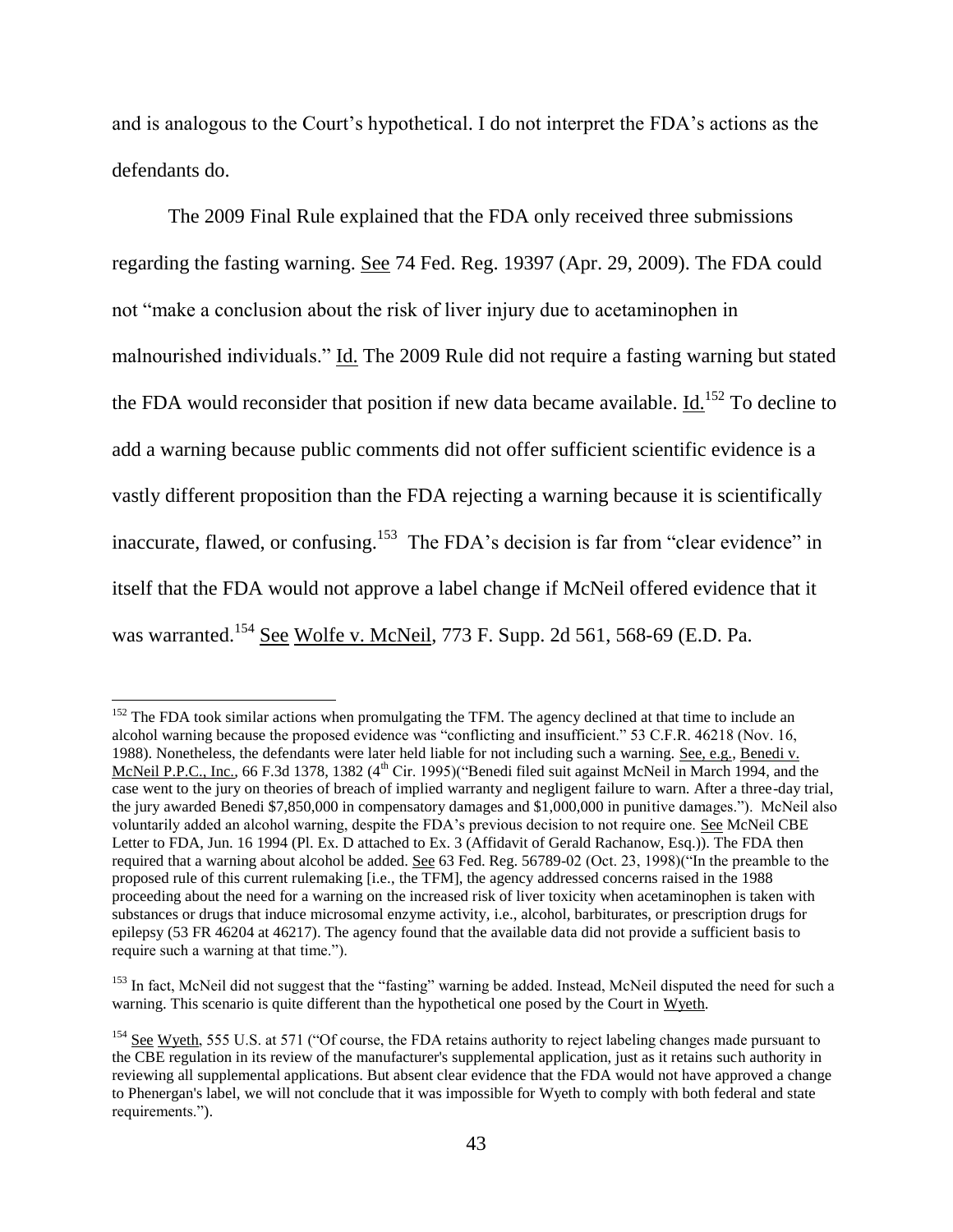and is analogous to the Court's hypothetical. I do not interpret the FDA's actions as the defendants do.

The 2009 Final Rule explained that the FDA only received three submissions regarding the fasting warning. See 74 Fed. Reg. 19397 (Apr. 29, 2009). The FDA could not "make a conclusion about the risk of liver injury due to acetaminophen in malnourished individuals." Id. The 2009 Rule did not require a fasting warning but stated the FDA would reconsider that position if new data became available. Id.[152] To decline to add a warning because public comments did not offer sufficient scientific evidence is a vastly different proposition than the FDA rejecting a warning because it is scientifically inaccurate, flawed, or confusing.[153] The FDA's decision is far from "clear evidence" in itself that the FDA would not approve a label change if McNeil offered evidence that it was warranted.[154] See Wolfe v. McNeil, 773 F. Supp. 2d 561, 568-69 (E.D. Pa.

---

[152] The FDA took similar actions when promulgating the TFM. The agency declined at that time to include an alcohol warning because the proposed evidence was "conflicting and insufficient." 53 C.F.R. 46218 (Nov. 16, 1988). Nonetheless, the defendants were later held liable for not including such a warning. See, e.g., Benedi v. McNeil P.P.C., Inc., 66 F.3d 1378, 1382 (4th Cir. 1995)("Benedi filed suit against McNeil in March 1994, and the case went to the jury on theories of breach of implied warranty and negligent failure to warn. After a three-day trial, the jury awarded Benedi $7,850,000 in compensatory damages and $1,000,000 in punitive damages."). McNeil also voluntarily added an alcohol warning, despite the FDA's previous decision to not require one. See McNeil CBE Letter to FDA, Jun. 16 1994 (Pl. Ex. D attached to Ex. 3 (Affidavit of Gerald Rachanow, Esq.)). The FDA then required that a warning about alcohol be added. See 63 Fed. Reg. 56789-02 (Oct. 23, 1998)("In the preamble to the proposed rule of this current rulemaking [i.e., the TFM], the agency addressed concerns raised in the 1988 proceeding about the need for a warning on the increased risk of liver toxicity when acetaminophen is taken with substances or drugs that induce microsomal enzyme activity, i.e., alcohol, barbiturates, or prescription drugs for epilepsy (53 FR 46204 at 46217). The agency found that the available data did not provide a sufficient basis to require such a warning at that time.").

[153] In fact, McNeil did not suggest that the "fasting" warning be added. Instead, McNeil disputed the need for such a warning. This scenario is quite different than the hypothetical one posed by the Court in Wyeth.

[154] See Wyeth, 555 U.S. at 571 ("Of course, the FDA retains authority to reject labeling changes made pursuant to the CBE regulation in its review of the manufacturer's supplemental application, just as it retains such authority in reviewing all supplemental applications. But absent clear evidence that the FDA would not have approved a change to Phenergan's label, we will not conclude that it was impossible for Wyeth to comply with both federal and state requirements.").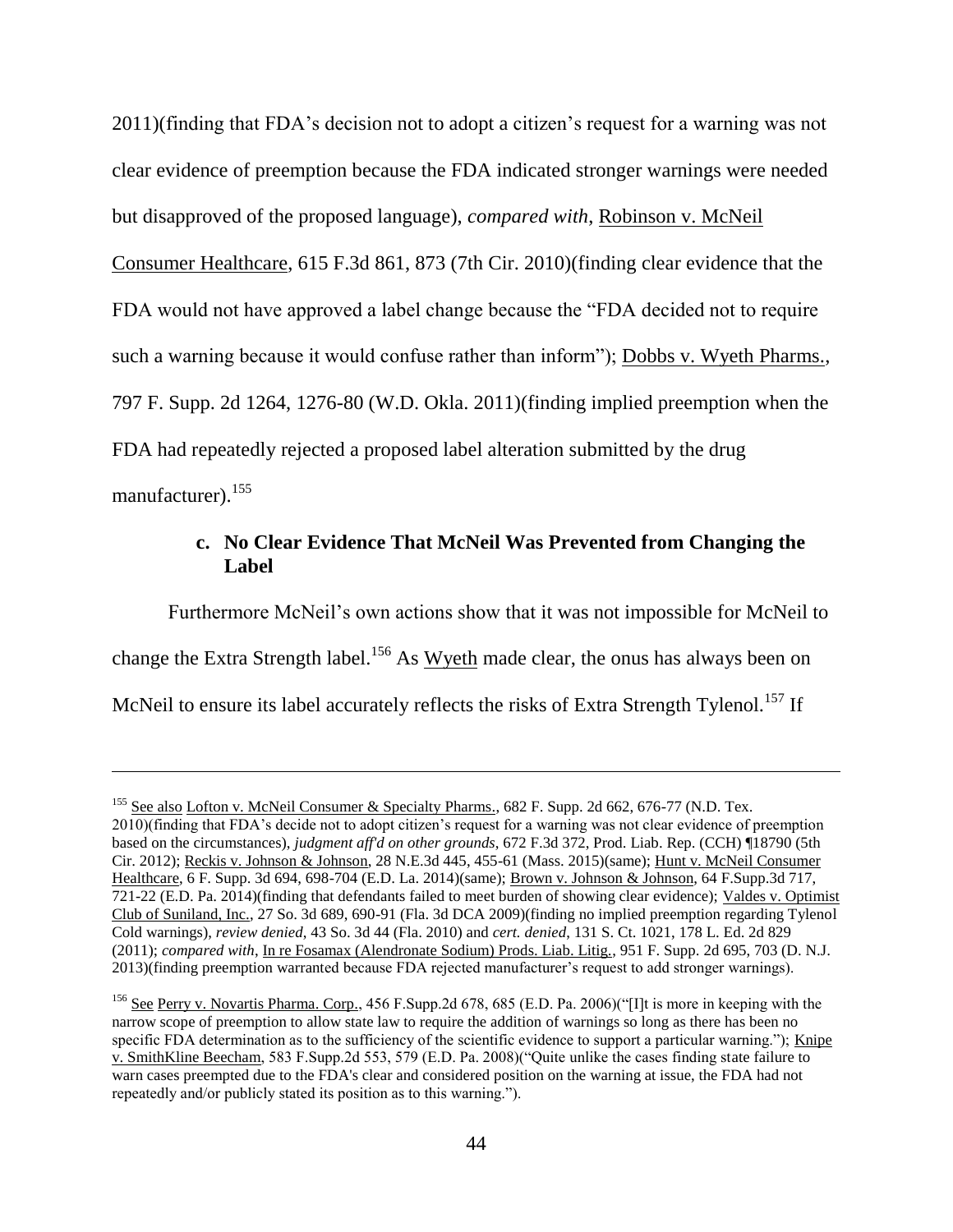2011)(finding that FDA's decision not to adopt a citizen's request for a warning was not clear evidence of preemption because the FDA indicated stronger warnings were needed but disapproved of the proposed language), *compared with*, Robinson v. McNeil Consumer Healthcare, 615 F.3d 861, 873 (7th Cir. 2010)(finding clear evidence that the FDA would not have approved a label change because the "FDA decided not to require such a warning because it would confuse rather than inform"); Dobbs v. Wyeth Pharms., 797 F. Supp. 2d 1264, 1276-80 (W.D. Okla. 2011)(finding implied preemption when the FDA had repeatedly rejected a proposed label alteration submitted by the drug manufacturer).[155]

### c. No Clear Evidence That McNeil Was Prevented from Changing the Label

Furthermore McNeil's own actions show that it was not impossible for McNeil to change the Extra Strength label.[156] As Wyeth made clear, the onus has always been on McNeil to ensure its label accurately reflects the risks of Extra Strength Tylenol.[157] If

---

[155] See also Lofton v. McNeil Consumer & Specialty Pharms., 682 F. Supp. 2d 662, 676-77 (N.D. Tex. 2010)(finding that FDA's decide not to adopt citizen's request for a warning was not clear evidence of preemption based on the circumstances), *judgment aff'd on other grounds*, 672 F.3d 372, Prod. Liab. Rep. (CCH) ¶18790 (5th Cir. 2012); Reckis v. Johnson & Johnson, 28 N.E.3d 445, 455-61 (Mass. 2015)(same); Hunt v. McNeil Consumer Healthcare, 6 F. Supp. 3d 694, 698-704 (E.D. La. 2014)(same); Brown v. Johnson & Johnson, 64 F.Supp.3d 717, 721-22 (E.D. Pa. 2014)(finding that defendants failed to meet burden of showing clear evidence); Valdes v. Optimist Club of Suniland, Inc., 27 So. 3d 689, 690-91 (Fla. 3d DCA 2009)(finding no implied preemption regarding Tylenol Cold warnings), *review denied*, 43 So. 3d 44 (Fla. 2010) and *cert. denied*, 131 S. Ct. 1021, 178 L. Ed. 2d 829 (2011); *compared with*, In re Fosamax (Alendronate Sodium) Prods. Liab. Litig., 951 F. Supp. 2d 695, 703 (D. N.J. 2013)(finding preemption warranted because FDA rejected manufacturer's request to add stronger warnings).

[156] See Perry v. Novartis Pharma. Corp., 456 F.Supp.2d 678, 685 (E.D. Pa. 2006)("[I]t is more in keeping with the narrow scope of preemption to allow state law to require the addition of warnings so long as there has been no specific FDA determination as to the sufficiency of the scientific evidence to support a particular warning."); Knipe v. SmithKline Beecham, 583 F.Supp.2d 553, 579 (E.D. Pa. 2008)("Quite unlike the cases finding state failure to warn cases preempted due to the FDA's clear and considered position on the warning at issue, the FDA had not repeatedly and/or publicly stated its position as to this warning.").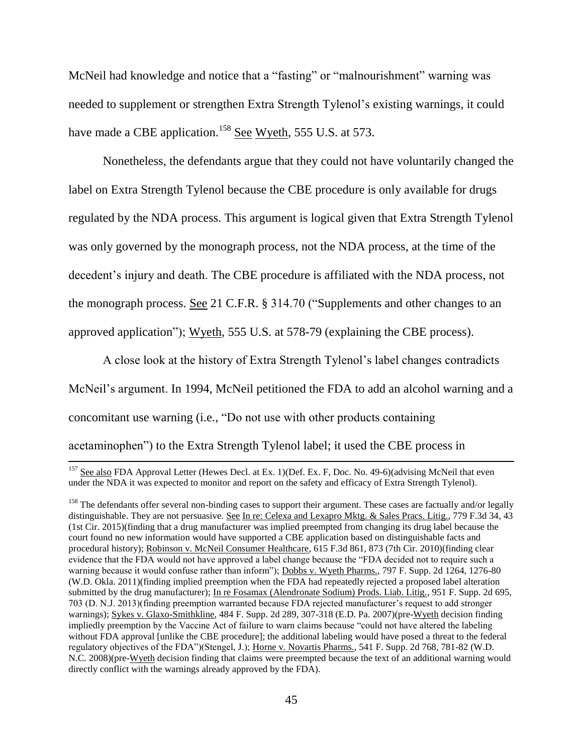McNeil had knowledge and notice that a "fasting" or "malnourishment" warning was needed to supplement or strengthen Extra Strength Tylenol's existing warnings, it could have made a CBE application.[158] See Wyeth, 555 U.S. at 573.

Nonetheless, the defendants argue that they could not have voluntarily changed the label on Extra Strength Tylenol because the CBE procedure is only available for drugs regulated by the NDA process. This argument is logical given that Extra Strength Tylenol was only governed by the monograph process, not the NDA process, at the time of the decedent's injury and death. The CBE procedure is affiliated with the NDA process, not the monograph process. See 21 C.F.R. § 314.70 ("Supplements and other changes to an approved application"); Wyeth, 555 U.S. at 578-79 (explaining the CBE process).

A close look at the history of Extra Strength Tylenol's label changes contradicts McNeil's argument. In 1994, McNeil petitioned the FDA to add an alcohol warning and a concomitant use warning (i.e., "Do not use with other products containing acetaminophen") to the Extra Strength Tylenol label; it used the CBE process in

---

[157] See also FDA Approval Letter (Hewes Decl. at Ex. 1)(Def. Ex. F, Doc. No. 49-6)(advising McNeil that even under the NDA it was expected to monitor and report on the safety and efficacy of Extra Strength Tylenol).

[158] The defendants offer several non-binding cases to support their argument. These cases are factually and/or legally distinguishable. They are not persuasive. See In re: Celexa and Lexapro Mktg. & Sales Pracs. Litig., 779 F.3d 34, 43 (1st Cir. 2015)(finding that a drug manufacturer was implied preempted from changing its drug label because the court found no new information would have supported a CBE application based on distinguishable facts and procedural history); Robinson v. McNeil Consumer Healthcare, 615 F.3d 861, 873 (7th Cir. 2010)(finding clear evidence that the FDA would not have approved a label change because the "FDA decided not to require such a warning because it would confuse rather than inform"); Dobbs v. Wyeth Pharms., 797 F. Supp. 2d 1264, 1276-80 (W.D. Okla. 2011)(finding implied preemption when the FDA had repeatedly rejected a proposed label alteration submitted by the drug manufacturer); In re Fosamax (Alendronate Sodium) Prods. Liab. Litig., 951 F. Supp. 2d 695, 703 (D. N.J. 2013)(finding preemption warranted because FDA rejected manufacturer's request to add stronger warnings); Sykes v. Glaxo-Smithkline, 484 F. Supp. 2d 289, 307-318 (E.D. Pa. 2007)(pre-Wyeth decision finding impliedly preemption by the Vaccine Act of failure to warn claims because "could not have altered the labeling without FDA approval [unlike the CBE procedure]; the additional labeling would have posed a threat to the federal regulatory objectives of the FDA")(Stengel, J.); Horne v. Novartis Pharms., 541 F. Supp. 2d 768, 781-82 (W.D. N.C. 2008)(pre-Wyeth decision finding that claims were preempted because the text of an additional warning would directly conflict with the warnings already approved by the FDA).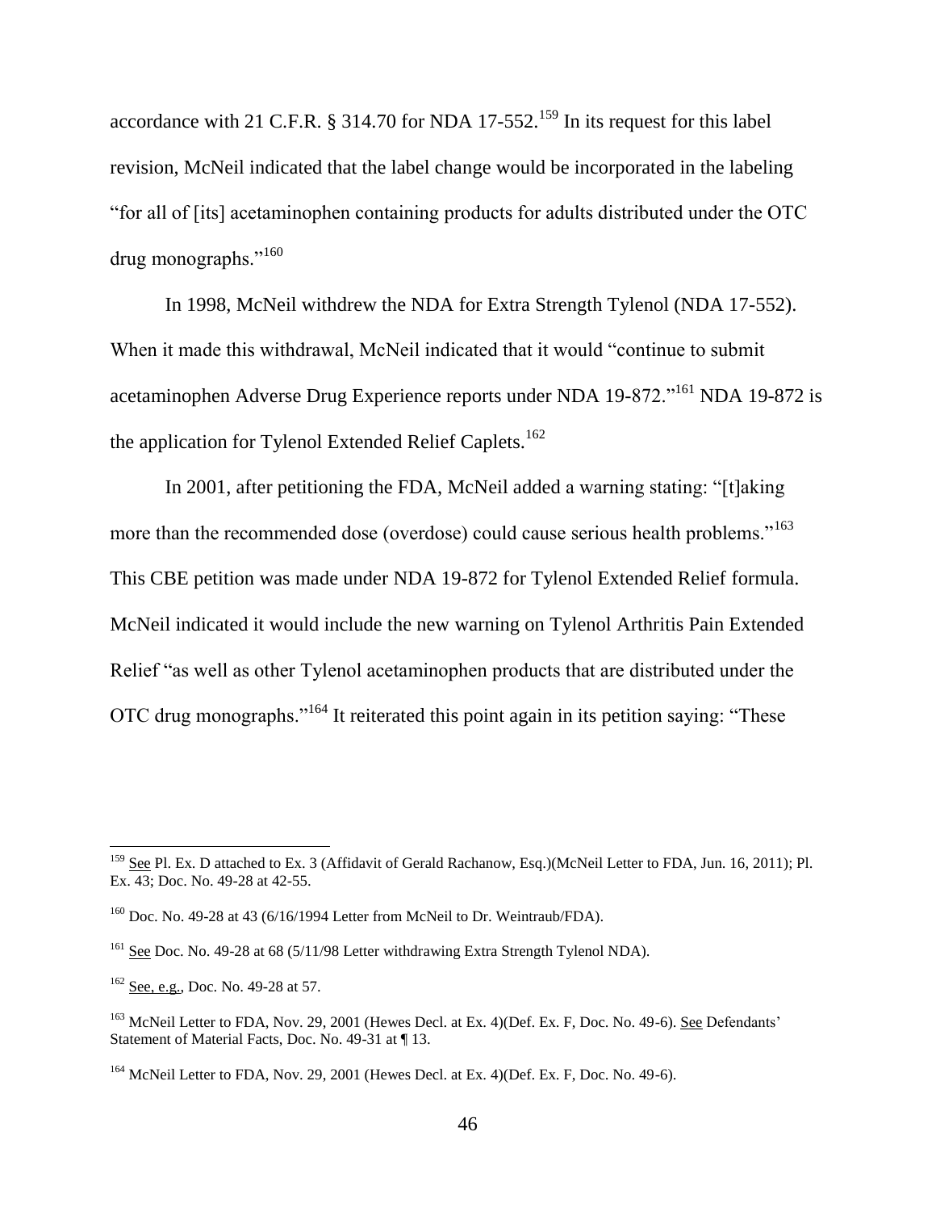accordance with 21 C.F.R. § 314.70 for NDA 17-552.[159] In its request for this label revision, McNeil indicated that the label change would be incorporated in the labeling "for all of [its] acetaminophen containing products for adults distributed under the OTC drug monographs."[160]

In 1998, McNeil withdrew the NDA for Extra Strength Tylenol (NDA 17-552). When it made this withdrawal, McNeil indicated that it would "continue to submit acetaminophen Adverse Drug Experience reports under NDA 19-872."[161] NDA 19-872 is the application for Tylenol Extended Relief Caplets.[162]

In 2001, after petitioning the FDA, McNeil added a warning stating: "[t]aking more than the recommended dose (overdose) could cause serious health problems."[163] This CBE petition was made under NDA 19-872 for Tylenol Extended Relief formula. McNeil indicated it would include the new warning on Tylenol Arthritis Pain Extended Relief "as well as other Tylenol acetaminophen products that are distributed under the OTC drug monographs."[164] It reiterated this point again in its petition saying: "These

---

[159] See Pl. Ex. D attached to Ex. 3 (Affidavit of Gerald Rachanow, Esq.)(McNeil Letter to FDA, Jun. 16, 2011); Pl. Ex. 43; Doc. No. 49-28 at 42-55.

[160] Doc. No. 49-28 at 43 (6/16/1994 Letter from McNeil to Dr. Weintraub/FDA).

[161] See Doc. No. 49-28 at 68 (5/11/98 Letter withdrawing Extra Strength Tylenol NDA).

[162] See, e.g., Doc. No. 49-28 at 57.

[163] McNeil Letter to FDA, Nov. 29, 2001 (Hewes Decl. at Ex. 4)(Def. Ex. F, Doc. No. 49-6). See Defendants' Statement of Material Facts, Doc. No. 49-31 at ¶ 13.

[164] McNeil Letter to FDA, Nov. 29, 2001 (Hewes Decl. at Ex. 4)(Def. Ex. F, Doc. No. 49-6).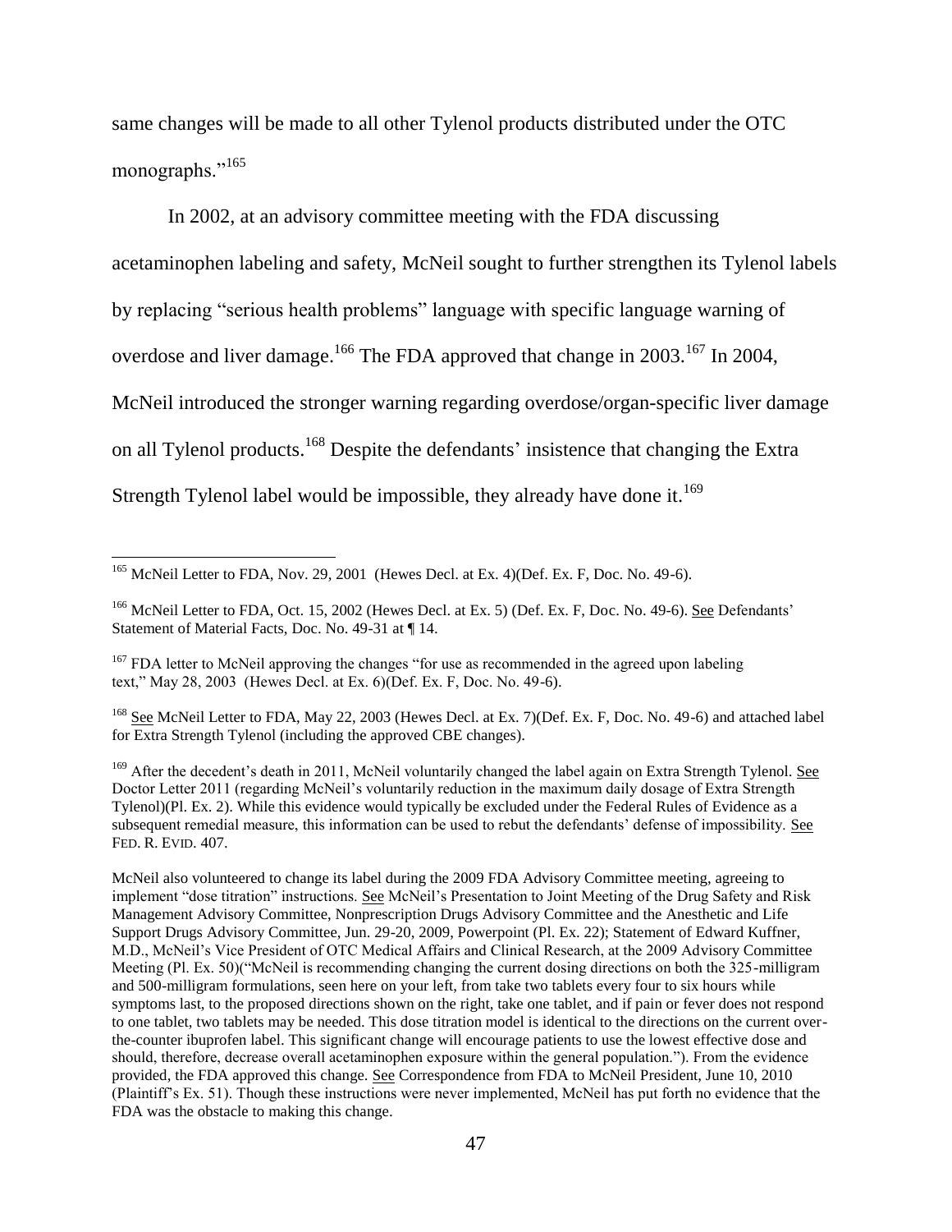same changes will be made to all other Tylenol products distributed under the OTC monographs."[165]

In 2002, at an advisory committee meeting with the FDA discussing acetaminophen labeling and safety, McNeil sought to further strengthen its Tylenol labels by replacing "serious health problems" language with specific language warning of overdose and liver damage.[166] The FDA approved that change in 2003.[167] In 2004, McNeil introduced the stronger warning regarding overdose/organ-specific liver damage on all Tylenol products.[168] Despite the defendants' insistence that changing the Extra Strength Tylenol label would be impossible, they already have done it.[169]

---

[165] McNeil Letter to FDA, Nov. 29, 2001 (Hewes Decl. at Ex. 4)(Def. Ex. F, Doc. No. 49-6).

[166] McNeil Letter to FDA, Oct. 15, 2002 (Hewes Decl. at Ex. 5) (Def. Ex. F, Doc. No. 49-6). See Defendants' Statement of Material Facts, Doc. No. 49-31 at ¶ 14.

[167] FDA letter to McNeil approving the changes "for use as recommended in the agreed upon labeling text," May 28, 2003 (Hewes Decl. at Ex. 6)(Def. Ex. F, Doc. No. 49-6).

[168] See McNeil Letter to FDA, May 22, 2003 (Hewes Decl. at Ex. 7)(Def. Ex. F, Doc. No. 49-6) and attached label for Extra Strength Tylenol (including the approved CBE changes).

[169] After the decedent's death in 2011, McNeil voluntarily changed the label again on Extra Strength Tylenol. See Doctor Letter 2011 (regarding McNeil's voluntarily reduction in the maximum daily dosage of Extra Strength Tylenol)(Pl. Ex. 2). While this evidence would typically be excluded under the Federal Rules of Evidence as a subsequent remedial measure, this information can be used to rebut the defendants' defense of impossibility. See FED. R. EVID. 407.

McNeil also volunteered to change its label during the 2009 FDA Advisory Committee meeting, agreeing to implement "dose titration" instructions. See McNeil's Presentation to Joint Meeting of the Drug Safety and Risk Management Advisory Committee, Nonprescription Drugs Advisory Committee and the Anesthetic and Life Support Drugs Advisory Committee, Jun. 29-20, 2009, Powerpoint (Pl. Ex. 22); Statement of Edward Kuffner, M.D., McNeil's Vice President of OTC Medical Affairs and Clinical Research, at the 2009 Advisory Committee Meeting (Pl. Ex. 50)("McNeil is recommending changing the current dosing directions on both the 325-milligram and 500-milligram formulations, seen here on your left, from take two tablets every four to six hours while symptoms last, to the proposed directions shown on the right, take one tablet, and if pain or fever does not respond to one tablet, two tablets may be needed. This dose titration model is identical to the directions on the current over-the-counter ibuprofen label. This significant change will encourage patients to use the lowest effective dose and should, therefore, decrease overall acetaminophen exposure within the general population."). From the evidence provided, the FDA approved this change. See Correspondence from FDA to McNeil President, June 10, 2010 (Plaintiff's Ex. 51). Though these instructions were never implemented, McNeil has put forth no evidence that the FDA was the obstacle to making this change.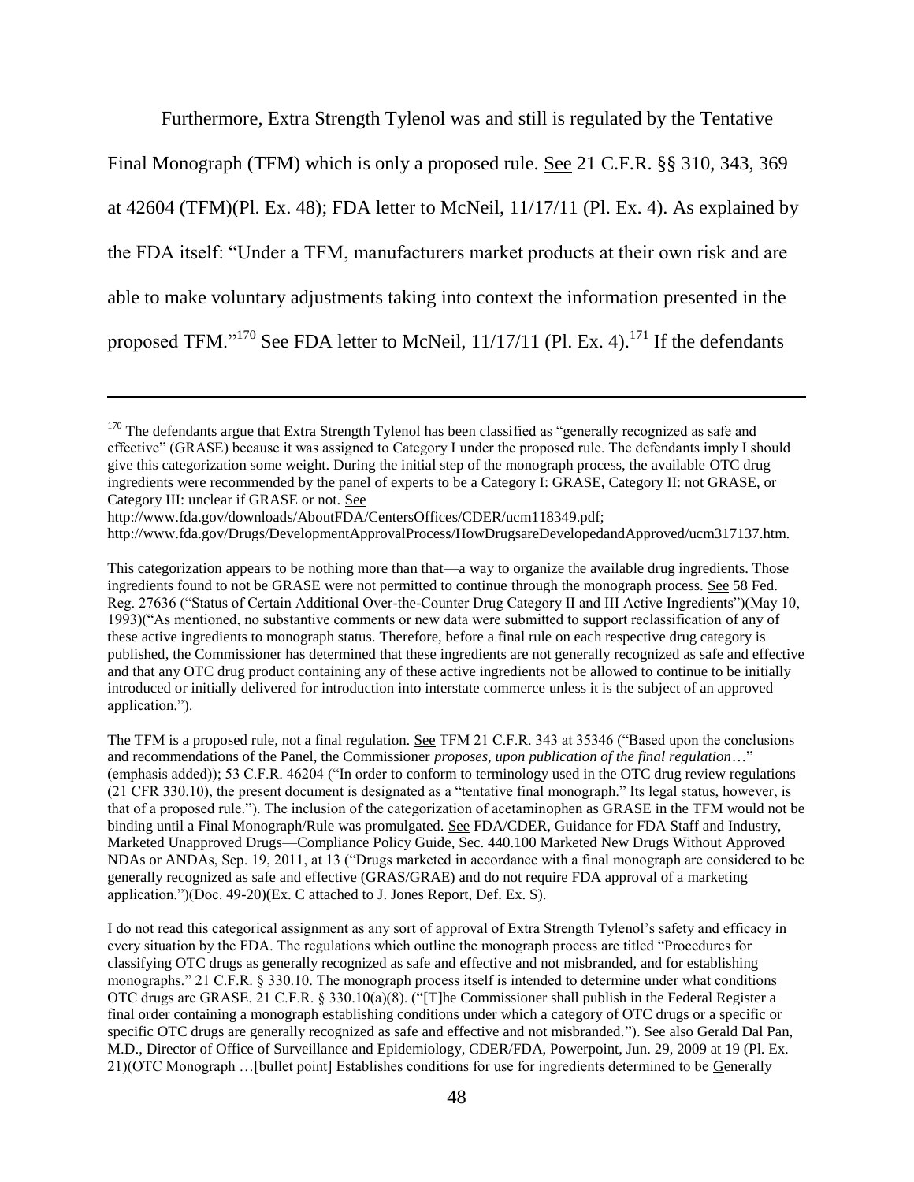Furthermore, Extra Strength Tylenol was and still is regulated by the Tentative Final Monograph (TFM) which is only a proposed rule. See 21 C.F.R. §§ 310, 343, 369 at 42604 (TFM)(Pl. Ex. 48); FDA letter to McNeil, 11/17/11 (Pl. Ex. 4). As explained by the FDA itself: "Under a TFM, manufacturers market products at their own risk and are able to make voluntary adjustments taking into context the information presented in the proposed TFM."[170] See FDA letter to McNeil, 11/17/11 (Pl. Ex. 4).[171] If the defendants

---

[170] The defendants argue that Extra Strength Tylenol has been classified as "generally recognized as safe and effective" (GRASE) because it was assigned to Category I under the proposed rule. The defendants imply I should give this categorization some weight. During the initial step of the monograph process, the available OTC drug ingredients were recommended by the panel of experts to be a Category I: GRASE, Category II: not GRASE, or Category III: unclear if GRASE or not. See http://www.fda.gov/downloads/AboutFDA/CentersOffices/CDER/ucm118349.pdf; http://www.fda.gov/Drugs/DevelopmentApprovalProcess/HowDrugsareDevelopedandApproved/ucm317137.htm.

This categorization appears to be nothing more than that—a way to organize the available drug ingredients. Those ingredients found to not be GRASE were not permitted to continue through the monograph process. See 58 Fed. Reg. 27636 ("Status of Certain Additional Over-the-Counter Drug Category II and III Active Ingredients")(May 10, 1993)("As mentioned, no substantive comments or new data were submitted to support reclassification of any of these active ingredients to monograph status. Therefore, before a final rule on each respective drug category is published, the Commissioner has determined that these ingredients are not generally recognized as safe and effective and that any OTC drug product containing any of these active ingredients not be allowed to continue to be initially introduced or initially delivered for introduction into interstate commerce unless it is the subject of an approved application.").

The TFM is a proposed rule, not a final regulation. See TFM 21 C.F.R. 343 at 35346 ("Based upon the conclusions and recommendations of the Panel, the Commissioner *proposes, upon publication of the final regulation*…" (emphasis added)); 53 C.F.R. 46204 ("In order to conform to terminology used in the OTC drug review regulations (21 CFR 330.10), the present document is designated as a "tentative final monograph." Its legal status, however, is that of a proposed rule."). The inclusion of the categorization of acetaminophen as GRASE in the TFM would not be binding until a Final Monograph/Rule was promulgated. See FDA/CDER, Guidance for FDA Staff and Industry, Marketed Unapproved Drugs—Compliance Policy Guide, Sec. 440.100 Marketed New Drugs Without Approved NDAs or ANDAs, Sep. 19, 2011, at 13 ("Drugs marketed in accordance with a final monograph are considered to be generally recognized as safe and effective (GRAS/GRAE) and do not require FDA approval of a marketing application.")(Doc. 49-20)(Ex. C attached to J. Jones Report, Def. Ex. S).

I do not read this categorical assignment as any sort of approval of Extra Strength Tylenol's safety and efficacy in every situation by the FDA. The regulations which outline the monograph process are titled "Procedures for classifying OTC drugs as generally recognized as safe and effective and not misbranded, and for establishing monographs." 21 C.F.R. § 330.10. The monograph process itself is intended to determine under what conditions OTC drugs are GRASE. 21 C.F.R. § 330.10(a)(8). ("[T]he Commissioner shall publish in the Federal Register a final order containing a monograph establishing conditions under which a category of OTC drugs or a specific or specific OTC drugs are generally recognized as safe and effective and not misbranded."). See also Gerald Dal Pan, M.D., Director of Office of Surveillance and Epidemiology, CDER/FDA, Powerpoint, Jun. 29, 2009 at 19 (Pl. Ex. 21)(OTC Monograph …[bullet point] Establishes conditions for use for ingredients determined to be Generally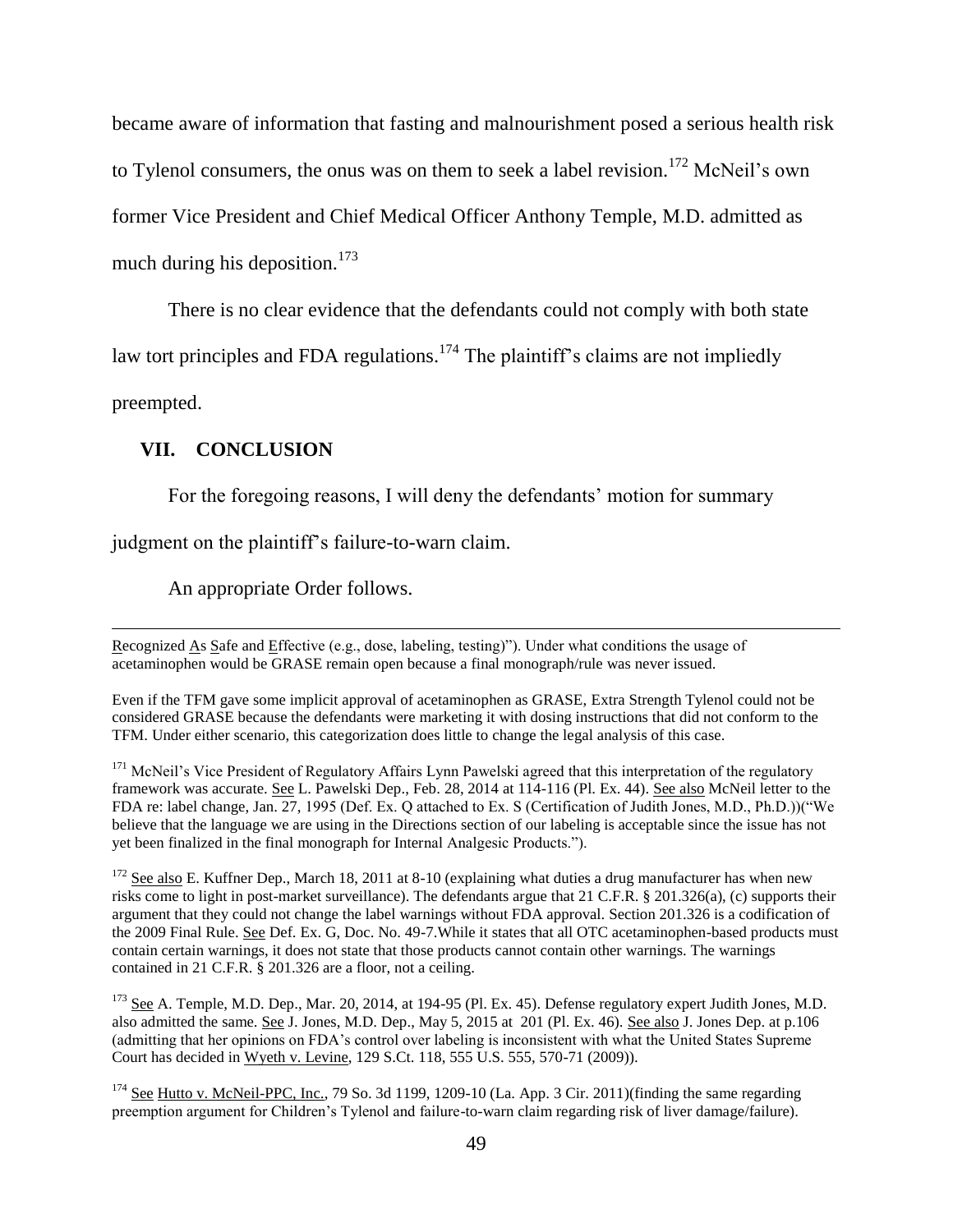became aware of information that fasting and malnourishment posed a serious health risk to Tylenol consumers, the onus was on them to seek a label revision.[172] McNeil's own former Vice President and Chief Medical Officer Anthony Temple, M.D. admitted as much during his deposition.[173]

There is no clear evidence that the defendants could not comply with both state law tort principles and FDA regulations.[174] The plaintiff's claims are not impliedly preempted.

## VII. CONCLUSION

For the foregoing reasons, I will deny the defendants' motion for summary judgment on the plaintiff's failure-to-warn claim.

An appropriate Order follows.

---

Recognized As Safe and Effective (e.g., dose, labeling, testing)"). Under what conditions the usage of acetaminophen would be GRASE remain open because a final monograph/rule was never issued.

Even if the TFM gave some implicit approval of acetaminophen as GRASE, Extra Strength Tylenol could not be considered GRASE because the defendants were marketing it with dosing instructions that did not conform to the TFM. Under either scenario, this categorization does little to change the legal analysis of this case.

[171] McNeil's Vice President of Regulatory Affairs Lynn Pawelski agreed that this interpretation of the regulatory framework was accurate. See L. Pawelski Dep., Feb. 28, 2014 at 114-116 (Pl. Ex. 44). See also McNeil letter to the FDA re: label change, Jan. 27, 1995 (Def. Ex. Q attached to Ex. S (Certification of Judith Jones, M.D., Ph.D.))("We believe that the language we are using in the Directions section of our labeling is acceptable since the issue has not yet been finalized in the final monograph for Internal Analgesic Products.").

[172] See also E. Kuffner Dep., March 18, 2011 at 8-10 (explaining what duties a drug manufacturer has when new risks come to light in post-market surveillance). The defendants argue that 21 C.F.R. § 201.326(a), (c) supports their argument that they could not change the label warnings without FDA approval. Section 201.326 is a codification of the 2009 Final Rule. See Def. Ex. G, Doc. No. 49-7.While it states that all OTC acetaminophen-based products must contain certain warnings, it does not state that those products cannot contain other warnings. The warnings contained in 21 C.F.R. § 201.326 are a floor, not a ceiling.

[173] See A. Temple, M.D. Dep., Mar. 20, 2014, at 194-95 (Pl. Ex. 45). Defense regulatory expert Judith Jones, M.D. also admitted the same. See J. Jones, M.D. Dep., May 5, 2015 at 201 (Pl. Ex. 46). See also J. Jones Dep. at p.106 (admitting that her opinions on FDA's control over labeling is inconsistent with what the United States Supreme Court has decided in Wyeth v. Levine, 129 S.Ct. 118, 555 U.S. 555, 570-71 (2009)).

[174] See Hutto v. McNeil-PPC, Inc., 79 So. 3d 1199, 1209-10 (La. App. 3 Cir. 2011)(finding the same regarding preemption argument for Children's Tylenol and failure-to-warn claim regarding risk of liver damage/failure).